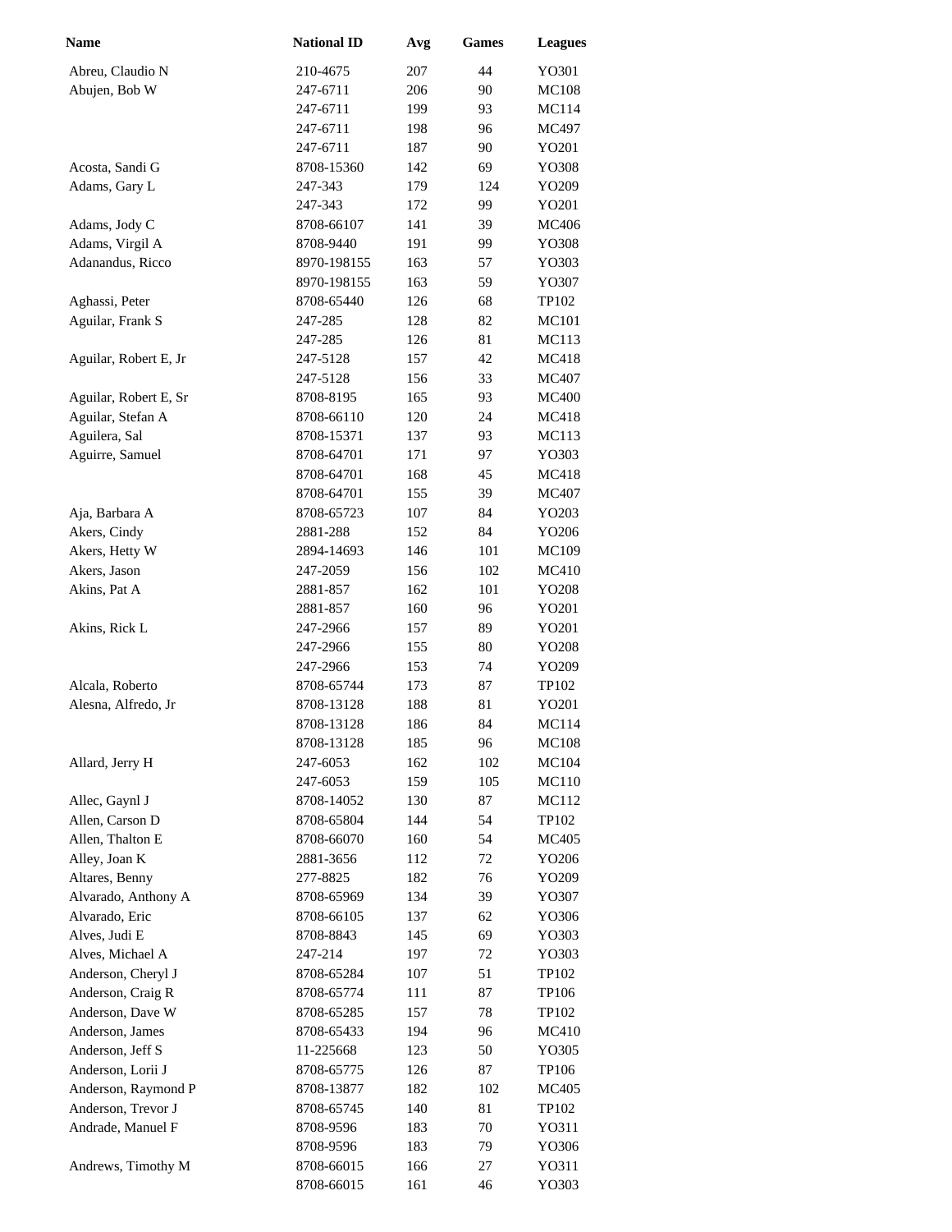| Name | National ID | Avg | Games | Leagues |
| --- | --- | --- | --- | --- |
| Abreu, Claudio N | 210-4675 | 207 | 44 | YO301 |
| Abujen, Bob W | 247-6711 | 206 | 90 | MC108 |
| | 247-6711 | 199 | 93 | MC114 |
| | 247-6711 | 198 | 96 | MC497 |
| | 247-6711 | 187 | 90 | YO201 |
| Acosta, Sandi G | 8708-15360 | 142 | 69 | YO308 |
| Adams, Gary L | 247-343 | 179 | 124 | YO209 |
| | 247-343 | 172 | 99 | YO201 |
| Adams, Jody C | 8708-66107 | 141 | 39 | MC406 |
| Adams, Virgil A | 8708-9440 | 191 | 99 | YO308 |
| Adanandus, Ricco | 8970-198155 | 163 | 57 | YO303 |
| | 8970-198155 | 163 | 59 | YO307 |
| Aghassi, Peter | 8708-65440 | 126 | 68 | TP102 |
| Aguilar, Frank S | 247-285 | 128 | 82 | MC101 |
| | 247-285 | 126 | 81 | MC113 |
| Aguilar, Robert E, Jr | 247-5128 | 157 | 42 | MC418 |
| | 247-5128 | 156 | 33 | MC407 |
| Aguilar, Robert E, Sr | 8708-8195 | 165 | 93 | MC400 |
| Aguilar, Stefan A | 8708-66110 | 120 | 24 | MC418 |
| Aguilera, Sal | 8708-15371 | 137 | 93 | MC113 |
| Aguirre, Samuel | 8708-64701 | 171 | 97 | YO303 |
| | 8708-64701 | 168 | 45 | MC418 |
| | 8708-64701 | 155 | 39 | MC407 |
| Aja, Barbara A | 8708-65723 | 107 | 84 | YO203 |
| Akers, Cindy | 2881-288 | 152 | 84 | YO206 |
| Akers, Hetty W | 2894-14693 | 146 | 101 | MC109 |
| Akers, Jason | 247-2059 | 156 | 102 | MC410 |
| Akins, Pat A | 2881-857 | 162 | 101 | YO208 |
| | 2881-857 | 160 | 96 | YO201 |
| Akins, Rick L | 247-2966 | 157 | 89 | YO201 |
| | 247-2966 | 155 | 80 | YO208 |
| | 247-2966 | 153 | 74 | YO209 |
| Alcala, Roberto | 8708-65744 | 173 | 87 | TP102 |
| Alesna, Alfredo, Jr | 8708-13128 | 188 | 81 | YO201 |
| | 8708-13128 | 186 | 84 | MC114 |
| | 8708-13128 | 185 | 96 | MC108 |
| Allard, Jerry H | 247-6053 | 162 | 102 | MC104 |
| | 247-6053 | 159 | 105 | MC110 |
| Allec, Gaynl J | 8708-14052 | 130 | 87 | MC112 |
| Allen, Carson D | 8708-65804 | 144 | 54 | TP102 |
| Allen, Thalton E | 8708-66070 | 160 | 54 | MC405 |
| Alley, Joan K | 2881-3656 | 112 | 72 | YO206 |
| Altares, Benny | 277-8825 | 182 | 76 | YO209 |
| Alvarado, Anthony A | 8708-65969 | 134 | 39 | YO307 |
| Alvarado, Eric | 8708-66105 | 137 | 62 | YO306 |
| Alves, Judi E | 8708-8843 | 145 | 69 | YO303 |
| Alves, Michael A | 247-214 | 197 | 72 | YO303 |
| Anderson, Cheryl J | 8708-65284 | 107 | 51 | TP102 |
| Anderson, Craig R | 8708-65774 | 111 | 87 | TP106 |
| Anderson, Dave W | 8708-65285 | 157 | 78 | TP102 |
| Anderson, James | 8708-65433 | 194 | 96 | MC410 |
| Anderson, Jeff S | 11-225668 | 123 | 50 | YO305 |
| Anderson, Lorii J | 8708-65775 | 126 | 87 | TP106 |
| Anderson, Raymond P | 8708-13877 | 182 | 102 | MC405 |
| Anderson, Trevor J | 8708-65745 | 140 | 81 | TP102 |
| Andrade, Manuel F | 8708-9596 | 183 | 70 | YO311 |
| | 8708-9596 | 183 | 79 | YO306 |
| Andrews, Timothy M | 8708-66015 | 166 | 27 | YO311 |
| | 8708-66015 | 161 | 46 | YO303 |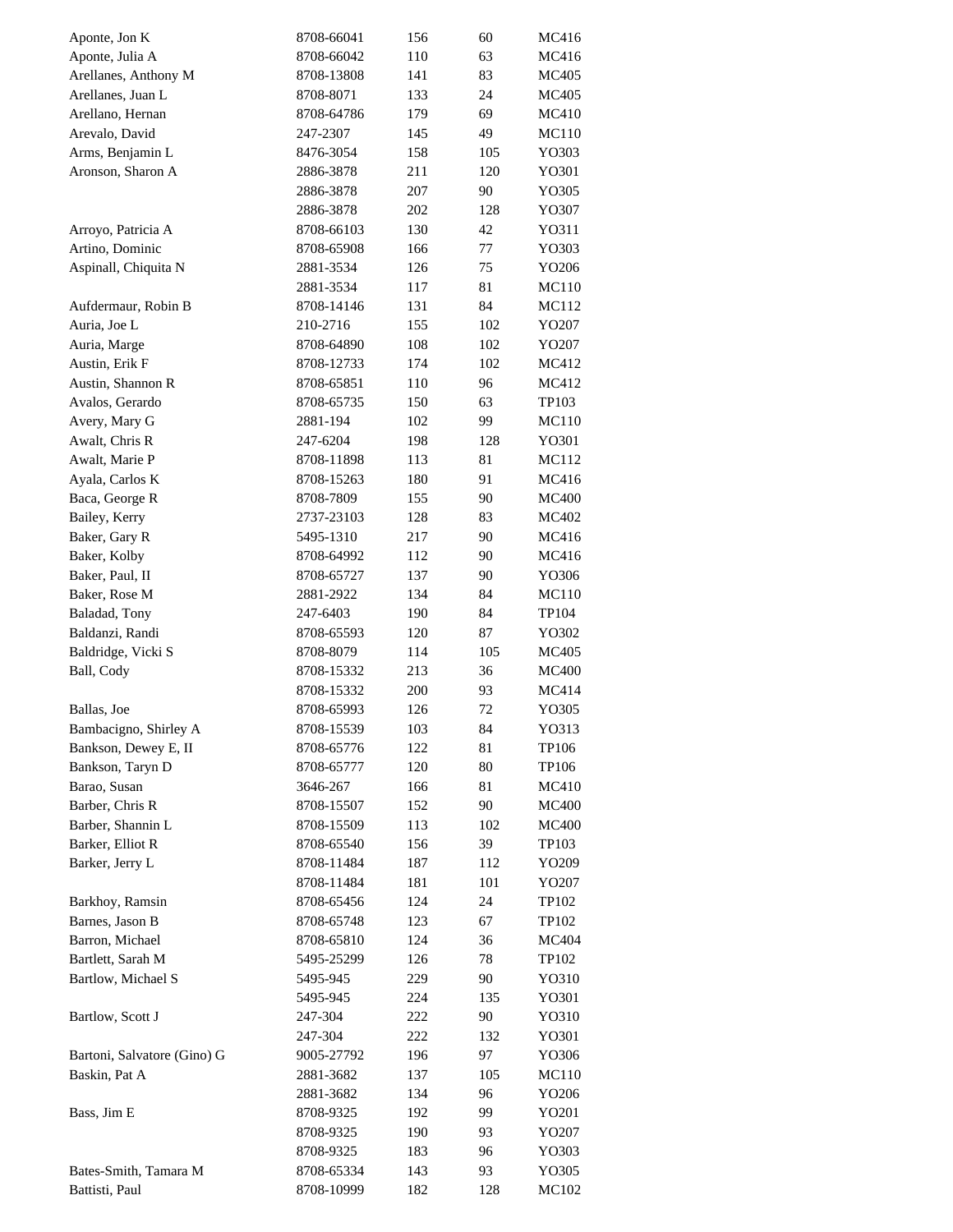| | | | | |
|---|---|---|---|---|
| Aponte, Jon K | 8708-66041 | 156 | 60 | MC416 |
| Aponte, Julia A | 8708-66042 | 110 | 63 | MC416 |
| Arellanes, Anthony M | 8708-13808 | 141 | 83 | MC405 |
| Arellanes, Juan L | 8708-8071 | 133 | 24 | MC405 |
| Arellano, Hernan | 8708-64786 | 179 | 69 | MC410 |
| Arevalo, David | 247-2307 | 145 | 49 | MC110 |
| Arms, Benjamin L | 8476-3054 | 158 | 105 | YO303 |
| Aronson, Sharon A | 2886-3878 | 211 | 120 | YO301 |
| | 2886-3878 | 207 | 90 | YO305 |
| | 2886-3878 | 202 | 128 | YO307 |
| Arroyo, Patricia A | 8708-66103 | 130 | 42 | YO311 |
| Artino, Dominic | 8708-65908 | 166 | 77 | YO303 |
| Aspinall, Chiquita N | 2881-3534 | 126 | 75 | YO206 |
| | 2881-3534 | 117 | 81 | MC110 |
| Aufdermaur, Robin B | 8708-14146 | 131 | 84 | MC112 |
| Auria, Joe L | 210-2716 | 155 | 102 | YO207 |
| Auria, Marge | 8708-64890 | 108 | 102 | YO207 |
| Austin, Erik F | 8708-12733 | 174 | 102 | MC412 |
| Austin, Shannon R | 8708-65851 | 110 | 96 | MC412 |
| Avalos, Gerardo | 8708-65735 | 150 | 63 | TP103 |
| Avery, Mary G | 2881-194 | 102 | 99 | MC110 |
| Awalt, Chris R | 247-6204 | 198 | 128 | YO301 |
| Awalt, Marie P | 8708-11898 | 113 | 81 | MC112 |
| Ayala, Carlos K | 8708-15263 | 180 | 91 | MC416 |
| Baca, George R | 8708-7809 | 155 | 90 | MC400 |
| Bailey, Kerry | 2737-23103 | 128 | 83 | MC402 |
| Baker, Gary R | 5495-1310 | 217 | 90 | MC416 |
| Baker, Kolby | 8708-64992 | 112 | 90 | MC416 |
| Baker, Paul, II | 8708-65727 | 137 | 90 | YO306 |
| Baker, Rose M | 2881-2922 | 134 | 84 | MC110 |
| Baladad, Tony | 247-6403 | 190 | 84 | TP104 |
| Baldanzi, Randi | 8708-65593 | 120 | 87 | YO302 |
| Baldridge, Vicki S | 8708-8079 | 114 | 105 | MC405 |
| Ball, Cody | 8708-15332 | 213 | 36 | MC400 |
| | 8708-15332 | 200 | 93 | MC414 |
| Ballas, Joe | 8708-65993 | 126 | 72 | YO305 |
| Bambacigno, Shirley A | 8708-15539 | 103 | 84 | YO313 |
| Bankson, Dewey E, II | 8708-65776 | 122 | 81 | TP106 |
| Bankson, Taryn D | 8708-65777 | 120 | 80 | TP106 |
| Barao, Susan | 3646-267 | 166 | 81 | MC410 |
| Barber, Chris R | 8708-15507 | 152 | 90 | MC400 |
| Barber, Shannin L | 8708-15509 | 113 | 102 | MC400 |
| Barker, Elliot R | 8708-65540 | 156 | 39 | TP103 |
| Barker, Jerry L | 8708-11484 | 187 | 112 | YO209 |
| | 8708-11484 | 181 | 101 | YO207 |
| Barkhoy, Ramsin | 8708-65456 | 124 | 24 | TP102 |
| Barnes, Jason B | 8708-65748 | 123 | 67 | TP102 |
| Barron, Michael | 8708-65810 | 124 | 36 | MC404 |
| Bartlett, Sarah M | 5495-25299 | 126 | 78 | TP102 |
| Bartlow, Michael S | 5495-945 | 229 | 90 | YO310 |
| | 5495-945 | 224 | 135 | YO301 |
| Bartlow, Scott J | 247-304 | 222 | 90 | YO310 |
| | 247-304 | 222 | 132 | YO301 |
| Bartoni, Salvatore (Gino) G | 9005-27792 | 196 | 97 | YO306 |
| Baskin, Pat A | 2881-3682 | 137 | 105 | MC110 |
| | 2881-3682 | 134 | 96 | YO206 |
| Bass, Jim E | 8708-9325 | 192 | 99 | YO201 |
| | 8708-9325 | 190 | 93 | YO207 |
| | 8708-9325 | 183 | 96 | YO303 |
| Bates-Smith, Tamara M | 8708-65334 | 143 | 93 | YO305 |
| Battisti, Paul | 8708-10999 | 182 | 128 | MC102 |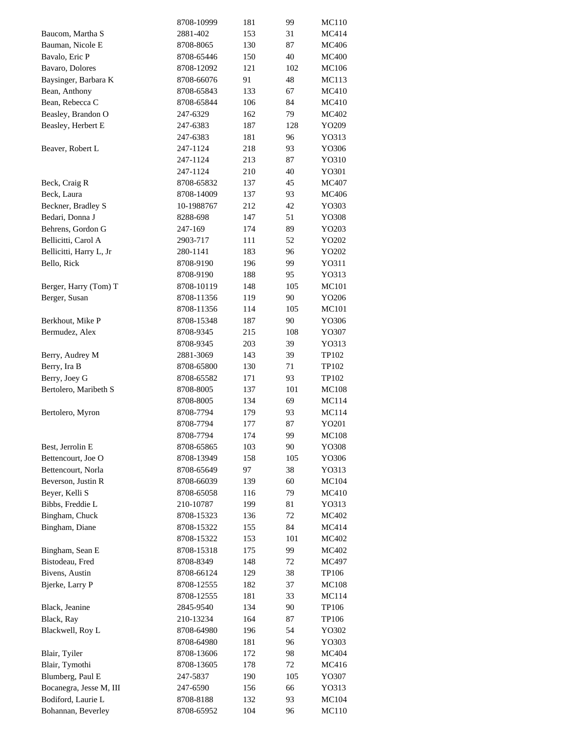| | | | | |
|---|---|---|---|---|
| | 8708-10999 | 181 | 99 | MC110 |
| Baucom, Martha S | 2881-402 | 153 | 31 | MC414 |
| Bauman, Nicole E | 8708-8065 | 130 | 87 | MC406 |
| Bavalo, Eric P | 8708-65446 | 150 | 40 | MC400 |
| Bavaro, Dolores | 8708-12092 | 121 | 102 | MC106 |
| Baysinger, Barbara K | 8708-66076 | 91 | 48 | MC113 |
| Bean, Anthony | 8708-65843 | 133 | 67 | MC410 |
| Bean, Rebecca C | 8708-65844 | 106 | 84 | MC410 |
| Beasley, Brandon O | 247-6329 | 162 | 79 | MC402 |
| Beasley, Herbert E | 247-6383 | 187 | 128 | YO209 |
| | 247-6383 | 181 | 96 | YO313 |
| Beaver, Robert L | 247-1124 | 218 | 93 | YO306 |
| | 247-1124 | 213 | 87 | YO310 |
| | 247-1124 | 210 | 40 | YO301 |
| Beck, Craig R | 8708-65832 | 137 | 45 | MC407 |
| Beck, Laura | 8708-14009 | 137 | 93 | MC406 |
| Beckner, Bradley S | 10-1988767 | 212 | 42 | YO303 |
| Bedari, Donna J | 8288-698 | 147 | 51 | YO308 |
| Behrens, Gordon G | 247-169 | 174 | 89 | YO203 |
| Bellicitti, Carol A | 2903-717 | 111 | 52 | YO202 |
| Bellicitti, Harry L, Jr | 280-1141 | 183 | 96 | YO202 |
| Bello, Rick | 8708-9190 | 196 | 99 | YO311 |
| | 8708-9190 | 188 | 95 | YO313 |
| Berger, Harry (Tom) T | 8708-10119 | 148 | 105 | MC101 |
| Berger, Susan | 8708-11356 | 119 | 90 | YO206 |
| | 8708-11356 | 114 | 105 | MC101 |
| Berkhout, Mike P | 8708-15348 | 187 | 90 | YO306 |
| Bermudez, Alex | 8708-9345 | 215 | 108 | YO307 |
| | 8708-9345 | 203 | 39 | YO313 |
| Berry, Audrey M | 2881-3069 | 143 | 39 | TP102 |
| Berry, Ira B | 8708-65800 | 130 | 71 | TP102 |
| Berry, Joey G | 8708-65582 | 171 | 93 | TP102 |
| Bertolero, Maribeth S | 8708-8005 | 137 | 101 | MC108 |
| | 8708-8005 | 134 | 69 | MC114 |
| Bertolero, Myron | 8708-7794 | 179 | 93 | MC114 |
| | 8708-7794 | 177 | 87 | YO201 |
| | 8708-7794 | 174 | 99 | MC108 |
| Best, Jerrolin E | 8708-65865 | 103 | 90 | YO308 |
| Bettencourt, Joe O | 8708-13949 | 158 | 105 | YO306 |
| Bettencourt, Norla | 8708-65649 | 97 | 38 | YO313 |
| Beverson, Justin R | 8708-66039 | 139 | 60 | MC104 |
| Beyer, Kelli S | 8708-65058 | 116 | 79 | MC410 |
| Bibbs, Freddie L | 210-10787 | 199 | 81 | YO313 |
| Bingham, Chuck | 8708-15323 | 136 | 72 | MC402 |
| Bingham, Diane | 8708-15322 | 155 | 84 | MC414 |
| | 8708-15322 | 153 | 101 | MC402 |
| Bingham, Sean E | 8708-15318 | 175 | 99 | MC402 |
| Bistodeau, Fred | 8708-8349 | 148 | 72 | MC497 |
| Bivens, Austin | 8708-66124 | 129 | 38 | TP106 |
| Bjerke, Larry P | 8708-12555 | 182 | 37 | MC108 |
| | 8708-12555 | 181 | 33 | MC114 |
| Black, Jeanine | 2845-9540 | 134 | 90 | TP106 |
| Black, Ray | 210-13234 | 164 | 87 | TP106 |
| Blackwell, Roy L | 8708-64980 | 196 | 54 | YO302 |
| | 8708-64980 | 181 | 96 | YO303 |
| Blair, Tyiler | 8708-13606 | 172 | 98 | MC404 |
| Blair, Tymothi | 8708-13605 | 178 | 72 | MC416 |
| Blumberg, Paul E | 247-5837 | 190 | 105 | YO307 |
| Bocanegra, Jesse M, III | 247-6590 | 156 | 66 | YO313 |
| Bodiford, Laurie L | 8708-8188 | 132 | 93 | MC104 |
| Bohannan, Beverley | 8708-65952 | 104 | 96 | MC110 |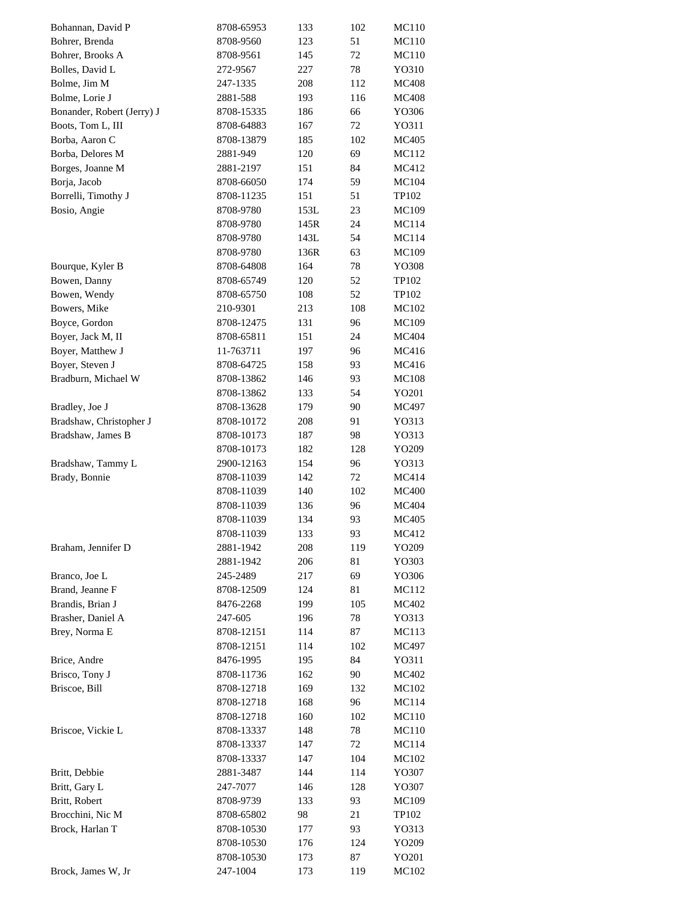| | | | | |
|---|---|---|---|---|
| Bohannan, David P | 8708-65953 | 133 | 102 | MC110 |
| Bohrer, Brenda | 8708-9560 | 123 | 51 | MC110 |
| Bohrer, Brooks A | 8708-9561 | 145 | 72 | MC110 |
| Bolles, David L | 272-9567 | 227 | 78 | YO310 |
| Bolme, Jim M | 247-1335 | 208 | 112 | MC408 |
| Bolme, Lorie J | 2881-588 | 193 | 116 | MC408 |
| Bonander, Robert (Jerry) J | 8708-15335 | 186 | 66 | YO306 |
| Boots, Tom L, III | 8708-64883 | 167 | 72 | YO311 |
| Borba, Aaron C | 8708-13879 | 185 | 102 | MC405 |
| Borba, Delores M | 2881-949 | 120 | 69 | MC112 |
| Borges, Joanne M | 2881-2197 | 151 | 84 | MC412 |
| Borja, Jacob | 8708-66050 | 174 | 59 | MC104 |
| Borrelli, Timothy J | 8708-11235 | 151 | 51 | TP102 |
| Bosio, Angie | 8708-9780 | 153L | 23 | MC109 |
| | 8708-9780 | 145R | 24 | MC114 |
| | 8708-9780 | 143L | 54 | MC114 |
| | 8708-9780 | 136R | 63 | MC109 |
| Bourque, Kyler B | 8708-64808 | 164 | 78 | YO308 |
| Bowen, Danny | 8708-65749 | 120 | 52 | TP102 |
| Bowen, Wendy | 8708-65750 | 108 | 52 | TP102 |
| Bowers, Mike | 210-9301 | 213 | 108 | MC102 |
| Boyce, Gordon | 8708-12475 | 131 | 96 | MC109 |
| Boyer, Jack M, II | 8708-65811 | 151 | 24 | MC404 |
| Boyer, Matthew J | 11-763711 | 197 | 96 | MC416 |
| Boyer, Steven J | 8708-64725 | 158 | 93 | MC416 |
| Bradburn, Michael W | 8708-13862 | 146 | 93 | MC108 |
| | 8708-13862 | 133 | 54 | YO201 |
| Bradley, Joe J | 8708-13628 | 179 | 90 | MC497 |
| Bradshaw, Christopher J | 8708-10172 | 208 | 91 | YO313 |
| Bradshaw, James B | 8708-10173 | 187 | 98 | YO313 |
| | 8708-10173 | 182 | 128 | YO209 |
| Bradshaw, Tammy L | 2900-12163 | 154 | 96 | YO313 |
| Brady, Bonnie | 8708-11039 | 142 | 72 | MC414 |
| | 8708-11039 | 140 | 102 | MC400 |
| | 8708-11039 | 136 | 96 | MC404 |
| | 8708-11039 | 134 | 93 | MC405 |
| | 8708-11039 | 133 | 93 | MC412 |
| Braham, Jennifer D | 2881-1942 | 208 | 119 | YO209 |
| | 2881-1942 | 206 | 81 | YO303 |
| Branco, Joe L | 245-2489 | 217 | 69 | YO306 |
| Brand, Jeanne F | 8708-12509 | 124 | 81 | MC112 |
| Brandis, Brian J | 8476-2268 | 199 | 105 | MC402 |
| Brasher, Daniel A | 247-605 | 196 | 78 | YO313 |
| Brey, Norma E | 8708-12151 | 114 | 87 | MC113 |
| | 8708-12151 | 114 | 102 | MC497 |
| Brice, Andre | 8476-1995 | 195 | 84 | YO311 |
| Brisco, Tony J | 8708-11736 | 162 | 90 | MC402 |
| Briscoe, Bill | 8708-12718 | 169 | 132 | MC102 |
| | 8708-12718 | 168 | 96 | MC114 |
| | 8708-12718 | 160 | 102 | MC110 |
| Briscoe, Vickie L | 8708-13337 | 148 | 78 | MC110 |
| | 8708-13337 | 147 | 72 | MC114 |
| | 8708-13337 | 147 | 104 | MC102 |
| Britt, Debbie | 2881-3487 | 144 | 114 | YO307 |
| Britt, Gary L | 247-7077 | 146 | 128 | YO307 |
| Britt, Robert | 8708-9739 | 133 | 93 | MC109 |
| Brocchini, Nic M | 8708-65802 | 98 | 21 | TP102 |
| Brock, Harlan T | 8708-10530 | 177 | 93 | YO313 |
| | 8708-10530 | 176 | 124 | YO209 |
| | 8708-10530 | 173 | 87 | YO201 |
| Brock, James W, Jr | 247-1004 | 173 | 119 | MC102 |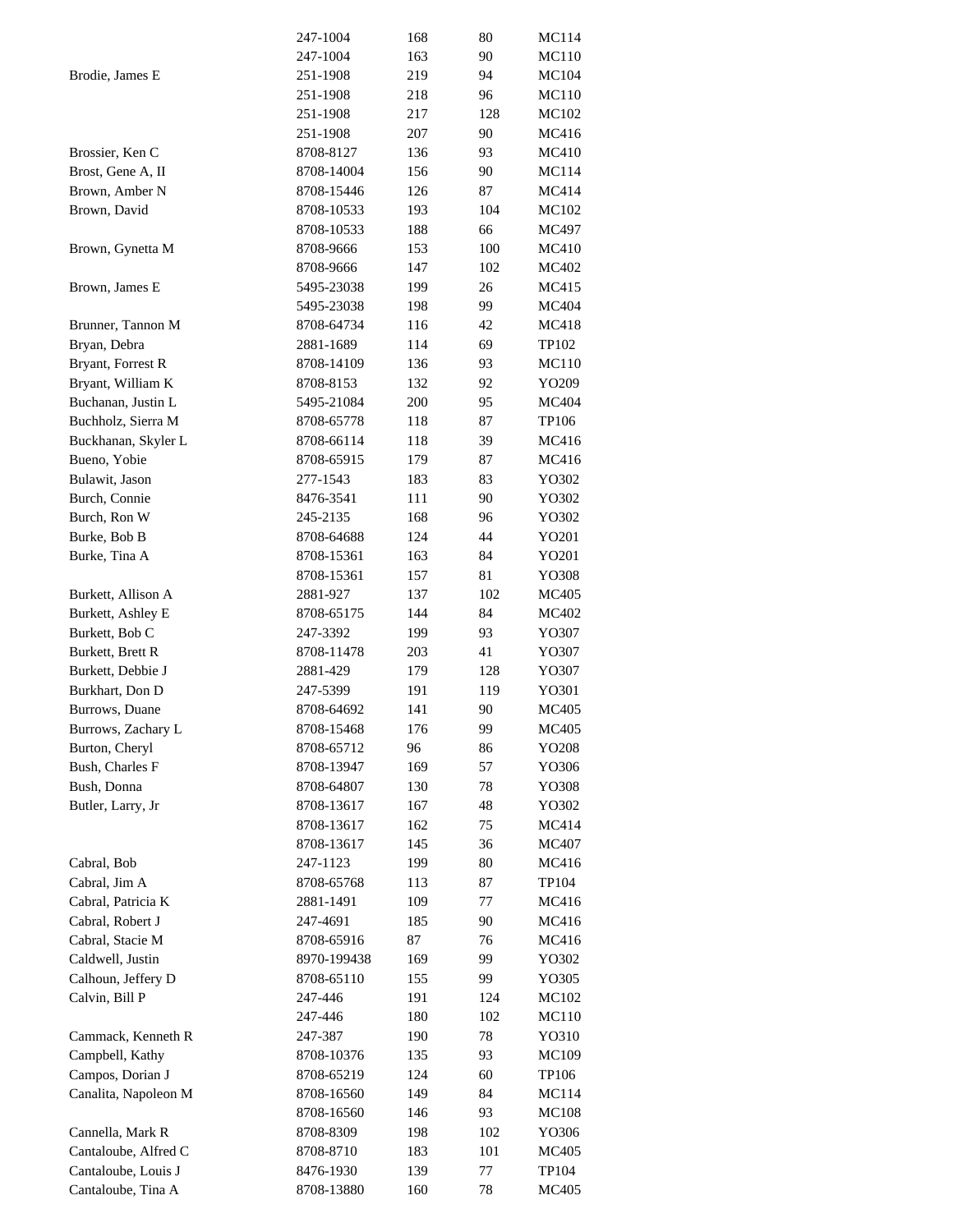| | | | | |
|---|---|---|---|---|
| | 247-1004 | 168 | 80 | MC114 |
| | 247-1004 | 163 | 90 | MC110 |
| Brodie, James E | 251-1908 | 219 | 94 | MC104 |
| | 251-1908 | 218 | 96 | MC110 |
| | 251-1908 | 217 | 128 | MC102 |
| | 251-1908 | 207 | 90 | MC416 |
| Brossier, Ken C | 8708-8127 | 136 | 93 | MC410 |
| Brost, Gene A, II | 8708-14004 | 156 | 90 | MC114 |
| Brown, Amber N | 8708-15446 | 126 | 87 | MC414 |
| Brown, David | 8708-10533 | 193 | 104 | MC102 |
| | 8708-10533 | 188 | 66 | MC497 |
| Brown, Gynetta M | 8708-9666 | 153 | 100 | MC410 |
| | 8708-9666 | 147 | 102 | MC402 |
| Brown, James E | 5495-23038 | 199 | 26 | MC415 |
| | 5495-23038 | 198 | 99 | MC404 |
| Brunner, Tannon M | 8708-64734 | 116 | 42 | MC418 |
| Bryan, Debra | 2881-1689 | 114 | 69 | TP102 |
| Bryant, Forrest R | 8708-14109 | 136 | 93 | MC110 |
| Bryant, William K | 8708-8153 | 132 | 92 | YO209 |
| Buchanan, Justin L | 5495-21084 | 200 | 95 | MC404 |
| Buchholz, Sierra M | 8708-65778 | 118 | 87 | TP106 |
| Buckhanan, Skyler L | 8708-66114 | 118 | 39 | MC416 |
| Bueno, Yobie | 8708-65915 | 179 | 87 | MC416 |
| Bulawit, Jason | 277-1543 | 183 | 83 | YO302 |
| Burch, Connie | 8476-3541 | 111 | 90 | YO302 |
| Burch, Ron W | 245-2135 | 168 | 96 | YO302 |
| Burke, Bob B | 8708-64688 | 124 | 44 | YO201 |
| Burke, Tina A | 8708-15361 | 163 | 84 | YO201 |
| | 8708-15361 | 157 | 81 | YO308 |
| Burkett, Allison A | 2881-927 | 137 | 102 | MC405 |
| Burkett, Ashley E | 8708-65175 | 144 | 84 | MC402 |
| Burkett, Bob C | 247-3392 | 199 | 93 | YO307 |
| Burkett, Brett R | 8708-11478 | 203 | 41 | YO307 |
| Burkett, Debbie J | 2881-429 | 179 | 128 | YO307 |
| Burkhart, Don D | 247-5399 | 191 | 119 | YO301 |
| Burrows, Duane | 8708-64692 | 141 | 90 | MC405 |
| Burrows, Zachary L | 8708-15468 | 176 | 99 | MC405 |
| Burton, Cheryl | 8708-65712 | 96 | 86 | YO208 |
| Bush, Charles F | 8708-13947 | 169 | 57 | YO306 |
| Bush, Donna | 8708-64807 | 130 | 78 | YO308 |
| Butler, Larry, Jr | 8708-13617 | 167 | 48 | YO302 |
| | 8708-13617 | 162 | 75 | MC414 |
| | 8708-13617 | 145 | 36 | MC407 |
| Cabral, Bob | 247-1123 | 199 | 80 | MC416 |
| Cabral, Jim A | 8708-65768 | 113 | 87 | TP104 |
| Cabral, Patricia K | 2881-1491 | 109 | 77 | MC416 |
| Cabral, Robert J | 247-4691 | 185 | 90 | MC416 |
| Cabral, Stacie M | 8708-65916 | 87 | 76 | MC416 |
| Caldwell, Justin | 8970-199438 | 169 | 99 | YO302 |
| Calhoun, Jeffery D | 8708-65110 | 155 | 99 | YO305 |
| Calvin, Bill P | 247-446 | 191 | 124 | MC102 |
| | 247-446 | 180 | 102 | MC110 |
| Cammack, Kenneth R | 247-387 | 190 | 78 | YO310 |
| Campbell, Kathy | 8708-10376 | 135 | 93 | MC109 |
| Campos, Dorian J | 8708-65219 | 124 | 60 | TP106 |
| Canalita, Napoleon M | 8708-16560 | 149 | 84 | MC114 |
| | 8708-16560 | 146 | 93 | MC108 |
| Cannella, Mark R | 8708-8309 | 198 | 102 | YO306 |
| Cantaloube, Alfred C | 8708-8710 | 183 | 101 | MC405 |
| Cantaloube, Louis J | 8476-1930 | 139 | 77 | TP104 |
| Cantaloube, Tina A | 8708-13880 | 160 | 78 | MC405 |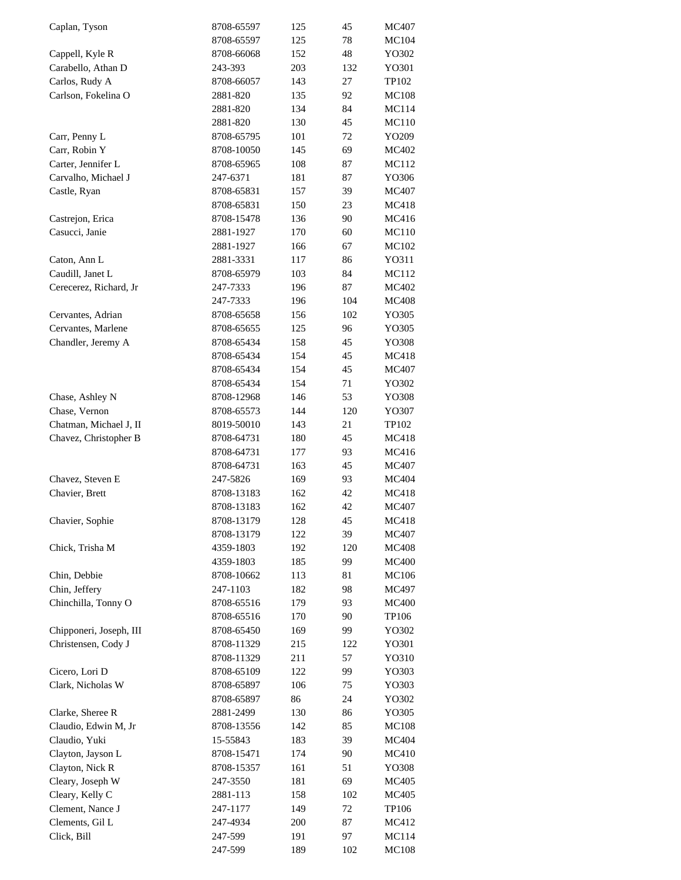| | | | | |
|---|---|---|---|---|
| Caplan, Tyson | 8708-65597 | 125 | 45 | MC407 |
| | 8708-65597 | 125 | 78 | MC104 |
| Cappell, Kyle R | 8708-66068 | 152 | 48 | YO302 |
| Carabello, Athan D | 243-393 | 203 | 132 | YO301 |
| Carlos, Rudy A | 8708-66057 | 143 | 27 | TP102 |
| Carlson, Fokelina O | 2881-820 | 135 | 92 | MC108 |
| | 2881-820 | 134 | 84 | MC114 |
| | 2881-820 | 130 | 45 | MC110 |
| Carr, Penny L | 8708-65795 | 101 | 72 | YO209 |
| Carr, Robin Y | 8708-10050 | 145 | 69 | MC402 |
| Carter, Jennifer L | 8708-65965 | 108 | 87 | MC112 |
| Carvalho, Michael J | 247-6371 | 181 | 87 | YO306 |
| Castle, Ryan | 8708-65831 | 157 | 39 | MC407 |
| | 8708-65831 | 150 | 23 | MC418 |
| Castrejon, Erica | 8708-15478 | 136 | 90 | MC416 |
| Casucci, Janie | 2881-1927 | 170 | 60 | MC110 |
| | 2881-1927 | 166 | 67 | MC102 |
| Caton, Ann L | 2881-3331 | 117 | 86 | YO311 |
| Caudill, Janet L | 8708-65979 | 103 | 84 | MC112 |
| Cerecerez, Richard, Jr | 247-7333 | 196 | 87 | MC402 |
| | 247-7333 | 196 | 104 | MC408 |
| Cervantes, Adrian | 8708-65658 | 156 | 102 | YO305 |
| Cervantes, Marlene | 8708-65655 | 125 | 96 | YO305 |
| Chandler, Jeremy A | 8708-65434 | 158 | 45 | YO308 |
| | 8708-65434 | 154 | 45 | MC418 |
| | 8708-65434 | 154 | 45 | MC407 |
| | 8708-65434 | 154 | 71 | YO302 |
| Chase, Ashley N | 8708-12968 | 146 | 53 | YO308 |
| Chase, Vernon | 8708-65573 | 144 | 120 | YO307 |
| Chatman, Michael J, II | 8019-50010 | 143 | 21 | TP102 |
| Chavez, Christopher B | 8708-64731 | 180 | 45 | MC418 |
| | 8708-64731 | 177 | 93 | MC416 |
| | 8708-64731 | 163 | 45 | MC407 |
| Chavez, Steven E | 247-5826 | 169 | 93 | MC404 |
| Chavier, Brett | 8708-13183 | 162 | 42 | MC418 |
| | 8708-13183 | 162 | 42 | MC407 |
| Chavier, Sophie | 8708-13179 | 128 | 45 | MC418 |
| | 8708-13179 | 122 | 39 | MC407 |
| Chick, Trisha M | 4359-1803 | 192 | 120 | MC408 |
| | 4359-1803 | 185 | 99 | MC400 |
| Chin, Debbie | 8708-10662 | 113 | 81 | MC106 |
| Chin, Jeffery | 247-1103 | 182 | 98 | MC497 |
| Chinchilla, Tonny O | 8708-65516 | 179 | 93 | MC400 |
| | 8708-65516 | 170 | 90 | TP106 |
| Chipponeri, Joseph, III | 8708-65450 | 169 | 99 | YO302 |
| Christensen, Cody J | 8708-11329 | 215 | 122 | YO301 |
| | 8708-11329 | 211 | 57 | YO310 |
| Cicero, Lori D | 8708-65109 | 122 | 99 | YO303 |
| Clark, Nicholas W | 8708-65897 | 106 | 75 | YO303 |
| | 8708-65897 | 86 | 24 | YO302 |
| Clarke, Sheree R | 2881-2499 | 130 | 86 | YO305 |
| Claudio, Edwin M, Jr | 8708-13556 | 142 | 85 | MC108 |
| Claudio, Yuki | 15-55843 | 183 | 39 | MC404 |
| Clayton, Jayson L | 8708-15471 | 174 | 90 | MC410 |
| Clayton, Nick R | 8708-15357 | 161 | 51 | YO308 |
| Cleary, Joseph W | 247-3550 | 181 | 69 | MC405 |
| Cleary, Kelly C | 2881-113 | 158 | 102 | MC405 |
| Clement, Nance J | 247-1177 | 149 | 72 | TP106 |
| Clements, Gil L | 247-4934 | 200 | 87 | MC412 |
| Click, Bill | 247-599 | 191 | 97 | MC114 |
| | 247-599 | 189 | 102 | MC108 |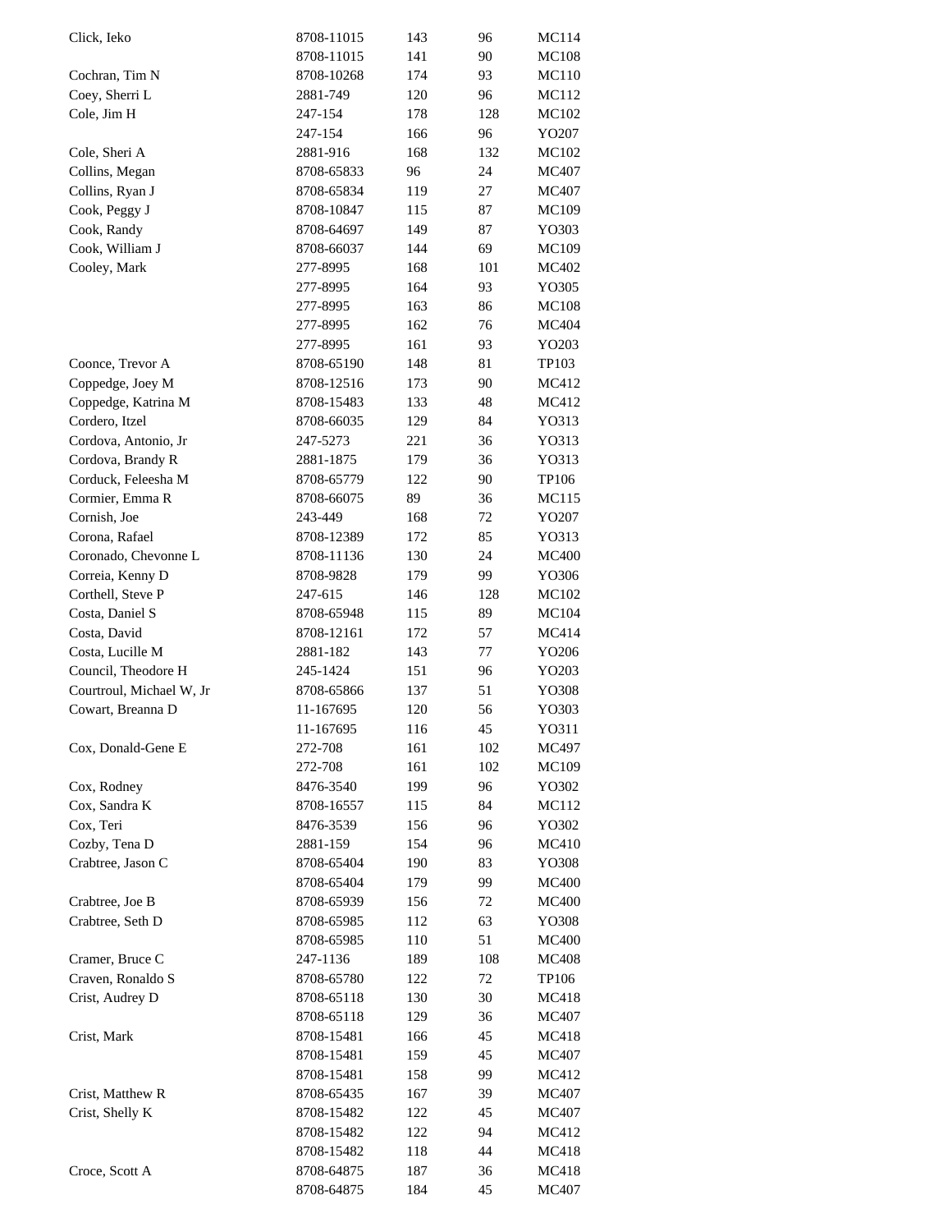| | | | | |
|---|---|---|---|---|
| Click, Ieko | 8708-11015 | 143 | 96 | MC114 |
| | 8708-11015 | 141 | 90 | MC108 |
| Cochran, Tim N | 8708-10268 | 174 | 93 | MC110 |
| Coey, Sherri L | 2881-749 | 120 | 96 | MC112 |
| Cole, Jim H | 247-154 | 178 | 128 | MC102 |
| | 247-154 | 166 | 96 | YO207 |
| Cole, Sheri A | 2881-916 | 168 | 132 | MC102 |
| Collins, Megan | 8708-65833 | 96 | 24 | MC407 |
| Collins, Ryan J | 8708-65834 | 119 | 27 | MC407 |
| Cook, Peggy J | 8708-10847 | 115 | 87 | MC109 |
| Cook, Randy | 8708-64697 | 149 | 87 | YO303 |
| Cook, William J | 8708-66037 | 144 | 69 | MC109 |
| Cooley, Mark | 277-8995 | 168 | 101 | MC402 |
| | 277-8995 | 164 | 93 | YO305 |
| | 277-8995 | 163 | 86 | MC108 |
| | 277-8995 | 162 | 76 | MC404 |
| | 277-8995 | 161 | 93 | YO203 |
| Coonce, Trevor A | 8708-65190 | 148 | 81 | TP103 |
| Coppedge, Joey M | 8708-12516 | 173 | 90 | MC412 |
| Coppedge, Katrina M | 8708-15483 | 133 | 48 | MC412 |
| Cordero, Itzel | 8708-66035 | 129 | 84 | YO313 |
| Cordova, Antonio, Jr | 247-5273 | 221 | 36 | YO313 |
| Cordova, Brandy R | 2881-1875 | 179 | 36 | YO313 |
| Corduck, Feleesha M | 8708-65779 | 122 | 90 | TP106 |
| Cormier, Emma R | 8708-66075 | 89 | 36 | MC115 |
| Cornish, Joe | 243-449 | 168 | 72 | YO207 |
| Corona, Rafael | 8708-12389 | 172 | 85 | YO313 |
| Coronado, Chevonne L | 8708-11136 | 130 | 24 | MC400 |
| Correia, Kenny D | 8708-9828 | 179 | 99 | YO306 |
| Corthell, Steve P | 247-615 | 146 | 128 | MC102 |
| Costa, Daniel S | 8708-65948 | 115 | 89 | MC104 |
| Costa, David | 8708-12161 | 172 | 57 | MC414 |
| Costa, Lucille M | 2881-182 | 143 | 77 | YO206 |
| Council, Theodore H | 245-1424 | 151 | 96 | YO203 |
| Courtroul, Michael W, Jr | 8708-65866 | 137 | 51 | YO308 |
| Cowart, Breanna D | 11-167695 | 120 | 56 | YO303 |
| | 11-167695 | 116 | 45 | YO311 |
| Cox, Donald-Gene E | 272-708 | 161 | 102 | MC497 |
| | 272-708 | 161 | 102 | MC109 |
| Cox, Rodney | 8476-3540 | 199 | 96 | YO302 |
| Cox, Sandra K | 8708-16557 | 115 | 84 | MC112 |
| Cox, Teri | 8476-3539 | 156 | 96 | YO302 |
| Cozby, Tena D | 2881-159 | 154 | 96 | MC410 |
| Crabtree, Jason C | 8708-65404 | 190 | 83 | YO308 |
| | 8708-65404 | 179 | 99 | MC400 |
| Crabtree, Joe B | 8708-65939 | 156 | 72 | MC400 |
| Crabtree, Seth D | 8708-65985 | 112 | 63 | YO308 |
| | 8708-65985 | 110 | 51 | MC400 |
| Cramer, Bruce C | 247-1136 | 189 | 108 | MC408 |
| Craven, Ronaldo S | 8708-65780 | 122 | 72 | TP106 |
| Crist, Audrey D | 8708-65118 | 130 | 30 | MC418 |
| | 8708-65118 | 129 | 36 | MC407 |
| Crist, Mark | 8708-15481 | 166 | 45 | MC418 |
| | 8708-15481 | 159 | 45 | MC407 |
| | 8708-15481 | 158 | 99 | MC412 |
| Crist, Matthew R | 8708-65435 | 167 | 39 | MC407 |
| Crist, Shelly K | 8708-15482 | 122 | 45 | MC407 |
| | 8708-15482 | 122 | 94 | MC412 |
| | 8708-15482 | 118 | 44 | MC418 |
| Croce, Scott A | 8708-64875 | 187 | 36 | MC418 |
| | 8708-64875 | 184 | 45 | MC407 |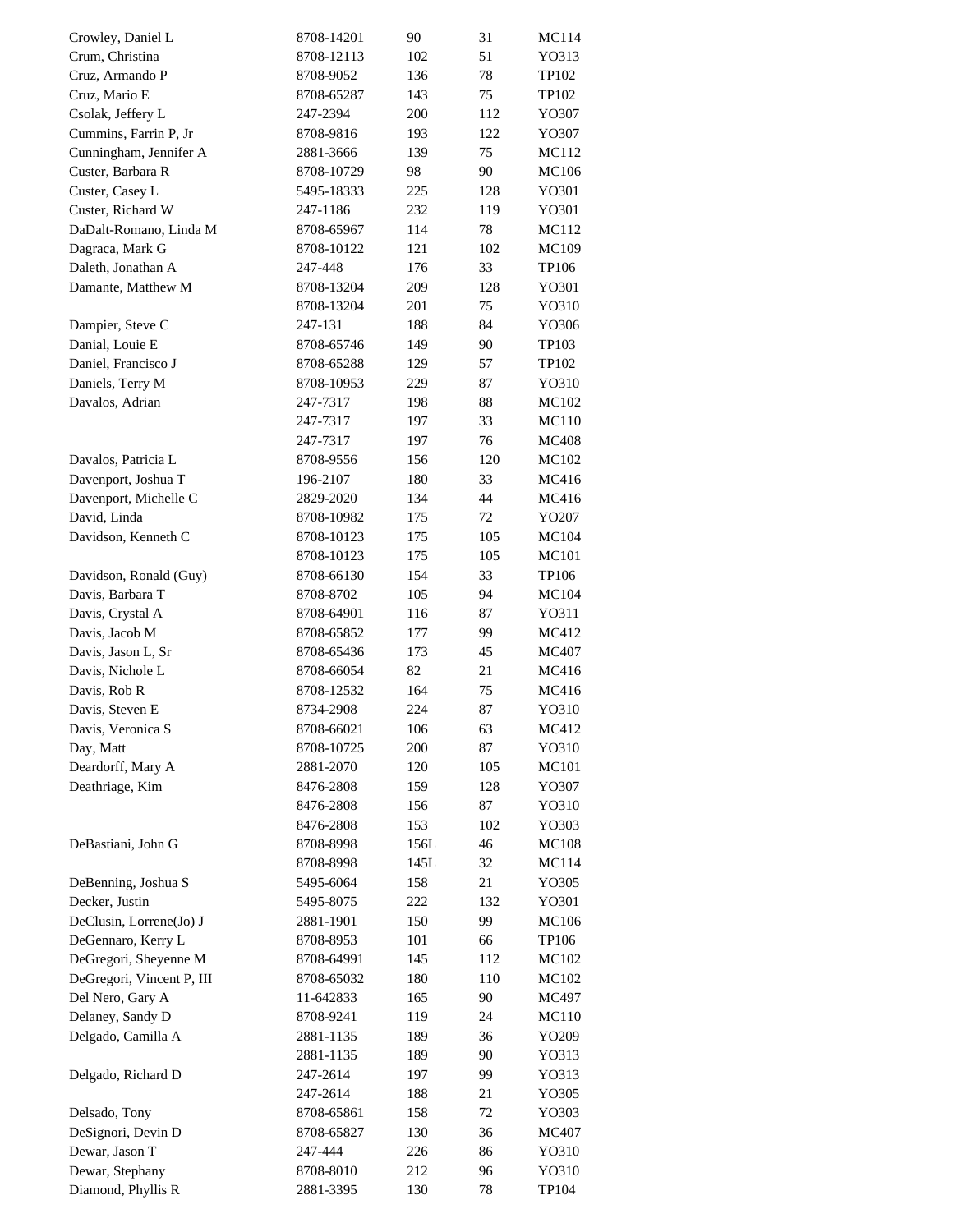| | | | | |
|---|---|---|---|---|
| Crowley, Daniel L | 8708-14201 | 90 | 31 | MC114 |
| Crum, Christina | 8708-12113 | 102 | 51 | YO313 |
| Cruz, Armando P | 8708-9052 | 136 | 78 | TP102 |
| Cruz, Mario E | 8708-65287 | 143 | 75 | TP102 |
| Csolak, Jeffery L | 247-2394 | 200 | 112 | YO307 |
| Cummins, Farrin P, Jr | 8708-9816 | 193 | 122 | YO307 |
| Cunningham, Jennifer A | 2881-3666 | 139 | 75 | MC112 |
| Custer, Barbara R | 8708-10729 | 98 | 90 | MC106 |
| Custer, Casey L | 5495-18333 | 225 | 128 | YO301 |
| Custer, Richard W | 247-1186 | 232 | 119 | YO301 |
| DaDalt-Romano, Linda M | 8708-65967 | 114 | 78 | MC112 |
| Dagraca, Mark G | 8708-10122 | 121 | 102 | MC109 |
| Daleth, Jonathan A | 247-448 | 176 | 33 | TP106 |
| Damante, Matthew M | 8708-13204 | 209 | 128 | YO301 |
| | 8708-13204 | 201 | 75 | YO310 |
| Dampier, Steve C | 247-131 | 188 | 84 | YO306 |
| Danial, Louie E | 8708-65746 | 149 | 90 | TP103 |
| Daniel, Francisco J | 8708-65288 | 129 | 57 | TP102 |
| Daniels, Terry M | 8708-10953 | 229 | 87 | YO310 |
| Davalos, Adrian | 247-7317 | 198 | 88 | MC102 |
| | 247-7317 | 197 | 33 | MC110 |
| | 247-7317 | 197 | 76 | MC408 |
| Davalos, Patricia L | 8708-9556 | 156 | 120 | MC102 |
| Davenport, Joshua T | 196-2107 | 180 | 33 | MC416 |
| Davenport, Michelle C | 2829-2020 | 134 | 44 | MC416 |
| David, Linda | 8708-10982 | 175 | 72 | YO207 |
| Davidson, Kenneth C | 8708-10123 | 175 | 105 | MC104 |
| | 8708-10123 | 175 | 105 | MC101 |
| Davidson, Ronald (Guy) | 8708-66130 | 154 | 33 | TP106 |
| Davis, Barbara T | 8708-8702 | 105 | 94 | MC104 |
| Davis, Crystal A | 8708-64901 | 116 | 87 | YO311 |
| Davis, Jacob M | 8708-65852 | 177 | 99 | MC412 |
| Davis, Jason L, Sr | 8708-65436 | 173 | 45 | MC407 |
| Davis, Nichole L | 8708-66054 | 82 | 21 | MC416 |
| Davis, Rob R | 8708-12532 | 164 | 75 | MC416 |
| Davis, Steven E | 8734-2908 | 224 | 87 | YO310 |
| Davis, Veronica S | 8708-66021 | 106 | 63 | MC412 |
| Day, Matt | 8708-10725 | 200 | 87 | YO310 |
| Deardorff, Mary A | 2881-2070 | 120 | 105 | MC101 |
| Deathriage, Kim | 8476-2808 | 159 | 128 | YO307 |
| | 8476-2808 | 156 | 87 | YO310 |
| | 8476-2808 | 153 | 102 | YO303 |
| DeBastiani, John G | 8708-8998 | 156L | 46 | MC108 |
| | 8708-8998 | 145L | 32 | MC114 |
| DeBenning, Joshua S | 5495-6064 | 158 | 21 | YO305 |
| Decker, Justin | 5495-8075 | 222 | 132 | YO301 |
| DeClusin, Lorrene(Jo) J | 2881-1901 | 150 | 99 | MC106 |
| DeGennaro, Kerry L | 8708-8953 | 101 | 66 | TP106 |
| DeGregori, Sheyenne M | 8708-64991 | 145 | 112 | MC102 |
| DeGregori, Vincent P, III | 8708-65032 | 180 | 110 | MC102 |
| Del Nero, Gary A | 11-642833 | 165 | 90 | MC497 |
| Delaney, Sandy D | 8708-9241 | 119 | 24 | MC110 |
| Delgado, Camilla A | 2881-1135 | 189 | 36 | YO209 |
| | 2881-1135 | 189 | 90 | YO313 |
| Delgado, Richard D | 247-2614 | 197 | 99 | YO313 |
| | 247-2614 | 188 | 21 | YO305 |
| Delsado, Tony | 8708-65861 | 158 | 72 | YO303 |
| DeSignori, Devin D | 8708-65827 | 130 | 36 | MC407 |
| Dewar, Jason T | 247-444 | 226 | 86 | YO310 |
| Dewar, Stephany | 8708-8010 | 212 | 96 | YO310 |
| Diamond, Phyllis R | 2881-3395 | 130 | 78 | TP104 |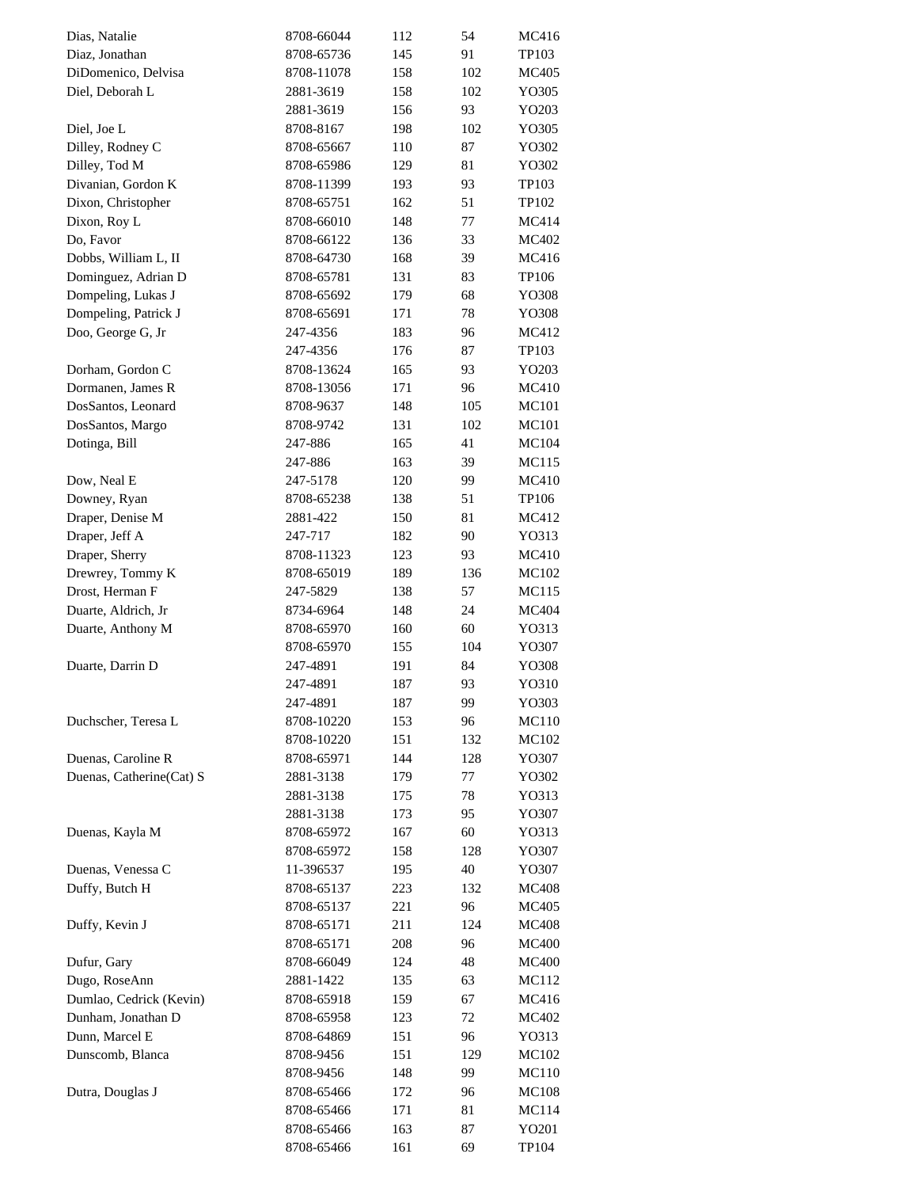| | | | | |
|---|---|---|---|---|
| Dias, Natalie | 8708-66044 | 112 | 54 | MC416 |
| Diaz, Jonathan | 8708-65736 | 145 | 91 | TP103 |
| DiDomenico, Delvisa | 8708-11078 | 158 | 102 | MC405 |
| Diel, Deborah L | 2881-3619 | 158 | 102 | YO305 |
| | 2881-3619 | 156 | 93 | YO203 |
| Diel, Joe L | 8708-8167 | 198 | 102 | YO305 |
| Dilley, Rodney C | 8708-65667 | 110 | 87 | YO302 |
| Dilley, Tod M | 8708-65986 | 129 | 81 | YO302 |
| Divanian, Gordon K | 8708-11399 | 193 | 93 | TP103 |
| Dixon, Christopher | 8708-65751 | 162 | 51 | TP102 |
| Dixon, Roy L | 8708-66010 | 148 | 77 | MC414 |
| Do, Favor | 8708-66122 | 136 | 33 | MC402 |
| Dobbs, William L, II | 8708-64730 | 168 | 39 | MC416 |
| Dominguez, Adrian D | 8708-65781 | 131 | 83 | TP106 |
| Dompeling, Lukas J | 8708-65692 | 179 | 68 | YO308 |
| Dompeling, Patrick J | 8708-65691 | 171 | 78 | YO308 |
| Doo, George G, Jr | 247-4356 | 183 | 96 | MC412 |
| | 247-4356 | 176 | 87 | TP103 |
| Dorham, Gordon C | 8708-13624 | 165 | 93 | YO203 |
| Dormanen, James R | 8708-13056 | 171 | 96 | MC410 |
| DosSantos, Leonard | 8708-9637 | 148 | 105 | MC101 |
| DosSantos, Margo | 8708-9742 | 131 | 102 | MC101 |
| Dotinga, Bill | 247-886 | 165 | 41 | MC104 |
| | 247-886 | 163 | 39 | MC115 |
| Dow, Neal E | 247-5178 | 120 | 99 | MC410 |
| Downey, Ryan | 8708-65238 | 138 | 51 | TP106 |
| Draper, Denise M | 2881-422 | 150 | 81 | MC412 |
| Draper, Jeff A | 247-717 | 182 | 90 | YO313 |
| Draper, Sherry | 8708-11323 | 123 | 93 | MC410 |
| Drewrey, Tommy K | 8708-65019 | 189 | 136 | MC102 |
| Drost, Herman F | 247-5829 | 138 | 57 | MC115 |
| Duarte, Aldrich, Jr | 8734-6964 | 148 | 24 | MC404 |
| Duarte, Anthony M | 8708-65970 | 160 | 60 | YO313 |
| | 8708-65970 | 155 | 104 | YO307 |
| Duarte, Darrin D | 247-4891 | 191 | 84 | YO308 |
| | 247-4891 | 187 | 93 | YO310 |
| | 247-4891 | 187 | 99 | YO303 |
| Duchscher, Teresa L | 8708-10220 | 153 | 96 | MC110 |
| | 8708-10220 | 151 | 132 | MC102 |
| Duenas, Caroline R | 8708-65971 | 144 | 128 | YO307 |
| Duenas, Catherine(Cat) S | 2881-3138 | 179 | 77 | YO302 |
| | 2881-3138 | 175 | 78 | YO313 |
| | 2881-3138 | 173 | 95 | YO307 |
| Duenas, Kayla M | 8708-65972 | 167 | 60 | YO313 |
| | 8708-65972 | 158 | 128 | YO307 |
| Duenas, Venessa C | 11-396537 | 195 | 40 | YO307 |
| Duffy, Butch H | 8708-65137 | 223 | 132 | MC408 |
| | 8708-65137 | 221 | 96 | MC405 |
| Duffy, Kevin J | 8708-65171 | 211 | 124 | MC408 |
| | 8708-65171 | 208 | 96 | MC400 |
| Dufur, Gary | 8708-66049 | 124 | 48 | MC400 |
| Dugo, RoseAnn | 2881-1422 | 135 | 63 | MC112 |
| Dumlao, Cedrick (Kevin) | 8708-65918 | 159 | 67 | MC416 |
| Dunham, Jonathan D | 8708-65958 | 123 | 72 | MC402 |
| Dunn, Marcel E | 8708-64869 | 151 | 96 | YO313 |
| Dunscomb, Blanca | 8708-9456 | 151 | 129 | MC102 |
| | 8708-9456 | 148 | 99 | MC110 |
| Dutra, Douglas J | 8708-65466 | 172 | 96 | MC108 |
| | 8708-65466 | 171 | 81 | MC114 |
| | 8708-65466 | 163 | 87 | YO201 |
| | 8708-65466 | 161 | 69 | TP104 |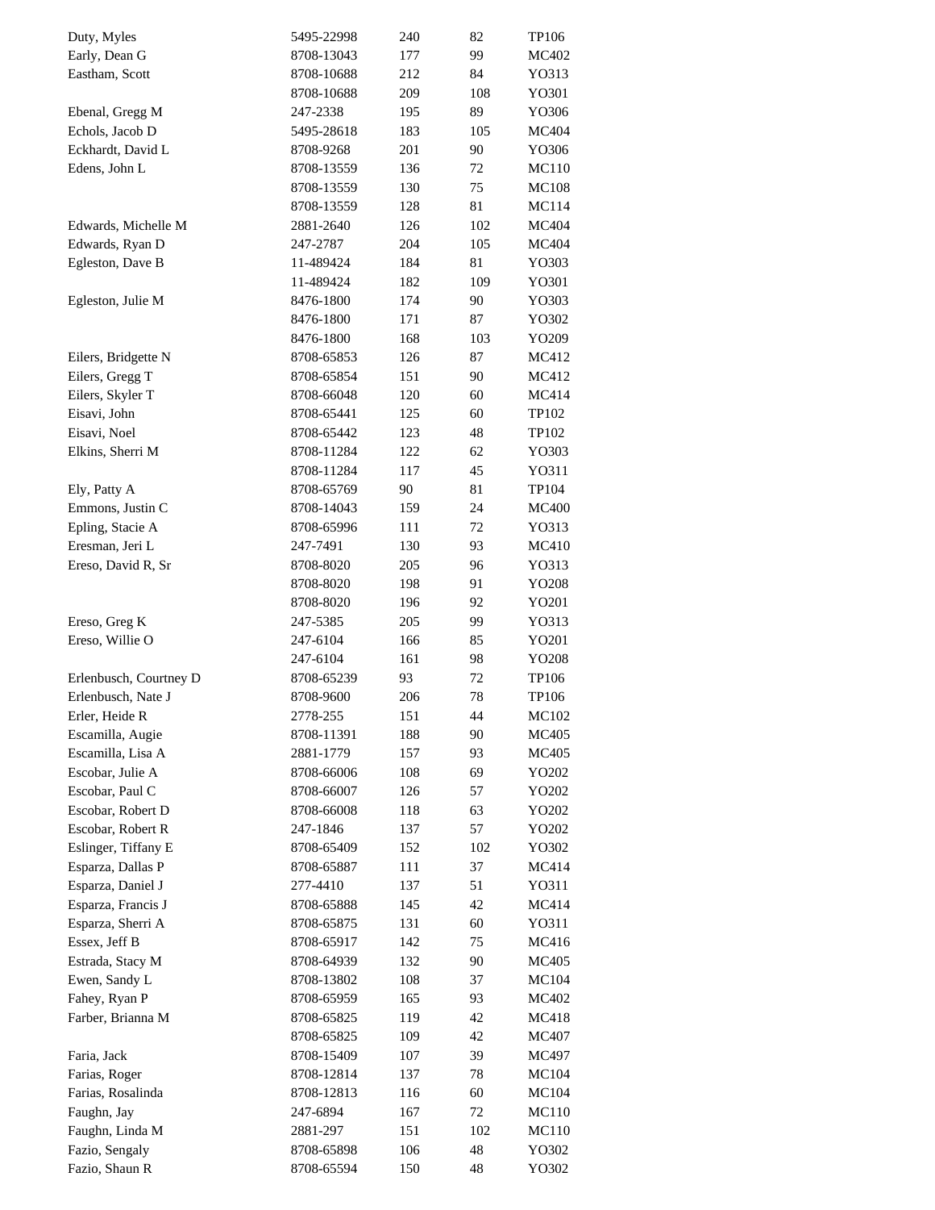| | | | | |
|---|---|---|---|---|
| Duty, Myles | 5495-22998 | 240 | 82 | TP106 |
| Early, Dean G | 8708-13043 | 177 | 99 | MC402 |
| Eastham, Scott | 8708-10688 | 212 | 84 | YO313 |
| | 8708-10688 | 209 | 108 | YO301 |
| Ebenal, Gregg M | 247-2338 | 195 | 89 | YO306 |
| Echols, Jacob D | 5495-28618 | 183 | 105 | MC404 |
| Eckhardt, David L | 8708-9268 | 201 | 90 | YO306 |
| Edens, John L | 8708-13559 | 136 | 72 | MC110 |
| | 8708-13559 | 130 | 75 | MC108 |
| | 8708-13559 | 128 | 81 | MC114 |
| Edwards, Michelle M | 2881-2640 | 126 | 102 | MC404 |
| Edwards, Ryan D | 247-2787 | 204 | 105 | MC404 |
| Egleston, Dave B | 11-489424 | 184 | 81 | YO303 |
| | 11-489424 | 182 | 109 | YO301 |
| Egleston, Julie M | 8476-1800 | 174 | 90 | YO303 |
| | 8476-1800 | 171 | 87 | YO302 |
| | 8476-1800 | 168 | 103 | YO209 |
| Eilers, Bridgette N | 8708-65853 | 126 | 87 | MC412 |
| Eilers, Gregg T | 8708-65854 | 151 | 90 | MC412 |
| Eilers, Skyler T | 8708-66048 | 120 | 60 | MC414 |
| Eisavi, John | 8708-65441 | 125 | 60 | TP102 |
| Eisavi, Noel | 8708-65442 | 123 | 48 | TP102 |
| Elkins, Sherri M | 8708-11284 | 122 | 62 | YO303 |
| | 8708-11284 | 117 | 45 | YO311 |
| Ely, Patty A | 8708-65769 | 90 | 81 | TP104 |
| Emmons, Justin C | 8708-14043 | 159 | 24 | MC400 |
| Epling, Stacie A | 8708-65996 | 111 | 72 | YO313 |
| Eresman, Jeri L | 247-7491 | 130 | 93 | MC410 |
| Ereso, David R, Sr | 8708-8020 | 205 | 96 | YO313 |
| | 8708-8020 | 198 | 91 | YO208 |
| | 8708-8020 | 196 | 92 | YO201 |
| Ereso, Greg K | 247-5385 | 205 | 99 | YO313 |
| Ereso, Willie O | 247-6104 | 166 | 85 | YO201 |
| | 247-6104 | 161 | 98 | YO208 |
| Erlenbusch, Courtney D | 8708-65239 | 93 | 72 | TP106 |
| Erlenbusch, Nate J | 8708-9600 | 206 | 78 | TP106 |
| Erler, Heide R | 2778-255 | 151 | 44 | MC102 |
| Escamilla, Augie | 8708-11391 | 188 | 90 | MC405 |
| Escamilla, Lisa A | 2881-1779 | 157 | 93 | MC405 |
| Escobar, Julie A | 8708-66006 | 108 | 69 | YO202 |
| Escobar, Paul C | 8708-66007 | 126 | 57 | YO202 |
| Escobar, Robert D | 8708-66008 | 118 | 63 | YO202 |
| Escobar, Robert R | 247-1846 | 137 | 57 | YO202 |
| Eslinger, Tiffany E | 8708-65409 | 152 | 102 | YO302 |
| Esparza, Dallas P | 8708-65887 | 111 | 37 | MC414 |
| Esparza, Daniel J | 277-4410 | 137 | 51 | YO311 |
| Esparza, Francis J | 8708-65888 | 145 | 42 | MC414 |
| Esparza, Sherri A | 8708-65875 | 131 | 60 | YO311 |
| Essex, Jeff B | 8708-65917 | 142 | 75 | MC416 |
| Estrada, Stacy M | 8708-64939 | 132 | 90 | MC405 |
| Ewen, Sandy L | 8708-13802 | 108 | 37 | MC104 |
| Fahey, Ryan P | 8708-65959 | 165 | 93 | MC402 |
| Farber, Brianna M | 8708-65825 | 119 | 42 | MC418 |
| | 8708-65825 | 109 | 42 | MC407 |
| Faria, Jack | 8708-15409 | 107 | 39 | MC497 |
| Farias, Roger | 8708-12814 | 137 | 78 | MC104 |
| Farias, Rosalinda | 8708-12813 | 116 | 60 | MC104 |
| Faughn, Jay | 247-6894 | 167 | 72 | MC110 |
| Faughn, Linda M | 2881-297 | 151 | 102 | MC110 |
| Fazio, Sengaly | 8708-65898 | 106 | 48 | YO302 |
| Fazio, Shaun R | 8708-65594 | 150 | 48 | YO302 |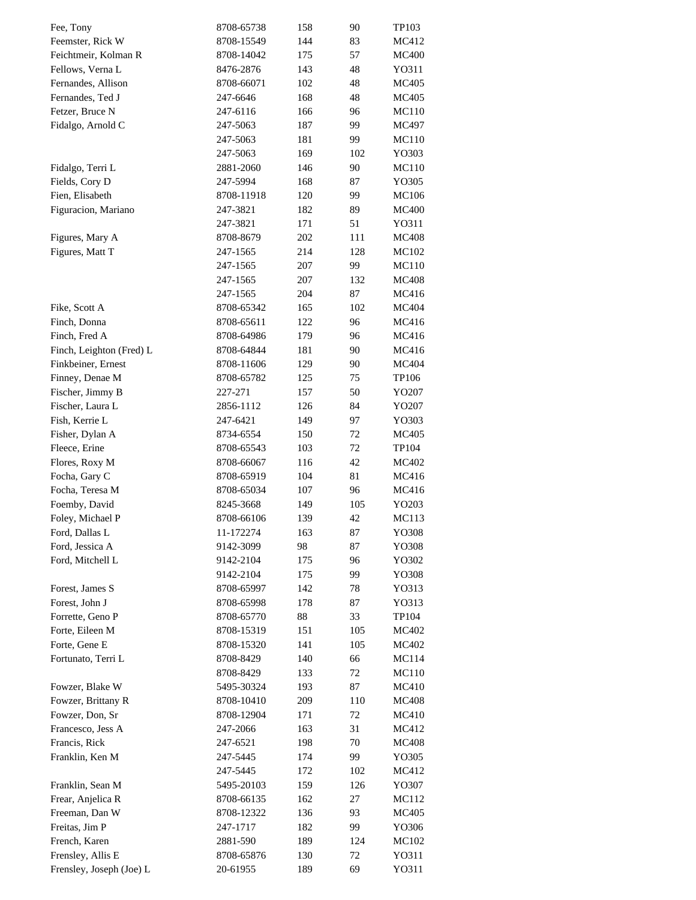| | | | | |
|---|---|---|---|---|
| Fee, Tony | 8708-65738 | 158 | 90 | TP103 |
| Feemster, Rick W | 8708-15549 | 144 | 83 | MC412 |
| Feichtmeir, Kolman R | 8708-14042 | 175 | 57 | MC400 |
| Fellows, Verna L | 8476-2876 | 143 | 48 | YO311 |
| Fernandes, Allison | 8708-66071 | 102 | 48 | MC405 |
| Fernandes, Ted J | 247-6646 | 168 | 48 | MC405 |
| Fetzer, Bruce N | 247-6116 | 166 | 96 | MC110 |
| Fidalgo, Arnold C | 247-5063 | 187 | 99 | MC497 |
| | 247-5063 | 181 | 99 | MC110 |
| | 247-5063 | 169 | 102 | YO303 |
| Fidalgo, Terri L | 2881-2060 | 146 | 90 | MC110 |
| Fields, Cory D | 247-5994 | 168 | 87 | YO305 |
| Fien, Elisabeth | 8708-11918 | 120 | 99 | MC106 |
| Figuracion, Mariano | 247-3821 | 182 | 89 | MC400 |
| | 247-3821 | 171 | 51 | YO311 |
| Figures, Mary A | 8708-8679 | 202 | 111 | MC408 |
| Figures, Matt T | 247-1565 | 214 | 128 | MC102 |
| | 247-1565 | 207 | 99 | MC110 |
| | 247-1565 | 207 | 132 | MC408 |
| | 247-1565 | 204 | 87 | MC416 |
| Fike, Scott A | 8708-65342 | 165 | 102 | MC404 |
| Finch, Donna | 8708-65611 | 122 | 96 | MC416 |
| Finch, Fred A | 8708-64986 | 179 | 96 | MC416 |
| Finch, Leighton (Fred) L | 8708-64844 | 181 | 90 | MC416 |
| Finkbeiner, Ernest | 8708-11606 | 129 | 90 | MC404 |
| Finney, Denae M | 8708-65782 | 125 | 75 | TP106 |
| Fischer, Jimmy B | 227-271 | 157 | 50 | YO207 |
| Fischer, Laura L | 2856-1112 | 126 | 84 | YO207 |
| Fish, Kerrie L | 247-6421 | 149 | 97 | YO303 |
| Fisher, Dylan A | 8734-6554 | 150 | 72 | MC405 |
| Fleece, Erine | 8708-65543 | 103 | 72 | TP104 |
| Flores, Roxy M | 8708-66067 | 116 | 42 | MC402 |
| Focha, Gary C | 8708-65919 | 104 | 81 | MC416 |
| Focha, Teresa M | 8708-65034 | 107 | 96 | MC416 |
| Foemby, David | 8245-3668 | 149 | 105 | YO203 |
| Foley, Michael P | 8708-66106 | 139 | 42 | MC113 |
| Ford, Dallas L | 11-172274 | 163 | 87 | YO308 |
| Ford, Jessica A | 9142-3099 | 98 | 87 | YO308 |
| Ford, Mitchell L | 9142-2104 | 175 | 96 | YO302 |
| | 9142-2104 | 175 | 99 | YO308 |
| Forest, James S | 8708-65997 | 142 | 78 | YO313 |
| Forest, John J | 8708-65998 | 178 | 87 | YO313 |
| Forrette, Geno P | 8708-65770 | 88 | 33 | TP104 |
| Forte, Eileen M | 8708-15319 | 151 | 105 | MC402 |
| Forte, Gene E | 8708-15320 | 141 | 105 | MC402 |
| Fortunato, Terri L | 8708-8429 | 140 | 66 | MC114 |
| | 8708-8429 | 133 | 72 | MC110 |
| Fowzer, Blake W | 5495-30324 | 193 | 87 | MC410 |
| Fowzer, Brittany R | 8708-10410 | 209 | 110 | MC408 |
| Fowzer, Don, Sr | 8708-12904 | 171 | 72 | MC410 |
| Francesco, Jess A | 247-2066 | 163 | 31 | MC412 |
| Francis, Rick | 247-6521 | 198 | 70 | MC408 |
| Franklin, Ken M | 247-5445 | 174 | 99 | YO305 |
| | 247-5445 | 172 | 102 | MC412 |
| Franklin, Sean M | 5495-20103 | 159 | 126 | YO307 |
| Frear, Anjelica R | 8708-66135 | 162 | 27 | MC112 |
| Freeman, Dan W | 8708-12322 | 136 | 93 | MC405 |
| Freitas, Jim P | 247-1717 | 182 | 99 | YO306 |
| French, Karen | 2881-590 | 189 | 124 | MC102 |
| Frensley, Allis E | 8708-65876 | 130 | 72 | YO311 |
| Frensley, Joseph (Joe) L | 20-61955 | 189 | 69 | YO311 |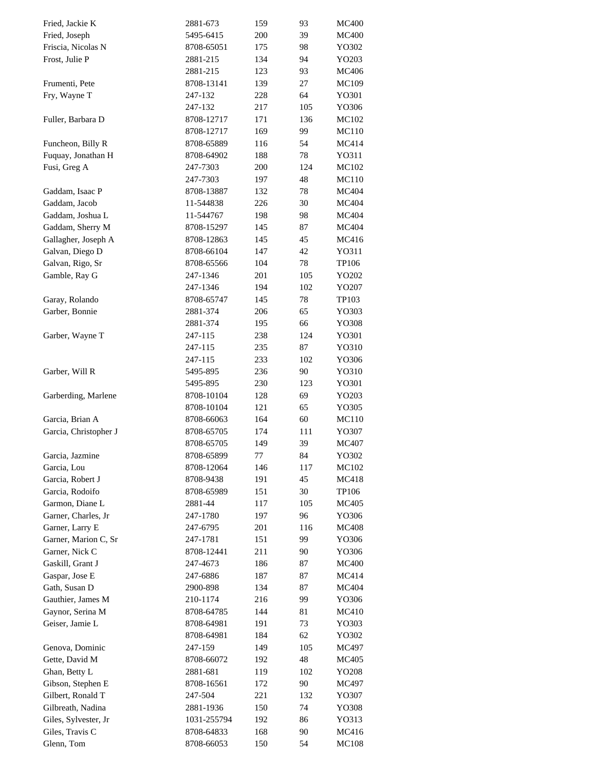| | | | | |
|---|---|---|---|---|
| Fried, Jackie K | 2881-673 | 159 | 93 | MC400 |
| Fried, Joseph | 5495-6415 | 200 | 39 | MC400 |
| Friscia, Nicolas N | 8708-65051 | 175 | 98 | YO302 |
| Frost, Julie P | 2881-215 | 134 | 94 | YO203 |
| | 2881-215 | 123 | 93 | MC406 |
| Frumenti, Pete | 8708-13141 | 139 | 27 | MC109 |
| Fry, Wayne T | 247-132 | 228 | 64 | YO301 |
| | 247-132 | 217 | 105 | YO306 |
| Fuller, Barbara D | 8708-12717 | 171 | 136 | MC102 |
| | 8708-12717 | 169 | 99 | MC110 |
| Funcheon, Billy R | 8708-65889 | 116 | 54 | MC414 |
| Fuquay, Jonathan H | 8708-64902 | 188 | 78 | YO311 |
| Fusi, Greg A | 247-7303 | 200 | 124 | MC102 |
| | 247-7303 | 197 | 48 | MC110 |
| Gaddam, Isaac P | 8708-13887 | 132 | 78 | MC404 |
| Gaddam, Jacob | 11-544838 | 226 | 30 | MC404 |
| Gaddam, Joshua L | 11-544767 | 198 | 98 | MC404 |
| Gaddam, Sherry M | 8708-15297 | 145 | 87 | MC404 |
| Gallagher, Joseph A | 8708-12863 | 145 | 45 | MC416 |
| Galvan, Diego D | 8708-66104 | 147 | 42 | YO311 |
| Galvan, Rigo, Sr | 8708-65566 | 104 | 78 | TP106 |
| Gamble, Ray G | 247-1346 | 201 | 105 | YO202 |
| | 247-1346 | 194 | 102 | YO207 |
| Garay, Rolando | 8708-65747 | 145 | 78 | TP103 |
| Garber, Bonnie | 2881-374 | 206 | 65 | YO303 |
| | 2881-374 | 195 | 66 | YO308 |
| Garber, Wayne T | 247-115 | 238 | 124 | YO301 |
| | 247-115 | 235 | 87 | YO310 |
| | 247-115 | 233 | 102 | YO306 |
| Garber, Will R | 5495-895 | 236 | 90 | YO310 |
| | 5495-895 | 230 | 123 | YO301 |
| Garberding, Marlene | 8708-10104 | 128 | 69 | YO203 |
| | 8708-10104 | 121 | 65 | YO305 |
| Garcia, Brian A | 8708-66063 | 164 | 60 | MC110 |
| Garcia, Christopher J | 8708-65705 | 174 | 111 | YO307 |
| | 8708-65705 | 149 | 39 | MC407 |
| Garcia, Jazmine | 8708-65899 | 77 | 84 | YO302 |
| Garcia, Lou | 8708-12064 | 146 | 117 | MC102 |
| Garcia, Robert J | 8708-9438 | 191 | 45 | MC418 |
| Garcia, Rodoifo | 8708-65989 | 151 | 30 | TP106 |
| Garmon, Diane L | 2881-44 | 117 | 105 | MC405 |
| Garner, Charles, Jr | 247-1780 | 197 | 96 | YO306 |
| Garner, Larry E | 247-6795 | 201 | 116 | MC408 |
| Garner, Marion C, Sr | 247-1781 | 151 | 99 | YO306 |
| Garner, Nick C | 8708-12441 | 211 | 90 | YO306 |
| Gaskill, Grant J | 247-4673 | 186 | 87 | MC400 |
| Gaspar, Jose E | 247-6886 | 187 | 87 | MC414 |
| Gath, Susan D | 2900-898 | 134 | 87 | MC404 |
| Gauthier, James M | 210-1174 | 216 | 99 | YO306 |
| Gaynor, Serina M | 8708-64785 | 144 | 81 | MC410 |
| Geiser, Jamie L | 8708-64981 | 191 | 73 | YO303 |
| | 8708-64981 | 184 | 62 | YO302 |
| Genova, Dominic | 247-159 | 149 | 105 | MC497 |
| Gette, David M | 8708-66072 | 192 | 48 | MC405 |
| Ghan, Betty L | 2881-681 | 119 | 102 | YO208 |
| Gibson, Stephen E | 8708-16561 | 172 | 90 | MC497 |
| Gilbert, Ronald T | 247-504 | 221 | 132 | YO307 |
| Gilbreath, Nadina | 2881-1936 | 150 | 74 | YO308 |
| Giles, Sylvester, Jr | 1031-255794 | 192 | 86 | YO313 |
| Giles, Travis C | 8708-64833 | 168 | 90 | MC416 |
| Glenn, Tom | 8708-66053 | 150 | 54 | MC108 |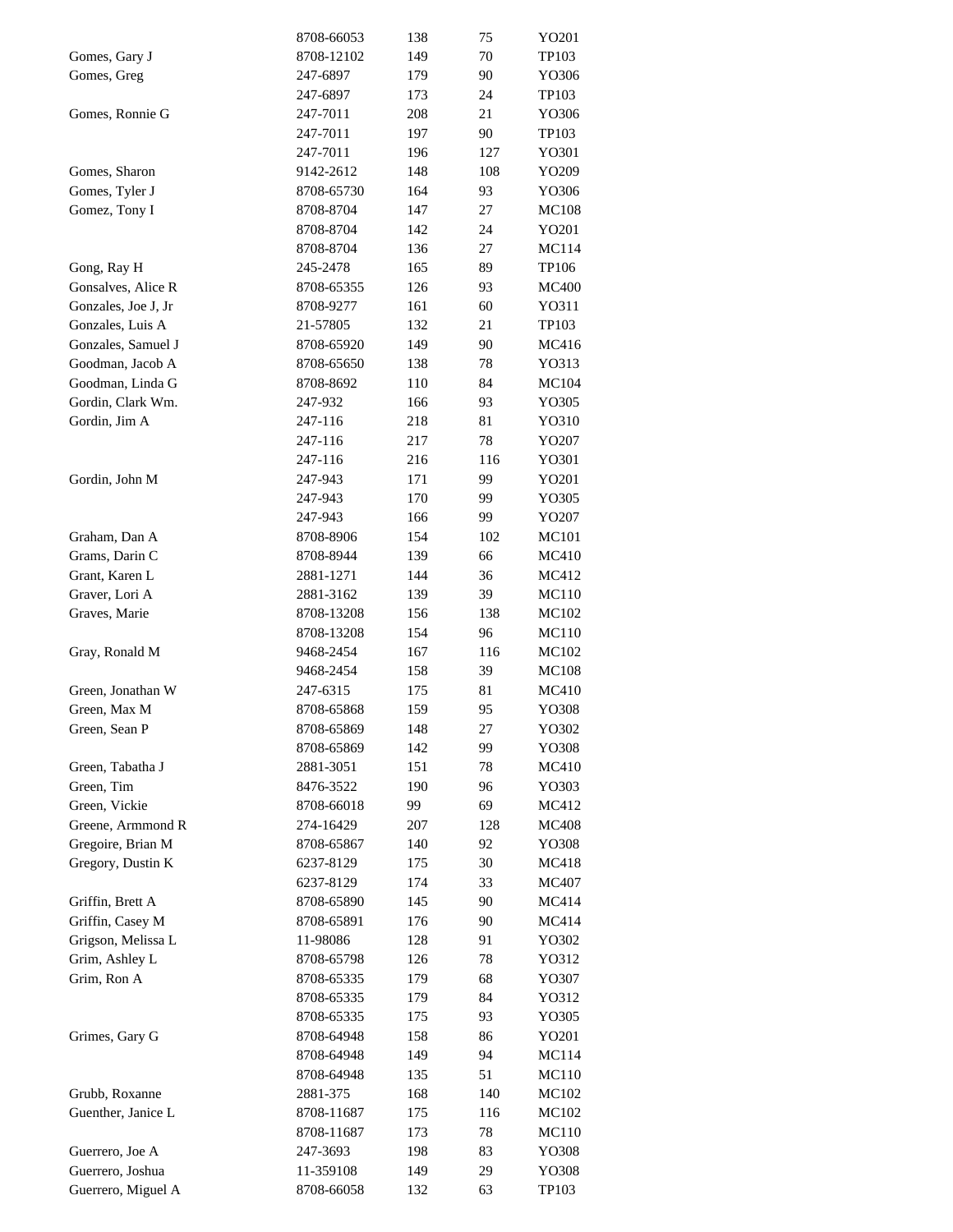| | | | | |
|---|---|---|---|---|
| | 8708-66053 | 138 | 75 | YO201 |
| Gomes, Gary J | 8708-12102 | 149 | 70 | TP103 |
| Gomes, Greg | 247-6897 | 179 | 90 | YO306 |
| | 247-6897 | 173 | 24 | TP103 |
| Gomes, Ronnie G | 247-7011 | 208 | 21 | YO306 |
| | 247-7011 | 197 | 90 | TP103 |
| | 247-7011 | 196 | 127 | YO301 |
| Gomes, Sharon | 9142-2612 | 148 | 108 | YO209 |
| Gomes, Tyler J | 8708-65730 | 164 | 93 | YO306 |
| Gomez, Tony I | 8708-8704 | 147 | 27 | MC108 |
| | 8708-8704 | 142 | 24 | YO201 |
| | 8708-8704 | 136 | 27 | MC114 |
| Gong, Ray H | 245-2478 | 165 | 89 | TP106 |
| Gonsalves, Alice R | 8708-65355 | 126 | 93 | MC400 |
| Gonzales, Joe J, Jr | 8708-9277 | 161 | 60 | YO311 |
| Gonzales, Luis A | 21-57805 | 132 | 21 | TP103 |
| Gonzales, Samuel J | 8708-65920 | 149 | 90 | MC416 |
| Goodman, Jacob A | 8708-65650 | 138 | 78 | YO313 |
| Goodman, Linda G | 8708-8692 | 110 | 84 | MC104 |
| Gordin, Clark Wm. | 247-932 | 166 | 93 | YO305 |
| Gordin, Jim A | 247-116 | 218 | 81 | YO310 |
| | 247-116 | 217 | 78 | YO207 |
| | 247-116 | 216 | 116 | YO301 |
| Gordin, John M | 247-943 | 171 | 99 | YO201 |
| | 247-943 | 170 | 99 | YO305 |
| | 247-943 | 166 | 99 | YO207 |
| Graham, Dan A | 8708-8906 | 154 | 102 | MC101 |
| Grams, Darin C | 8708-8944 | 139 | 66 | MC410 |
| Grant, Karen L | 2881-1271 | 144 | 36 | MC412 |
| Graver, Lori A | 2881-3162 | 139 | 39 | MC110 |
| Graves, Marie | 8708-13208 | 156 | 138 | MC102 |
| | 8708-13208 | 154 | 96 | MC110 |
| Gray, Ronald M | 9468-2454 | 167 | 116 | MC102 |
| | 9468-2454 | 158 | 39 | MC108 |
| Green, Jonathan W | 247-6315 | 175 | 81 | MC410 |
| Green, Max M | 8708-65868 | 159 | 95 | YO308 |
| Green, Sean P | 8708-65869 | 148 | 27 | YO302 |
| | 8708-65869 | 142 | 99 | YO308 |
| Green, Tabatha J | 2881-3051 | 151 | 78 | MC410 |
| Green, Tim | 8476-3522 | 190 | 96 | YO303 |
| Green, Vickie | 8708-66018 | 99 | 69 | MC412 |
| Greene, Armmond R | 274-16429 | 207 | 128 | MC408 |
| Gregoire, Brian M | 8708-65867 | 140 | 92 | YO308 |
| Gregory, Dustin K | 6237-8129 | 175 | 30 | MC418 |
| | 6237-8129 | 174 | 33 | MC407 |
| Griffin, Brett A | 8708-65890 | 145 | 90 | MC414 |
| Griffin, Casey M | 8708-65891 | 176 | 90 | MC414 |
| Grigson, Melissa L | 11-98086 | 128 | 91 | YO302 |
| Grim, Ashley L | 8708-65798 | 126 | 78 | YO312 |
| Grim, Ron A | 8708-65335 | 179 | 68 | YO307 |
| | 8708-65335 | 179 | 84 | YO312 |
| | 8708-65335 | 175 | 93 | YO305 |
| Grimes, Gary G | 8708-64948 | 158 | 86 | YO201 |
| | 8708-64948 | 149 | 94 | MC114 |
| | 8708-64948 | 135 | 51 | MC110 |
| Grubb, Roxanne | 2881-375 | 168 | 140 | MC102 |
| Guenther, Janice L | 8708-11687 | 175 | 116 | MC102 |
| | 8708-11687 | 173 | 78 | MC110 |
| Guerrero, Joe A | 247-3693 | 198 | 83 | YO308 |
| Guerrero, Joshua | 11-359108 | 149 | 29 | YO308 |
| Guerrero, Miguel A | 8708-66058 | 132 | 63 | TP103 |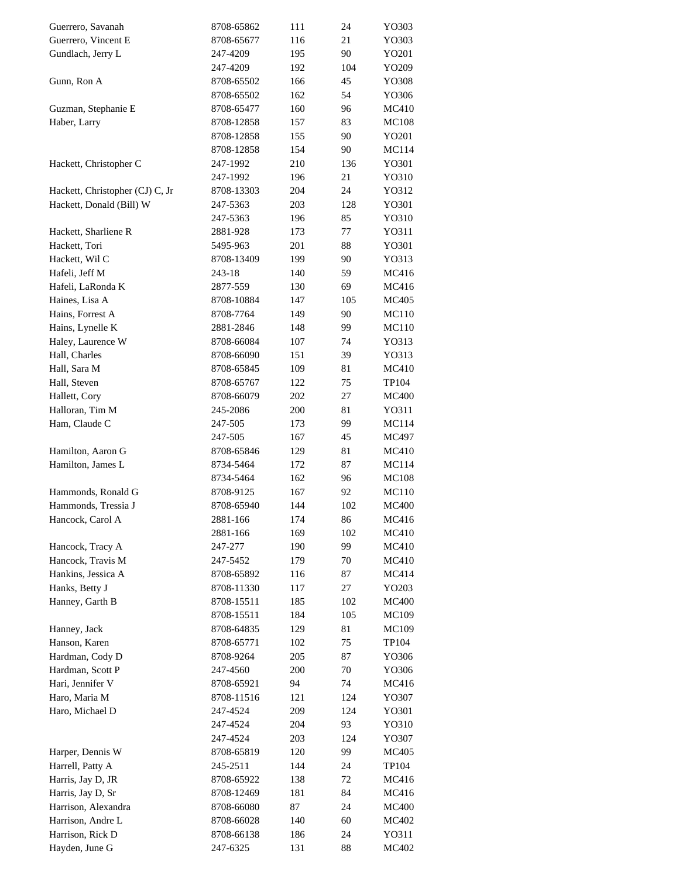| | | | | |
|---|---|---|---|---|
| Guerrero, Savanah | 8708-65862 | 111 | 24 | YO303 |
| Guerrero, Vincent E | 8708-65677 | 116 | 21 | YO303 |
| Gundlach, Jerry L | 247-4209 | 195 | 90 | YO201 |
| | 247-4209 | 192 | 104 | YO209 |
| Gunn, Ron A | 8708-65502 | 166 | 45 | YO308 |
| | 8708-65502 | 162 | 54 | YO306 |
| Guzman, Stephanie E | 8708-65477 | 160 | 96 | MC410 |
| Haber, Larry | 8708-12858 | 157 | 83 | MC108 |
| | 8708-12858 | 155 | 90 | YO201 |
| | 8708-12858 | 154 | 90 | MC114 |
| Hackett, Christopher C | 247-1992 | 210 | 136 | YO301 |
| | 247-1992 | 196 | 21 | YO310 |
| Hackett, Christopher (CJ) C, Jr | 8708-13303 | 204 | 24 | YO312 |
| Hackett, Donald (Bill) W | 247-5363 | 203 | 128 | YO301 |
| | 247-5363 | 196 | 85 | YO310 |
| Hackett, Sharliene R | 2881-928 | 173 | 77 | YO311 |
| Hackett, Tori | 5495-963 | 201 | 88 | YO301 |
| Hackett, Wil C | 8708-13409 | 199 | 90 | YO313 |
| Hafeli, Jeff M | 243-18 | 140 | 59 | MC416 |
| Hafeli, LaRonda K | 2877-559 | 130 | 69 | MC416 |
| Haines, Lisa A | 8708-10884 | 147 | 105 | MC405 |
| Hains, Forrest A | 8708-7764 | 149 | 90 | MC110 |
| Hains, Lynelle K | 2881-2846 | 148 | 99 | MC110 |
| Haley, Laurence W | 8708-66084 | 107 | 74 | YO313 |
| Hall, Charles | 8708-66090 | 151 | 39 | YO313 |
| Hall, Sara M | 8708-65845 | 109 | 81 | MC410 |
| Hall, Steven | 8708-65767 | 122 | 75 | TP104 |
| Hallett, Cory | 8708-66079 | 202 | 27 | MC400 |
| Halloran, Tim M | 245-2086 | 200 | 81 | YO311 |
| Ham, Claude C | 247-505 | 173 | 99 | MC114 |
| | 247-505 | 167 | 45 | MC497 |
| Hamilton, Aaron G | 8708-65846 | 129 | 81 | MC410 |
| Hamilton, James L | 8734-5464 | 172 | 87 | MC114 |
| | 8734-5464 | 162 | 96 | MC108 |
| Hammonds, Ronald G | 8708-9125 | 167 | 92 | MC110 |
| Hammonds, Tressia J | 8708-65940 | 144 | 102 | MC400 |
| Hancock, Carol A | 2881-166 | 174 | 86 | MC416 |
| | 2881-166 | 169 | 102 | MC410 |
| Hancock, Tracy A | 247-277 | 190 | 99 | MC410 |
| Hancock, Travis M | 247-5452 | 179 | 70 | MC410 |
| Hankins, Jessica A | 8708-65892 | 116 | 87 | MC414 |
| Hanks, Betty J | 8708-11330 | 117 | 27 | YO203 |
| Hanney, Garth B | 8708-15511 | 185 | 102 | MC400 |
| | 8708-15511 | 184 | 105 | MC109 |
| Hanney, Jack | 8708-64835 | 129 | 81 | MC109 |
| Hanson, Karen | 8708-65771 | 102 | 75 | TP104 |
| Hardman, Cody D | 8708-9264 | 205 | 87 | YO306 |
| Hardman, Scott P | 247-4560 | 200 | 70 | YO306 |
| Hari, Jennifer V | 8708-65921 | 94 | 74 | MC416 |
| Haro, Maria M | 8708-11516 | 121 | 124 | YO307 |
| Haro, Michael D | 247-4524 | 209 | 124 | YO301 |
| | 247-4524 | 204 | 93 | YO310 |
| | 247-4524 | 203 | 124 | YO307 |
| Harper, Dennis W | 8708-65819 | 120 | 99 | MC405 |
| Harrell, Patty A | 245-2511 | 144 | 24 | TP104 |
| Harris, Jay D, JR | 8708-65922 | 138 | 72 | MC416 |
| Harris, Jay D, Sr | 8708-12469 | 181 | 84 | MC416 |
| Harrison, Alexandra | 8708-66080 | 87 | 24 | MC400 |
| Harrison, Andre L | 8708-66028 | 140 | 60 | MC402 |
| Harrison, Rick D | 8708-66138 | 186 | 24 | YO311 |
| Hayden, June G | 247-6325 | 131 | 88 | MC402 |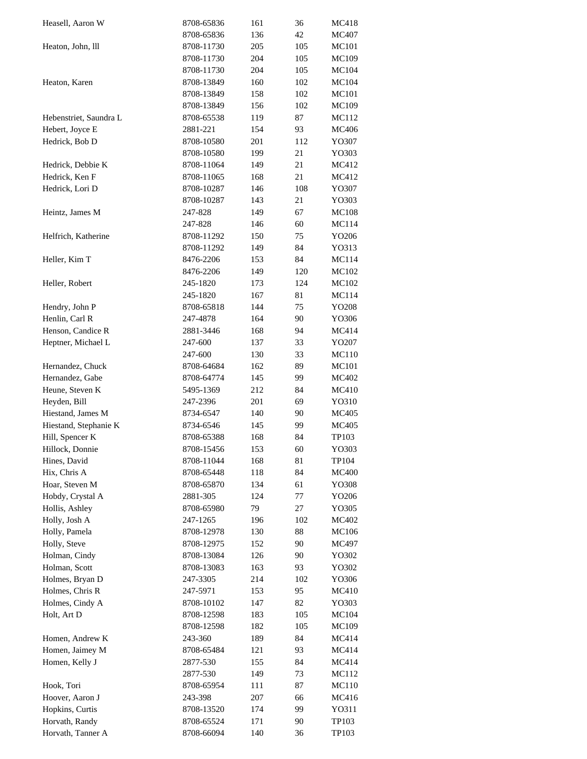| | | | | |
|---|---|---|---|---|
| Heasell, Aaron W | 8708-65836 | 161 | 36 | MC418 |
| | 8708-65836 | 136 | 42 | MC407 |
| Heaton, John, lll | 8708-11730 | 205 | 105 | MC101 |
| | 8708-11730 | 204 | 105 | MC109 |
| | 8708-11730 | 204 | 105 | MC104 |
| Heaton, Karen | 8708-13849 | 160 | 102 | MC104 |
| | 8708-13849 | 158 | 102 | MC101 |
| | 8708-13849 | 156 | 102 | MC109 |
| Hebenstriet, Saundra L | 8708-65538 | 119 | 87 | MC112 |
| Hebert, Joyce E | 2881-221 | 154 | 93 | MC406 |
| Hedrick, Bob D | 8708-10580 | 201 | 112 | YO307 |
| | 8708-10580 | 199 | 21 | YO303 |
| Hedrick, Debbie K | 8708-11064 | 149 | 21 | MC412 |
| Hedrick, Ken F | 8708-11065 | 168 | 21 | MC412 |
| Hedrick, Lori D | 8708-10287 | 146 | 108 | YO307 |
| | 8708-10287 | 143 | 21 | YO303 |
| Heintz, James M | 247-828 | 149 | 67 | MC108 |
| | 247-828 | 146 | 60 | MC114 |
| Helfrich, Katherine | 8708-11292 | 150 | 75 | YO206 |
| | 8708-11292 | 149 | 84 | YO313 |
| Heller, Kim T | 8476-2206 | 153 | 84 | MC114 |
| | 8476-2206 | 149 | 120 | MC102 |
| Heller, Robert | 245-1820 | 173 | 124 | MC102 |
| | 245-1820 | 167 | 81 | MC114 |
| Hendry, John P | 8708-65818 | 144 | 75 | YO208 |
| Henlin, Carl R | 247-4878 | 164 | 90 | YO306 |
| Henson, Candice R | 2881-3446 | 168 | 94 | MC414 |
| Heptner, Michael L | 247-600 | 137 | 33 | YO207 |
| | 247-600 | 130 | 33 | MC110 |
| Hernandez, Chuck | 8708-64684 | 162 | 89 | MC101 |
| Hernandez, Gabe | 8708-64774 | 145 | 99 | MC402 |
| Heune, Steven K | 5495-1369 | 212 | 84 | MC410 |
| Heyden, Bill | 247-2396 | 201 | 69 | YO310 |
| Hiestand, James M | 8734-6547 | 140 | 90 | MC405 |
| Hiestand, Stephanie K | 8734-6546 | 145 | 99 | MC405 |
| Hill, Spencer K | 8708-65388 | 168 | 84 | TP103 |
| Hillock, Donnie | 8708-15456 | 153 | 60 | YO303 |
| Hines, David | 8708-11044 | 168 | 81 | TP104 |
| Hix, Chris A | 8708-65448 | 118 | 84 | MC400 |
| Hoar, Steven M | 8708-65870 | 134 | 61 | YO308 |
| Hobdy, Crystal A | 2881-305 | 124 | 77 | YO206 |
| Hollis, Ashley | 8708-65980 | 79 | 27 | YO305 |
| Holly, Josh A | 247-1265 | 196 | 102 | MC402 |
| Holly, Pamela | 8708-12978 | 130 | 88 | MC106 |
| Holly, Steve | 8708-12975 | 152 | 90 | MC497 |
| Holman, Cindy | 8708-13084 | 126 | 90 | YO302 |
| Holman, Scott | 8708-13083 | 163 | 93 | YO302 |
| Holmes, Bryan D | 247-3305 | 214 | 102 | YO306 |
| Holmes, Chris R | 247-5971 | 153 | 95 | MC410 |
| Holmes, Cindy A | 8708-10102 | 147 | 82 | YO303 |
| Holt, Art D | 8708-12598 | 183 | 105 | MC104 |
| | 8708-12598 | 182 | 105 | MC109 |
| Homen, Andrew K | 243-360 | 189 | 84 | MC414 |
| Homen, Jaimey M | 8708-65484 | 121 | 93 | MC414 |
| Homen, Kelly J | 2877-530 | 155 | 84 | MC414 |
| | 2877-530 | 149 | 73 | MC112 |
| Hook, Tori | 8708-65954 | 111 | 87 | MC110 |
| Hoover, Aaron J | 243-398 | 207 | 66 | MC416 |
| Hopkins, Curtis | 8708-13520 | 174 | 99 | YO311 |
| Horvath, Randy | 8708-65524 | 171 | 90 | TP103 |
| Horvath, Tanner A | 8708-66094 | 140 | 36 | TP103 |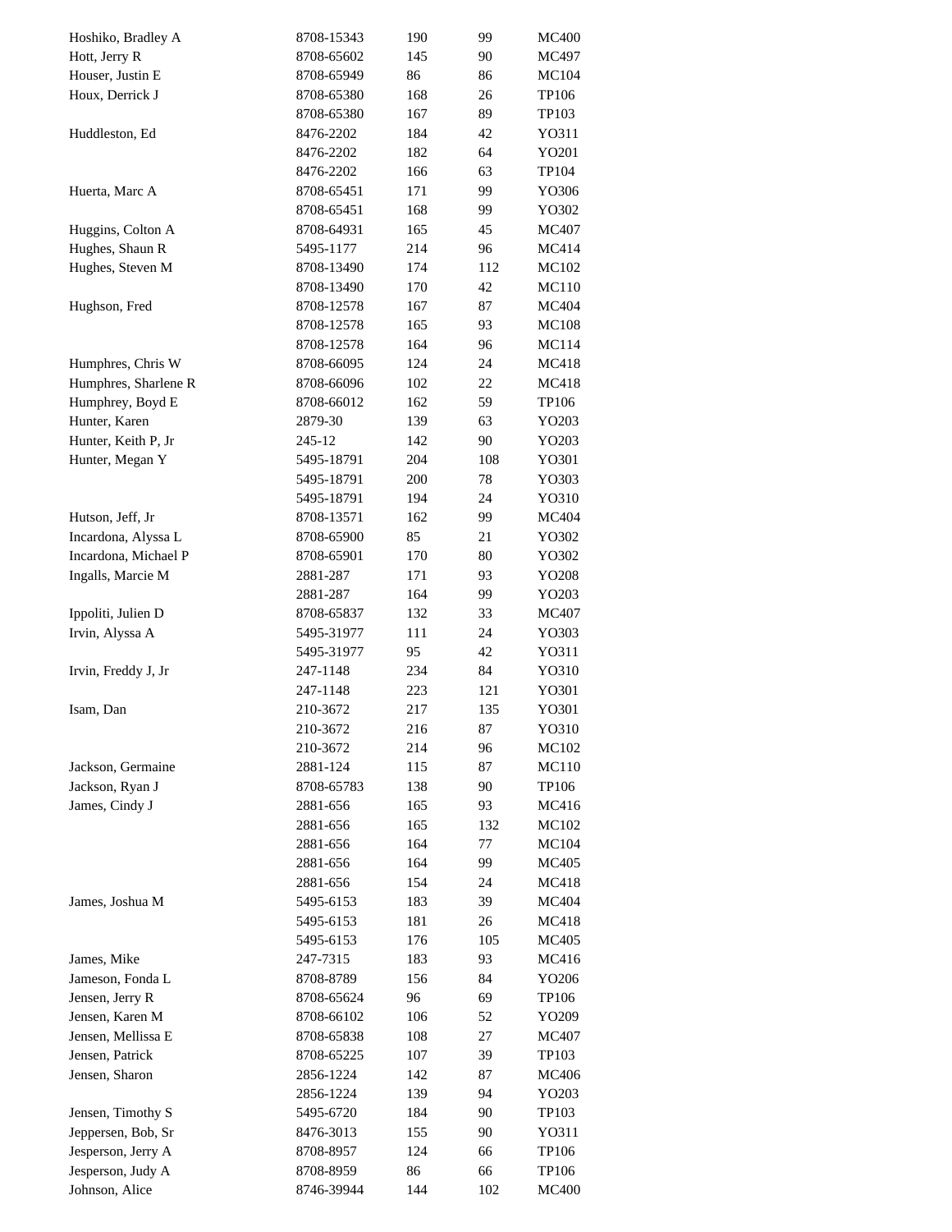| | | | | |
|---|---|---|---|---|
| Hoshiko, Bradley A | 8708-15343 | 190 | 99 | MC400 |
| Hott, Jerry R | 8708-65602 | 145 | 90 | MC497 |
| Houser, Justin E | 8708-65949 | 86 | 86 | MC104 |
| Houx, Derrick J | 8708-65380 | 168 | 26 | TP106 |
| | 8708-65380 | 167 | 89 | TP103 |
| Huddleston, Ed | 8476-2202 | 184 | 42 | YO311 |
| | 8476-2202 | 182 | 64 | YO201 |
| | 8476-2202 | 166 | 63 | TP104 |
| Huerta, Marc A | 8708-65451 | 171 | 99 | YO306 |
| | 8708-65451 | 168 | 99 | YO302 |
| Huggins, Colton A | 8708-64931 | 165 | 45 | MC407 |
| Hughes, Shaun R | 5495-1177 | 214 | 96 | MC414 |
| Hughes, Steven M | 8708-13490 | 174 | 112 | MC102 |
| | 8708-13490 | 170 | 42 | MC110 |
| Hughson, Fred | 8708-12578 | 167 | 87 | MC404 |
| | 8708-12578 | 165 | 93 | MC108 |
| | 8708-12578 | 164 | 96 | MC114 |
| Humphres, Chris W | 8708-66095 | 124 | 24 | MC418 |
| Humphres, Sharlene R | 8708-66096 | 102 | 22 | MC418 |
| Humphrey, Boyd E | 8708-66012 | 162 | 59 | TP106 |
| Hunter, Karen | 2879-30 | 139 | 63 | YO203 |
| Hunter, Keith P, Jr | 245-12 | 142 | 90 | YO203 |
| Hunter, Megan Y | 5495-18791 | 204 | 108 | YO301 |
| | 5495-18791 | 200 | 78 | YO303 |
| | 5495-18791 | 194 | 24 | YO310 |
| Hutson, Jeff, Jr | 8708-13571 | 162 | 99 | MC404 |
| Incardona, Alyssa L | 8708-65900 | 85 | 21 | YO302 |
| Incardona, Michael P | 8708-65901 | 170 | 80 | YO302 |
| Ingalls, Marcie M | 2881-287 | 171 | 93 | YO208 |
| | 2881-287 | 164 | 99 | YO203 |
| Ippoliti, Julien D | 8708-65837 | 132 | 33 | MC407 |
| Irvin, Alyssa A | 5495-31977 | 111 | 24 | YO303 |
| | 5495-31977 | 95 | 42 | YO311 |
| Irvin, Freddy J, Jr | 247-1148 | 234 | 84 | YO310 |
| | 247-1148 | 223 | 121 | YO301 |
| Isam, Dan | 210-3672 | 217 | 135 | YO301 |
| | 210-3672 | 216 | 87 | YO310 |
| | 210-3672 | 214 | 96 | MC102 |
| Jackson, Germaine | 2881-124 | 115 | 87 | MC110 |
| Jackson, Ryan J | 8708-65783 | 138 | 90 | TP106 |
| James, Cindy J | 2881-656 | 165 | 93 | MC416 |
| | 2881-656 | 165 | 132 | MC102 |
| | 2881-656 | 164 | 77 | MC104 |
| | 2881-656 | 164 | 99 | MC405 |
| | 2881-656 | 154 | 24 | MC418 |
| James, Joshua M | 5495-6153 | 183 | 39 | MC404 |
| | 5495-6153 | 181 | 26 | MC418 |
| | 5495-6153 | 176 | 105 | MC405 |
| James, Mike | 247-7315 | 183 | 93 | MC416 |
| Jameson, Fonda L | 8708-8789 | 156 | 84 | YO206 |
| Jensen, Jerry R | 8708-65624 | 96 | 69 | TP106 |
| Jensen, Karen M | 8708-66102 | 106 | 52 | YO209 |
| Jensen, Mellissa E | 8708-65838 | 108 | 27 | MC407 |
| Jensen, Patrick | 8708-65225 | 107 | 39 | TP103 |
| Jensen, Sharon | 2856-1224 | 142 | 87 | MC406 |
| | 2856-1224 | 139 | 94 | YO203 |
| Jensen, Timothy S | 5495-6720 | 184 | 90 | TP103 |
| Jeppersen, Bob, Sr | 8476-3013 | 155 | 90 | YO311 |
| Jesperson, Jerry A | 8708-8957 | 124 | 66 | TP106 |
| Jesperson, Judy A | 8708-8959 | 86 | 66 | TP106 |
| Johnson, Alice | 8746-39944 | 144 | 102 | MC400 |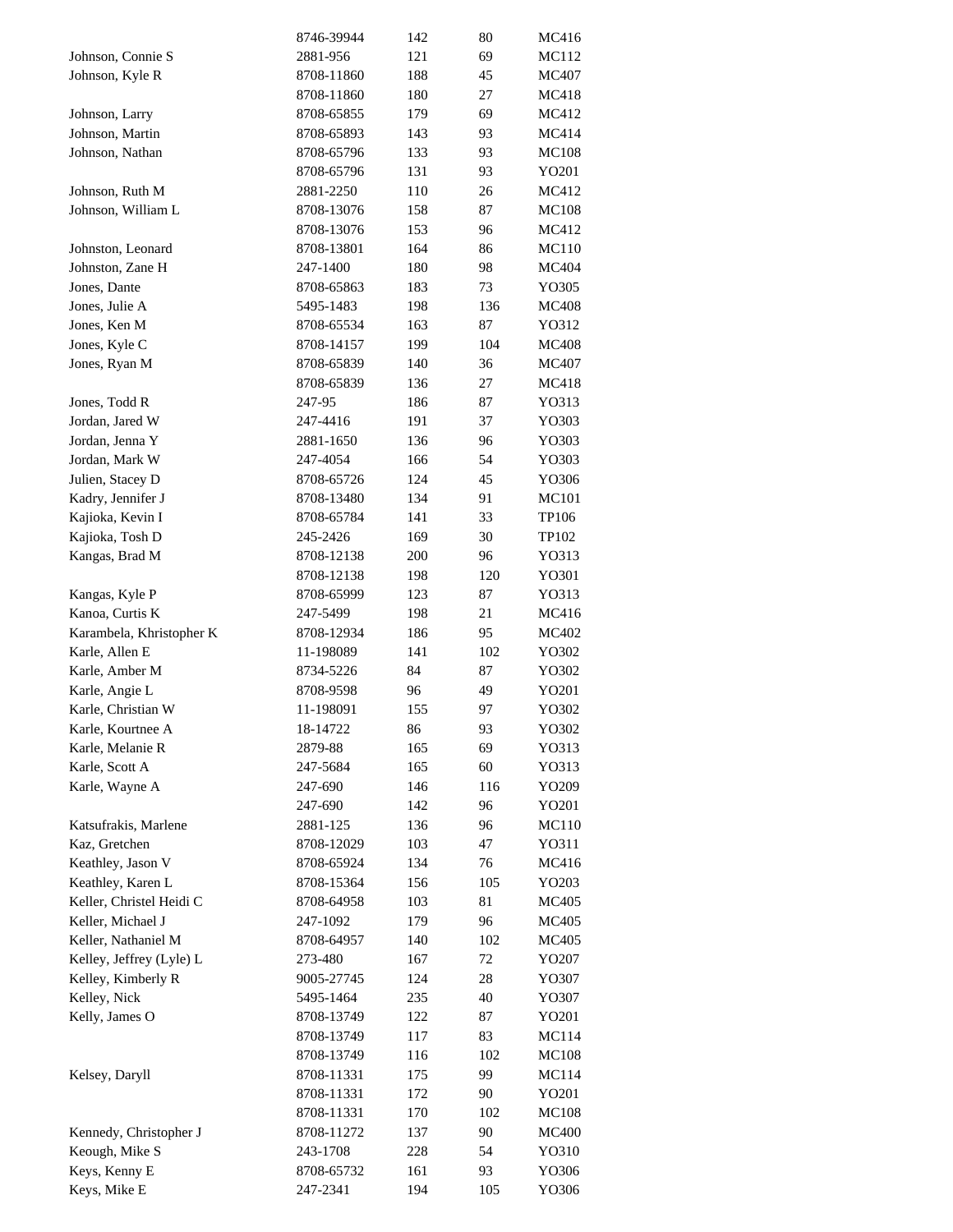| | | | | |
|---|---|---|---|---|
| | 8746-39944 | 142 | 80 | MC416 |
| Johnson, Connie S | 2881-956 | 121 | 69 | MC112 |
| Johnson, Kyle R | 8708-11860 | 188 | 45 | MC407 |
| | 8708-11860 | 180 | 27 | MC418 |
| Johnson, Larry | 8708-65855 | 179 | 69 | MC412 |
| Johnson, Martin | 8708-65893 | 143 | 93 | MC414 |
| Johnson, Nathan | 8708-65796 | 133 | 93 | MC108 |
| | 8708-65796 | 131 | 93 | YO201 |
| Johnson, Ruth M | 2881-2250 | 110 | 26 | MC412 |
| Johnson, William L | 8708-13076 | 158 | 87 | MC108 |
| | 8708-13076 | 153 | 96 | MC412 |
| Johnston, Leonard | 8708-13801 | 164 | 86 | MC110 |
| Johnston, Zane H | 247-1400 | 180 | 98 | MC404 |
| Jones, Dante | 8708-65863 | 183 | 73 | YO305 |
| Jones, Julie A | 5495-1483 | 198 | 136 | MC408 |
| Jones, Ken M | 8708-65534 | 163 | 87 | YO312 |
| Jones, Kyle C | 8708-14157 | 199 | 104 | MC408 |
| Jones, Ryan M | 8708-65839 | 140 | 36 | MC407 |
| | 8708-65839 | 136 | 27 | MC418 |
| Jones, Todd R | 247-95 | 186 | 87 | YO313 |
| Jordan, Jared W | 247-4416 | 191 | 37 | YO303 |
| Jordan, Jenna Y | 2881-1650 | 136 | 96 | YO303 |
| Jordan, Mark W | 247-4054 | 166 | 54 | YO303 |
| Julien, Stacey D | 8708-65726 | 124 | 45 | YO306 |
| Kadry, Jennifer J | 8708-13480 | 134 | 91 | MC101 |
| Kajioka, Kevin I | 8708-65784 | 141 | 33 | TP106 |
| Kajioka, Tosh D | 245-2426 | 169 | 30 | TP102 |
| Kangas, Brad M | 8708-12138 | 200 | 96 | YO313 |
| | 8708-12138 | 198 | 120 | YO301 |
| Kangas, Kyle P | 8708-65999 | 123 | 87 | YO313 |
| Kanoa, Curtis K | 247-5499 | 198 | 21 | MC416 |
| Karambela, Khristopher K | 8708-12934 | 186 | 95 | MC402 |
| Karle, Allen E | 11-198089 | 141 | 102 | YO302 |
| Karle, Amber M | 8734-5226 | 84 | 87 | YO302 |
| Karle, Angie L | 8708-9598 | 96 | 49 | YO201 |
| Karle, Christian W | 11-198091 | 155 | 97 | YO302 |
| Karle, Kourtnee A | 18-14722 | 86 | 93 | YO302 |
| Karle, Melanie R | 2879-88 | 165 | 69 | YO313 |
| Karle, Scott A | 247-5684 | 165 | 60 | YO313 |
| Karle, Wayne A | 247-690 | 146 | 116 | YO209 |
| | 247-690 | 142 | 96 | YO201 |
| Katsufrakis, Marlene | 2881-125 | 136 | 96 | MC110 |
| Kaz, Gretchen | 8708-12029 | 103 | 47 | YO311 |
| Keathley, Jason V | 8708-65924 | 134 | 76 | MC416 |
| Keathley, Karen L | 8708-15364 | 156 | 105 | YO203 |
| Keller, Christel Heidi C | 8708-64958 | 103 | 81 | MC405 |
| Keller, Michael J | 247-1092 | 179 | 96 | MC405 |
| Keller, Nathaniel M | 8708-64957 | 140 | 102 | MC405 |
| Kelley, Jeffrey (Lyle) L | 273-480 | 167 | 72 | YO207 |
| Kelley, Kimberly R | 9005-27745 | 124 | 28 | YO307 |
| Kelley, Nick | 5495-1464 | 235 | 40 | YO307 |
| Kelly, James O | 8708-13749 | 122 | 87 | YO201 |
| | 8708-13749 | 117 | 83 | MC114 |
| | 8708-13749 | 116 | 102 | MC108 |
| Kelsey, Daryll | 8708-11331 | 175 | 99 | MC114 |
| | 8708-11331 | 172 | 90 | YO201 |
| | 8708-11331 | 170 | 102 | MC108 |
| Kennedy, Christopher J | 8708-11272 | 137 | 90 | MC400 |
| Keough, Mike S | 243-1708 | 228 | 54 | YO310 |
| Keys, Kenny E | 8708-65732 | 161 | 93 | YO306 |
| Keys, Mike E | 247-2341 | 194 | 105 | YO306 |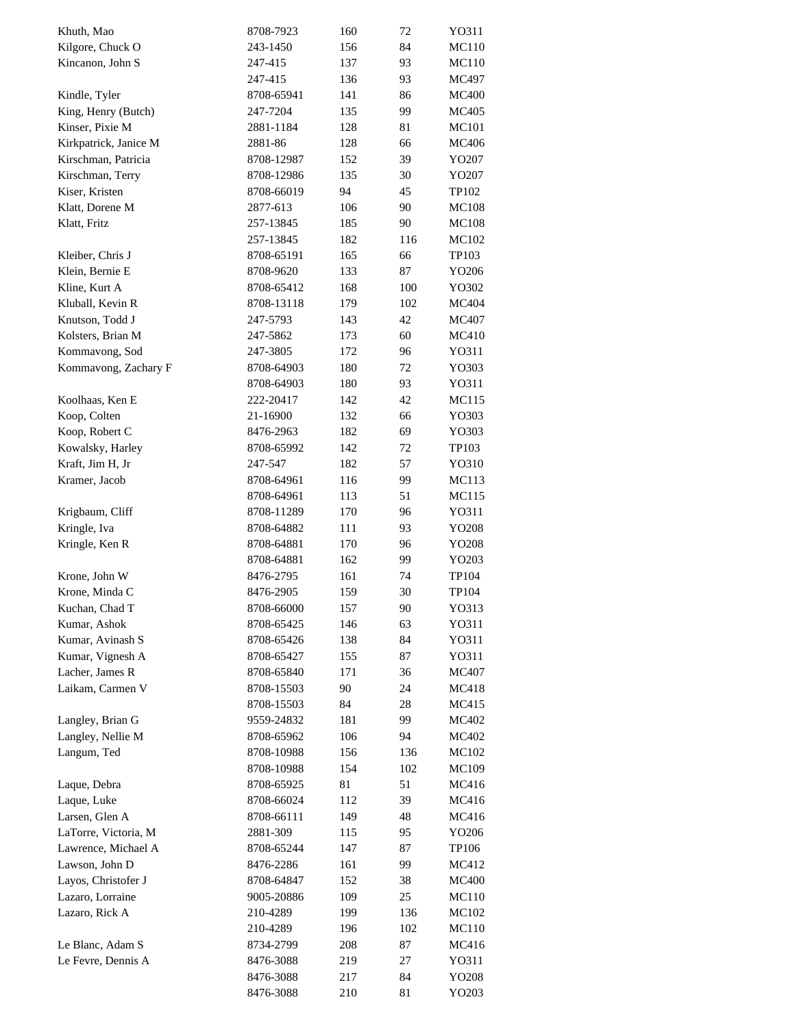| | | | | |
|---|---|---|---|---|
| Khuth, Mao | 8708-7923 | 160 | 72 | YO311 |
| Kilgore, Chuck O | 243-1450 | 156 | 84 | MC110 |
| Kincanon, John S | 247-415 | 137 | 93 | MC110 |
| | 247-415 | 136 | 93 | MC497 |
| Kindle, Tyler | 8708-65941 | 141 | 86 | MC400 |
| King, Henry (Butch) | 247-7204 | 135 | 99 | MC405 |
| Kinser, Pixie M | 2881-1184 | 128 | 81 | MC101 |
| Kirkpatrick, Janice M | 2881-86 | 128 | 66 | MC406 |
| Kirschman, Patricia | 8708-12987 | 152 | 39 | YO207 |
| Kirschman, Terry | 8708-12986 | 135 | 30 | YO207 |
| Kiser, Kristen | 8708-66019 | 94 | 45 | TP102 |
| Klatt, Dorene M | 2877-613 | 106 | 90 | MC108 |
| Klatt, Fritz | 257-13845 | 185 | 90 | MC108 |
| | 257-13845 | 182 | 116 | MC102 |
| Kleiber, Chris J | 8708-65191 | 165 | 66 | TP103 |
| Klein, Bernie E | 8708-9620 | 133 | 87 | YO206 |
| Kline, Kurt A | 8708-65412 | 168 | 100 | YO302 |
| Kluball, Kevin R | 8708-13118 | 179 | 102 | MC404 |
| Knutson, Todd J | 247-5793 | 143 | 42 | MC407 |
| Kolsters, Brian M | 247-5862 | 173 | 60 | MC410 |
| Kommavong, Sod | 247-3805 | 172 | 96 | YO311 |
| Kommavong, Zachary F | 8708-64903 | 180 | 72 | YO303 |
| | 8708-64903 | 180 | 93 | YO311 |
| Koolhaas, Ken E | 222-20417 | 142 | 42 | MC115 |
| Koop, Colten | 21-16900 | 132 | 66 | YO303 |
| Koop, Robert C | 8476-2963 | 182 | 69 | YO303 |
| Kowalsky, Harley | 8708-65992 | 142 | 72 | TP103 |
| Kraft, Jim H, Jr | 247-547 | 182 | 57 | YO310 |
| Kramer, Jacob | 8708-64961 | 116 | 99 | MC113 |
| | 8708-64961 | 113 | 51 | MC115 |
| Krigbaum, Cliff | 8708-11289 | 170 | 96 | YO311 |
| Kringle, Iva | 8708-64882 | 111 | 93 | YO208 |
| Kringle, Ken R | 8708-64881 | 170 | 96 | YO208 |
| | 8708-64881 | 162 | 99 | YO203 |
| Krone, John W | 8476-2795 | 161 | 74 | TP104 |
| Krone, Minda C | 8476-2905 | 159 | 30 | TP104 |
| Kuchan, Chad T | 8708-66000 | 157 | 90 | YO313 |
| Kumar, Ashok | 8708-65425 | 146 | 63 | YO311 |
| Kumar, Avinash S | 8708-65426 | 138 | 84 | YO311 |
| Kumar, Vignesh A | 8708-65427 | 155 | 87 | YO311 |
| Lacher, James R | 8708-65840 | 171 | 36 | MC407 |
| Laikam, Carmen V | 8708-15503 | 90 | 24 | MC418 |
| | 8708-15503 | 84 | 28 | MC415 |
| Langley, Brian G | 9559-24832 | 181 | 99 | MC402 |
| Langley, Nellie M | 8708-65962 | 106 | 94 | MC402 |
| Langum, Ted | 8708-10988 | 156 | 136 | MC102 |
| | 8708-10988 | 154 | 102 | MC109 |
| Laque, Debra | 8708-65925 | 81 | 51 | MC416 |
| Laque, Luke | 8708-66024 | 112 | 39 | MC416 |
| Larsen, Glen A | 8708-66111 | 149 | 48 | MC416 |
| LaTorre, Victoria, M | 2881-309 | 115 | 95 | YO206 |
| Lawrence, Michael A | 8708-65244 | 147 | 87 | TP106 |
| Lawson, John D | 8476-2286 | 161 | 99 | MC412 |
| Layos, Christofer J | 8708-64847 | 152 | 38 | MC400 |
| Lazaro, Lorraine | 9005-20886 | 109 | 25 | MC110 |
| Lazaro, Rick A | 210-4289 | 199 | 136 | MC102 |
| | 210-4289 | 196 | 102 | MC110 |
| Le Blanc, Adam S | 8734-2799 | 208 | 87 | MC416 |
| Le Fevre, Dennis A | 8476-3088 | 219 | 27 | YO311 |
| | 8476-3088 | 217 | 84 | YO208 |
| | 8476-3088 | 210 | 81 | YO203 |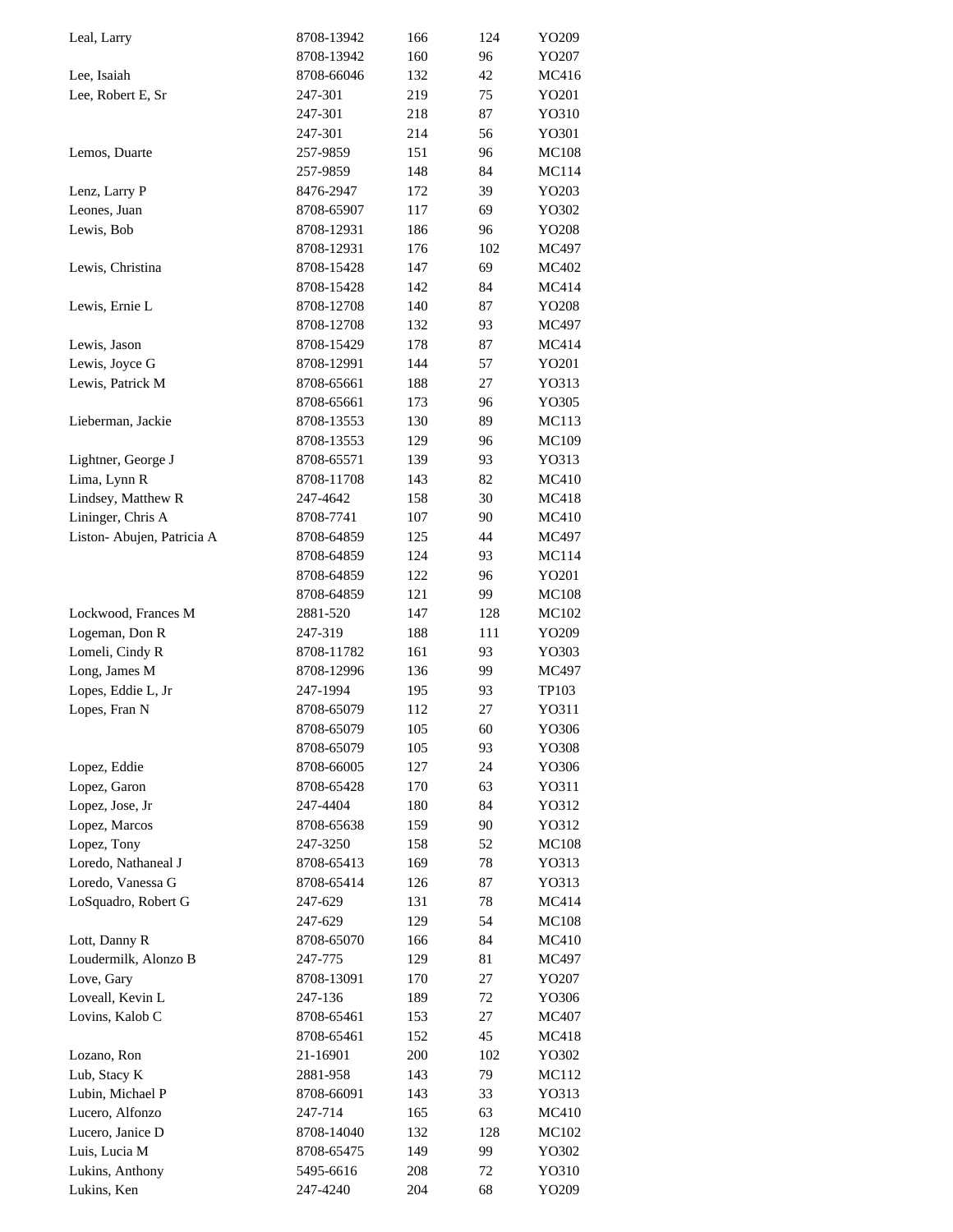| | | | | |
|---|---|---|---|---|
| Leal, Larry | 8708-13942 | 166 | 124 | YO209 |
| | 8708-13942 | 160 | 96 | YO207 |
| Lee, Isaiah | 8708-66046 | 132 | 42 | MC416 |
| Lee, Robert E, Sr | 247-301 | 219 | 75 | YO201 |
| | 247-301 | 218 | 87 | YO310 |
| | 247-301 | 214 | 56 | YO301 |
| Lemos, Duarte | 257-9859 | 151 | 96 | MC108 |
| | 257-9859 | 148 | 84 | MC114 |
| Lenz, Larry P | 8476-2947 | 172 | 39 | YO203 |
| Leones, Juan | 8708-65907 | 117 | 69 | YO302 |
| Lewis, Bob | 8708-12931 | 186 | 96 | YO208 |
| | 8708-12931 | 176 | 102 | MC497 |
| Lewis, Christina | 8708-15428 | 147 | 69 | MC402 |
| | 8708-15428 | 142 | 84 | MC414 |
| Lewis, Ernie L | 8708-12708 | 140 | 87 | YO208 |
| | 8708-12708 | 132 | 93 | MC497 |
| Lewis, Jason | 8708-15429 | 178 | 87 | MC414 |
| Lewis, Joyce G | 8708-12991 | 144 | 57 | YO201 |
| Lewis, Patrick M | 8708-65661 | 188 | 27 | YO313 |
| | 8708-65661 | 173 | 96 | YO305 |
| Lieberman, Jackie | 8708-13553 | 130 | 89 | MC113 |
| | 8708-13553 | 129 | 96 | MC109 |
| Lightner, George J | 8708-65571 | 139 | 93 | YO313 |
| Lima, Lynn R | 8708-11708 | 143 | 82 | MC410 |
| Lindsey, Matthew R | 247-4642 | 158 | 30 | MC418 |
| Lininger, Chris A | 8708-7741 | 107 | 90 | MC410 |
| Liston- Abujen, Patricia A | 8708-64859 | 125 | 44 | MC497 |
| | 8708-64859 | 124 | 93 | MC114 |
| | 8708-64859 | 122 | 96 | YO201 |
| | 8708-64859 | 121 | 99 | MC108 |
| Lockwood, Frances M | 2881-520 | 147 | 128 | MC102 |
| Logeman, Don R | 247-319 | 188 | 111 | YO209 |
| Lomeli, Cindy R | 8708-11782 | 161 | 93 | YO303 |
| Long, James M | 8708-12996 | 136 | 99 | MC497 |
| Lopes, Eddie L, Jr | 247-1994 | 195 | 93 | TP103 |
| Lopes, Fran N | 8708-65079 | 112 | 27 | YO311 |
| | 8708-65079 | 105 | 60 | YO306 |
| | 8708-65079 | 105 | 93 | YO308 |
| Lopez, Eddie | 8708-66005 | 127 | 24 | YO306 |
| Lopez, Garon | 8708-65428 | 170 | 63 | YO311 |
| Lopez, Jose, Jr | 247-4404 | 180 | 84 | YO312 |
| Lopez, Marcos | 8708-65638 | 159 | 90 | YO312 |
| Lopez, Tony | 247-3250 | 158 | 52 | MC108 |
| Loredo, Nathaneal J | 8708-65413 | 169 | 78 | YO313 |
| Loredo, Vanessa G | 8708-65414 | 126 | 87 | YO313 |
| LoSquadro, Robert G | 247-629 | 131 | 78 | MC414 |
| | 247-629 | 129 | 54 | MC108 |
| Lott, Danny R | 8708-65070 | 166 | 84 | MC410 |
| Loudermilk, Alonzo B | 247-775 | 129 | 81 | MC497 |
| Love, Gary | 8708-13091 | 170 | 27 | YO207 |
| Loveall, Kevin L | 247-136 | 189 | 72 | YO306 |
| Lovins, Kalob C | 8708-65461 | 153 | 27 | MC407 |
| | 8708-65461 | 152 | 45 | MC418 |
| Lozano, Ron | 21-16901 | 200 | 102 | YO302 |
| Lub, Stacy K | 2881-958 | 143 | 79 | MC112 |
| Lubin, Michael P | 8708-66091 | 143 | 33 | YO313 |
| Lucero, Alfonzo | 247-714 | 165 | 63 | MC410 |
| Lucero, Janice D | 8708-14040 | 132 | 128 | MC102 |
| Luis, Lucia M | 8708-65475 | 149 | 99 | YO302 |
| Lukins, Anthony | 5495-6616 | 208 | 72 | YO310 |
| Lukins, Ken | 247-4240 | 204 | 68 | YO209 |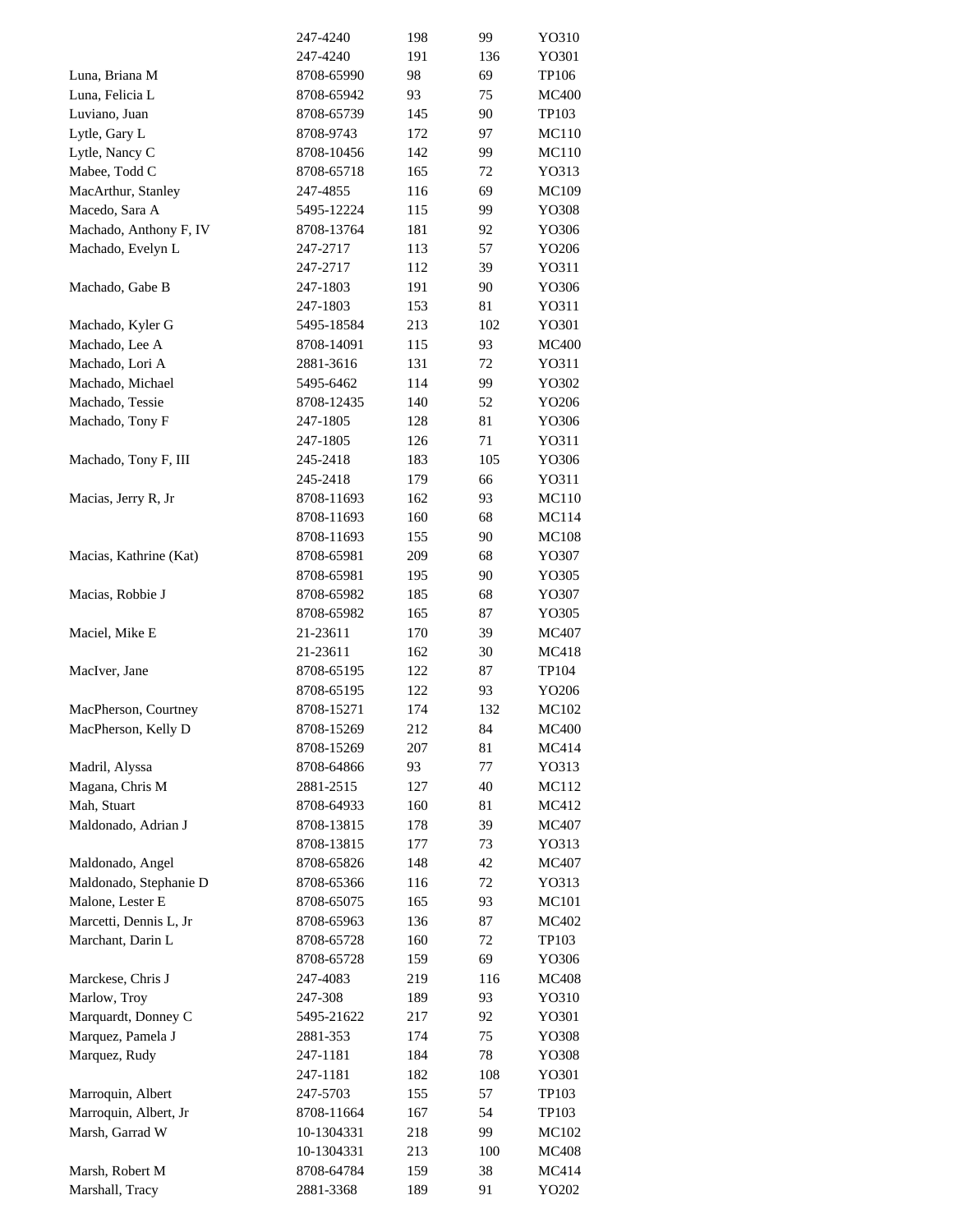| | | | | |
|---|---|---|---|---|
| | 247-4240 | 198 | 99 | YO310 |
| | 247-4240 | 191 | 136 | YO301 |
| Luna, Briana M | 8708-65990 | 98 | 69 | TP106 |
| Luna, Felicia L | 8708-65942 | 93 | 75 | MC400 |
| Luviano, Juan | 8708-65739 | 145 | 90 | TP103 |
| Lytle, Gary L | 8708-9743 | 172 | 97 | MC110 |
| Lytle, Nancy C | 8708-10456 | 142 | 99 | MC110 |
| Mabee, Todd C | 8708-65718 | 165 | 72 | YO313 |
| MacArthur, Stanley | 247-4855 | 116 | 69 | MC109 |
| Macedo, Sara A | 5495-12224 | 115 | 99 | YO308 |
| Machado, Anthony F, IV | 8708-13764 | 181 | 92 | YO306 |
| Machado, Evelyn L | 247-2717 | 113 | 57 | YO206 |
| | 247-2717 | 112 | 39 | YO311 |
| Machado, Gabe B | 247-1803 | 191 | 90 | YO306 |
| | 247-1803 | 153 | 81 | YO311 |
| Machado, Kyler G | 5495-18584 | 213 | 102 | YO301 |
| Machado, Lee A | 8708-14091 | 115 | 93 | MC400 |
| Machado, Lori A | 2881-3616 | 131 | 72 | YO311 |
| Machado, Michael | 5495-6462 | 114 | 99 | YO302 |
| Machado, Tessie | 8708-12435 | 140 | 52 | YO206 |
| Machado, Tony F | 247-1805 | 128 | 81 | YO306 |
| | 247-1805 | 126 | 71 | YO311 |
| Machado, Tony F, III | 245-2418 | 183 | 105 | YO306 |
| | 245-2418 | 179 | 66 | YO311 |
| Macias, Jerry R, Jr | 8708-11693 | 162 | 93 | MC110 |
| | 8708-11693 | 160 | 68 | MC114 |
| | 8708-11693 | 155 | 90 | MC108 |
| Macias, Kathrine (Kat) | 8708-65981 | 209 | 68 | YO307 |
| | 8708-65981 | 195 | 90 | YO305 |
| Macias, Robbie J | 8708-65982 | 185 | 68 | YO307 |
| | 8708-65982 | 165 | 87 | YO305 |
| Maciel, Mike E | 21-23611 | 170 | 39 | MC407 |
| | 21-23611 | 162 | 30 | MC418 |
| MacIver, Jane | 8708-65195 | 122 | 87 | TP104 |
| | 8708-65195 | 122 | 93 | YO206 |
| MacPherson, Courtney | 8708-15271 | 174 | 132 | MC102 |
| MacPherson, Kelly D | 8708-15269 | 212 | 84 | MC400 |
| | 8708-15269 | 207 | 81 | MC414 |
| Madril, Alyssa | 8708-64866 | 93 | 77 | YO313 |
| Magana, Chris M | 2881-2515 | 127 | 40 | MC112 |
| Mah, Stuart | 8708-64933 | 160 | 81 | MC412 |
| Maldonado, Adrian J | 8708-13815 | 178 | 39 | MC407 |
| | 8708-13815 | 177 | 73 | YO313 |
| Maldonado, Angel | 8708-65826 | 148 | 42 | MC407 |
| Maldonado, Stephanie D | 8708-65366 | 116 | 72 | YO313 |
| Malone, Lester E | 8708-65075 | 165 | 93 | MC101 |
| Marcetti, Dennis L, Jr | 8708-65963 | 136 | 87 | MC402 |
| Marchant, Darin L | 8708-65728 | 160 | 72 | TP103 |
| | 8708-65728 | 159 | 69 | YO306 |
| Marckese, Chris J | 247-4083 | 219 | 116 | MC408 |
| Marlow, Troy | 247-308 | 189 | 93 | YO310 |
| Marquardt, Donney C | 5495-21622 | 217 | 92 | YO301 |
| Marquez, Pamela J | 2881-353 | 174 | 75 | YO308 |
| Marquez, Rudy | 247-1181 | 184 | 78 | YO308 |
| | 247-1181 | 182 | 108 | YO301 |
| Marroquin, Albert | 247-5703 | 155 | 57 | TP103 |
| Marroquin, Albert, Jr | 8708-11664 | 167 | 54 | TP103 |
| Marsh, Garrad W | 10-1304331 | 218 | 99 | MC102 |
| | 10-1304331 | 213 | 100 | MC408 |
| Marsh, Robert M | 8708-64784 | 159 | 38 | MC414 |
| Marshall, Tracy | 2881-3368 | 189 | 91 | YO202 |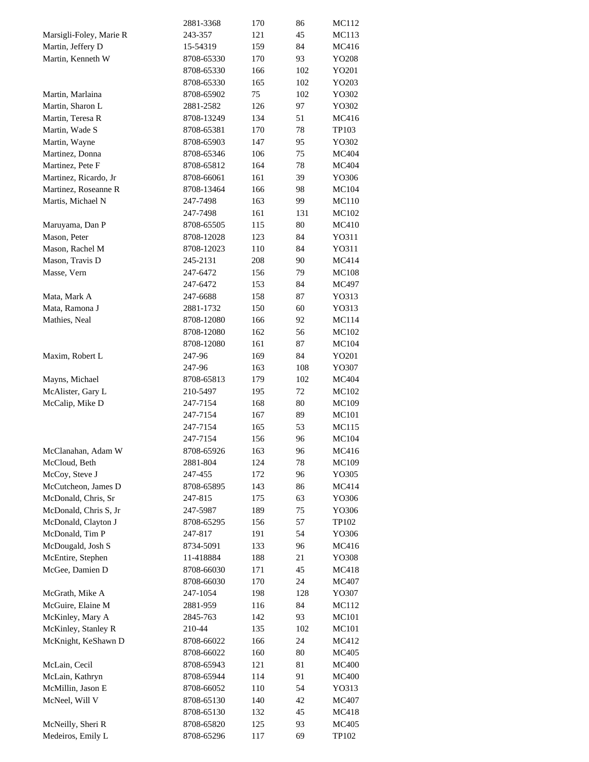| | | | | |
|---|---|---|---|---|
| | 2881-3368 | 170 | 86 | MC112 |
| Marsigli-Foley, Marie R | 243-357 | 121 | 45 | MC113 |
| Martin, Jeffery D | 15-54319 | 159 | 84 | MC416 |
| Martin, Kenneth W | 8708-65330 | 170 | 93 | YO208 |
| | 8708-65330 | 166 | 102 | YO201 |
| | 8708-65330 | 165 | 102 | YO203 |
| Martin, Marlaina | 8708-65902 | 75 | 102 | YO302 |
| Martin, Sharon L | 2881-2582 | 126 | 97 | YO302 |
| Martin, Teresa R | 8708-13249 | 134 | 51 | MC416 |
| Martin, Wade S | 8708-65381 | 170 | 78 | TP103 |
| Martin, Wayne | 8708-65903 | 147 | 95 | YO302 |
| Martinez, Donna | 8708-65346 | 106 | 75 | MC404 |
| Martinez, Pete F | 8708-65812 | 164 | 78 | MC404 |
| Martinez, Ricardo, Jr | 8708-66061 | 161 | 39 | YO306 |
| Martinez, Roseanne R | 8708-13464 | 166 | 98 | MC104 |
| Martis, Michael N | 247-7498 | 163 | 99 | MC110 |
| | 247-7498 | 161 | 131 | MC102 |
| Maruyama, Dan P | 8708-65505 | 115 | 80 | MC410 |
| Mason, Peter | 8708-12028 | 123 | 84 | YO311 |
| Mason, Rachel M | 8708-12023 | 110 | 84 | YO311 |
| Mason, Travis D | 245-2131 | 208 | 90 | MC414 |
| Masse, Vern | 247-6472 | 156 | 79 | MC108 |
| | 247-6472 | 153 | 84 | MC497 |
| Mata, Mark A | 247-6688 | 158 | 87 | YO313 |
| Mata, Ramona J | 2881-1732 | 150 | 60 | YO313 |
| Mathies, Neal | 8708-12080 | 166 | 92 | MC114 |
| | 8708-12080 | 162 | 56 | MC102 |
| | 8708-12080 | 161 | 87 | MC104 |
| Maxim, Robert L | 247-96 | 169 | 84 | YO201 |
| | 247-96 | 163 | 108 | YO307 |
| Mayns, Michael | 8708-65813 | 179 | 102 | MC404 |
| McAlister, Gary L | 210-5497 | 195 | 72 | MC102 |
| McCalip, Mike D | 247-7154 | 168 | 80 | MC109 |
| | 247-7154 | 167 | 89 | MC101 |
| | 247-7154 | 165 | 53 | MC115 |
| | 247-7154 | 156 | 96 | MC104 |
| McClanahan, Adam W | 8708-65926 | 163 | 96 | MC416 |
| McCloud, Beth | 2881-804 | 124 | 78 | MC109 |
| McCoy, Steve J | 247-455 | 172 | 96 | YO305 |
| McCutcheon, James D | 8708-65895 | 143 | 86 | MC414 |
| McDonald, Chris, Sr | 247-815 | 175 | 63 | YO306 |
| McDonald, Chris S, Jr | 247-5987 | 189 | 75 | YO306 |
| McDonald, Clayton J | 8708-65295 | 156 | 57 | TP102 |
| McDonald, Tim P | 247-817 | 191 | 54 | YO306 |
| McDougald, Josh S | 8734-5091 | 133 | 96 | MC416 |
| McEntire, Stephen | 11-418884 | 188 | 21 | YO308 |
| McGee, Damien D | 8708-66030 | 171 | 45 | MC418 |
| | 8708-66030 | 170 | 24 | MC407 |
| McGrath, Mike A | 247-1054 | 198 | 128 | YO307 |
| McGuire, Elaine M | 2881-959 | 116 | 84 | MC112 |
| McKinley, Mary A | 2845-763 | 142 | 93 | MC101 |
| McKinley, Stanley R | 210-44 | 135 | 102 | MC101 |
| McKnight, KeShawn D | 8708-66022 | 166 | 24 | MC412 |
| | 8708-66022 | 160 | 80 | MC405 |
| McLain, Cecil | 8708-65943 | 121 | 81 | MC400 |
| McLain, Kathryn | 8708-65944 | 114 | 91 | MC400 |
| McMillin, Jason E | 8708-66052 | 110 | 54 | YO313 |
| McNeel, Will V | 8708-65130 | 140 | 42 | MC407 |
| | 8708-65130 | 132 | 45 | MC418 |
| McNeilly, Sheri R | 8708-65820 | 125 | 93 | MC405 |
| Medeiros, Emily L | 8708-65296 | 117 | 69 | TP102 |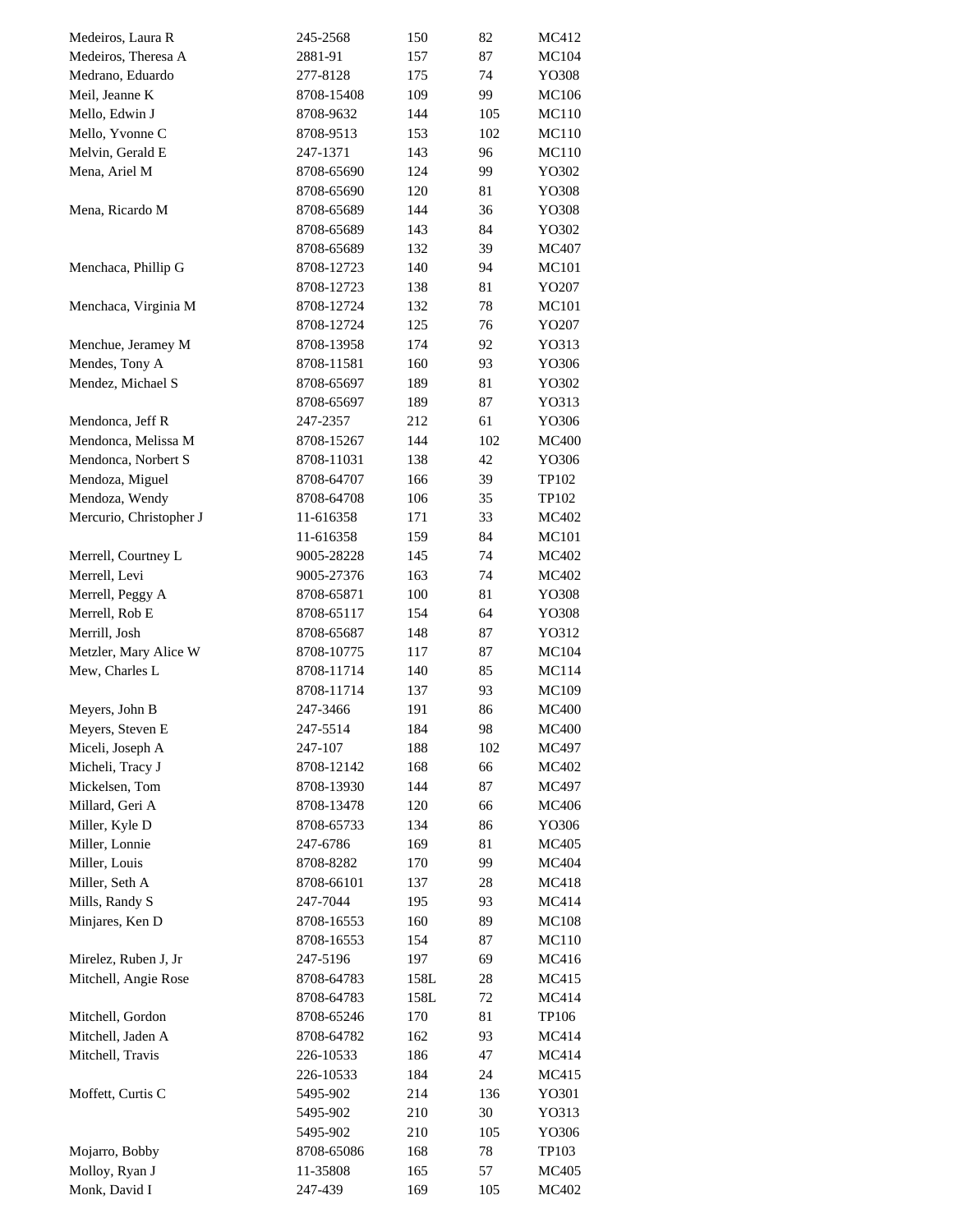| | | | | |
|---|---|---|---|---|
| Medeiros, Laura R | 245-2568 | 150 | 82 | MC412 |
| Medeiros, Theresa A | 2881-91 | 157 | 87 | MC104 |
| Medrano, Eduardo | 277-8128 | 175 | 74 | YO308 |
| Meil, Jeanne K | 8708-15408 | 109 | 99 | MC106 |
| Mello, Edwin J | 8708-9632 | 144 | 105 | MC110 |
| Mello, Yvonne C | 8708-9513 | 153 | 102 | MC110 |
| Melvin, Gerald E | 247-1371 | 143 | 96 | MC110 |
| Mena, Ariel M | 8708-65690 | 124 | 99 | YO302 |
| | 8708-65690 | 120 | 81 | YO308 |
| Mena, Ricardo M | 8708-65689 | 144 | 36 | YO308 |
| | 8708-65689 | 143 | 84 | YO302 |
| | 8708-65689 | 132 | 39 | MC407 |
| Menchaca, Phillip G | 8708-12723 | 140 | 94 | MC101 |
| | 8708-12723 | 138 | 81 | YO207 |
| Menchaca, Virginia M | 8708-12724 | 132 | 78 | MC101 |
| | 8708-12724 | 125 | 76 | YO207 |
| Menchue, Jeramey M | 8708-13958 | 174 | 92 | YO313 |
| Mendes, Tony A | 8708-11581 | 160 | 93 | YO306 |
| Mendez, Michael S | 8708-65697 | 189 | 81 | YO302 |
| | 8708-65697 | 189 | 87 | YO313 |
| Mendonca, Jeff R | 247-2357 | 212 | 61 | YO306 |
| Mendonca, Melissa M | 8708-15267 | 144 | 102 | MC400 |
| Mendonca, Norbert S | 8708-11031 | 138 | 42 | YO306 |
| Mendoza, Miguel | 8708-64707 | 166 | 39 | TP102 |
| Mendoza, Wendy | 8708-64708 | 106 | 35 | TP102 |
| Mercurio, Christopher J | 11-616358 | 171 | 33 | MC402 |
| | 11-616358 | 159 | 84 | MC101 |
| Merrell, Courtney L | 9005-28228 | 145 | 74 | MC402 |
| Merrell, Levi | 9005-27376 | 163 | 74 | MC402 |
| Merrell, Peggy A | 8708-65871 | 100 | 81 | YO308 |
| Merrell, Rob E | 8708-65117 | 154 | 64 | YO308 |
| Merrill, Josh | 8708-65687 | 148 | 87 | YO312 |
| Metzler, Mary Alice W | 8708-10775 | 117 | 87 | MC104 |
| Mew, Charles L | 8708-11714 | 140 | 85 | MC114 |
| | 8708-11714 | 137 | 93 | MC109 |
| Meyers, John B | 247-3466 | 191 | 86 | MC400 |
| Meyers, Steven E | 247-5514 | 184 | 98 | MC400 |
| Miceli, Joseph A | 247-107 | 188 | 102 | MC497 |
| Micheli, Tracy J | 8708-12142 | 168 | 66 | MC402 |
| Mickelsen, Tom | 8708-13930 | 144 | 87 | MC497 |
| Millard, Geri A | 8708-13478 | 120 | 66 | MC406 |
| Miller, Kyle D | 8708-65733 | 134 | 86 | YO306 |
| Miller, Lonnie | 247-6786 | 169 | 81 | MC405 |
| Miller, Louis | 8708-8282 | 170 | 99 | MC404 |
| Miller, Seth A | 8708-66101 | 137 | 28 | MC418 |
| Mills, Randy S | 247-7044 | 195 | 93 | MC414 |
| Minjares, Ken D | 8708-16553 | 160 | 89 | MC108 |
| | 8708-16553 | 154 | 87 | MC110 |
| Mirelez, Ruben J, Jr | 247-5196 | 197 | 69 | MC416 |
| Mitchell, Angie Rose | 8708-64783 | 158L | 28 | MC415 |
| | 8708-64783 | 158L | 72 | MC414 |
| Mitchell, Gordon | 8708-65246 | 170 | 81 | TP106 |
| Mitchell, Jaden A | 8708-64782 | 162 | 93 | MC414 |
| Mitchell, Travis | 226-10533 | 186 | 47 | MC414 |
| | 226-10533 | 184 | 24 | MC415 |
| Moffett, Curtis C | 5495-902 | 214 | 136 | YO301 |
| | 5495-902 | 210 | 30 | YO313 |
| | 5495-902 | 210 | 105 | YO306 |
| Mojarro, Bobby | 8708-65086 | 168 | 78 | TP103 |
| Molloy, Ryan J | 11-35808 | 165 | 57 | MC405 |
| Monk, David I | 247-439 | 169 | 105 | MC402 |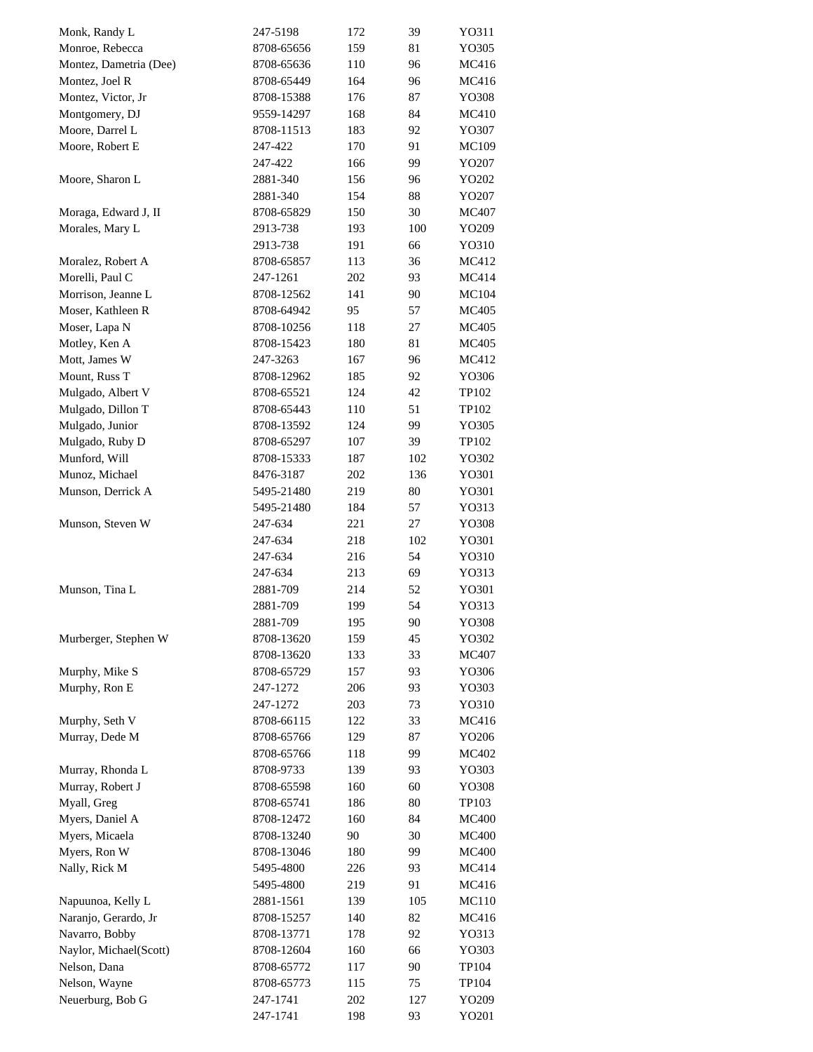| | | | | |
|---|---|---|---|---|
| Monk, Randy L | 247-5198 | 172 | 39 | YO311 |
| Monroe, Rebecca | 8708-65656 | 159 | 81 | YO305 |
| Montez, Dametria (Dee) | 8708-65636 | 110 | 96 | MC416 |
| Montez, Joel R | 8708-65449 | 164 | 96 | MC416 |
| Montez, Victor, Jr | 8708-15388 | 176 | 87 | YO308 |
| Montgomery, DJ | 9559-14297 | 168 | 84 | MC410 |
| Moore, Darrel L | 8708-11513 | 183 | 92 | YO307 |
| Moore, Robert E | 247-422 | 170 | 91 | MC109 |
| | 247-422 | 166 | 99 | YO207 |
| Moore, Sharon L | 2881-340 | 156 | 96 | YO202 |
| | 2881-340 | 154 | 88 | YO207 |
| Moraga, Edward J, II | 8708-65829 | 150 | 30 | MC407 |
| Morales, Mary L | 2913-738 | 193 | 100 | YO209 |
| | 2913-738 | 191 | 66 | YO310 |
| Moralez, Robert A | 8708-65857 | 113 | 36 | MC412 |
| Morelli, Paul C | 247-1261 | 202 | 93 | MC414 |
| Morrison, Jeanne L | 8708-12562 | 141 | 90 | MC104 |
| Moser, Kathleen R | 8708-64942 | 95 | 57 | MC405 |
| Moser, Lapa N | 8708-10256 | 118 | 27 | MC405 |
| Motley, Ken A | 8708-15423 | 180 | 81 | MC405 |
| Mott, James W | 247-3263 | 167 | 96 | MC412 |
| Mount, Russ T | 8708-12962 | 185 | 92 | YO306 |
| Mulgado, Albert V | 8708-65521 | 124 | 42 | TP102 |
| Mulgado, Dillon T | 8708-65443 | 110 | 51 | TP102 |
| Mulgado, Junior | 8708-13592 | 124 | 99 | YO305 |
| Mulgado, Ruby D | 8708-65297 | 107 | 39 | TP102 |
| Munford, Will | 8708-15333 | 187 | 102 | YO302 |
| Munoz, Michael | 8476-3187 | 202 | 136 | YO301 |
| Munson, Derrick A | 5495-21480 | 219 | 80 | YO301 |
| | 5495-21480 | 184 | 57 | YO313 |
| Munson, Steven W | 247-634 | 221 | 27 | YO308 |
| | 247-634 | 218 | 102 | YO301 |
| | 247-634 | 216 | 54 | YO310 |
| | 247-634 | 213 | 69 | YO313 |
| Munson, Tina L | 2881-709 | 214 | 52 | YO301 |
| | 2881-709 | 199 | 54 | YO313 |
| | 2881-709 | 195 | 90 | YO308 |
| Murberger, Stephen W | 8708-13620 | 159 | 45 | YO302 |
| | 8708-13620 | 133 | 33 | MC407 |
| Murphy, Mike S | 8708-65729 | 157 | 93 | YO306 |
| Murphy, Ron E | 247-1272 | 206 | 93 | YO303 |
| | 247-1272 | 203 | 73 | YO310 |
| Murphy, Seth V | 8708-66115 | 122 | 33 | MC416 |
| Murray, Dede M | 8708-65766 | 129 | 87 | YO206 |
| | 8708-65766 | 118 | 99 | MC402 |
| Murray, Rhonda L | 8708-9733 | 139 | 93 | YO303 |
| Murray, Robert J | 8708-65598 | 160 | 60 | YO308 |
| Myall, Greg | 8708-65741 | 186 | 80 | TP103 |
| Myers, Daniel A | 8708-12472 | 160 | 84 | MC400 |
| Myers, Micaela | 8708-13240 | 90 | 30 | MC400 |
| Myers, Ron W | 8708-13046 | 180 | 99 | MC400 |
| Nally, Rick M | 5495-4800 | 226 | 93 | MC414 |
| | 5495-4800 | 219 | 91 | MC416 |
| Napuunoa, Kelly L | 2881-1561 | 139 | 105 | MC110 |
| Naranjo, Gerardo, Jr | 8708-15257 | 140 | 82 | MC416 |
| Navarro, Bobby | 8708-13771 | 178 | 92 | YO313 |
| Naylor, Michael(Scott) | 8708-12604 | 160 | 66 | YO303 |
| Nelson, Dana | 8708-65772 | 117 | 90 | TP104 |
| Nelson, Wayne | 8708-65773 | 115 | 75 | TP104 |
| Neuerburg, Bob G | 247-1741 | 202 | 127 | YO209 |
| | 247-1741 | 198 | 93 | YO201 |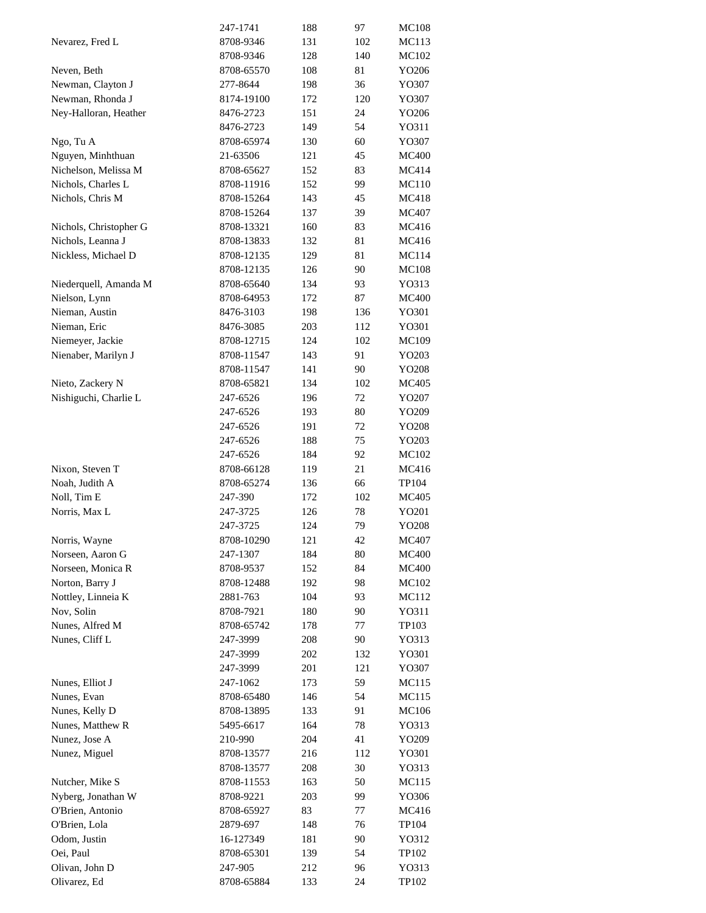| | | | | |
|---|---|---|---|---|
| | 247-1741 | 188 | 97 | MC108 |
| Nevarez, Fred L | 8708-9346 | 131 | 102 | MC113 |
| | 8708-9346 | 128 | 140 | MC102 |
| Neven, Beth | 8708-65570 | 108 | 81 | YO206 |
| Newman, Clayton J | 277-8644 | 198 | 36 | YO307 |
| Newman, Rhonda J | 8174-19100 | 172 | 120 | YO307 |
| Ney-Halloran, Heather | 8476-2723 | 151 | 24 | YO206 |
| | 8476-2723 | 149 | 54 | YO311 |
| Ngo, Tu A | 8708-65974 | 130 | 60 | YO307 |
| Nguyen, Minhthuan | 21-63506 | 121 | 45 | MC400 |
| Nichelson, Melissa M | 8708-65627 | 152 | 83 | MC414 |
| Nichols, Charles L | 8708-11916 | 152 | 99 | MC110 |
| Nichols, Chris M | 8708-15264 | 143 | 45 | MC418 |
| | 8708-15264 | 137 | 39 | MC407 |
| Nichols, Christopher G | 8708-13321 | 160 | 83 | MC416 |
| Nichols, Leanna J | 8708-13833 | 132 | 81 | MC416 |
| Nickless, Michael D | 8708-12135 | 129 | 81 | MC114 |
| | 8708-12135 | 126 | 90 | MC108 |
| Niederquell, Amanda M | 8708-65640 | 134 | 93 | YO313 |
| Nielson, Lynn | 8708-64953 | 172 | 87 | MC400 |
| Nieman, Austin | 8476-3103 | 198 | 136 | YO301 |
| Nieman, Eric | 8476-3085 | 203 | 112 | YO301 |
| Niemeyer, Jackie | 8708-12715 | 124 | 102 | MC109 |
| Nienaber, Marilyn J | 8708-11547 | 143 | 91 | YO203 |
| | 8708-11547 | 141 | 90 | YO208 |
| Nieto, Zackery N | 8708-65821 | 134 | 102 | MC405 |
| Nishiguchi, Charlie L | 247-6526 | 196 | 72 | YO207 |
| | 247-6526 | 193 | 80 | YO209 |
| | 247-6526 | 191 | 72 | YO208 |
| | 247-6526 | 188 | 75 | YO203 |
| | 247-6526 | 184 | 92 | MC102 |
| Nixon, Steven T | 8708-66128 | 119 | 21 | MC416 |
| Noah, Judith A | 8708-65274 | 136 | 66 | TP104 |
| Noll, Tim E | 247-390 | 172 | 102 | MC405 |
| Norris, Max L | 247-3725 | 126 | 78 | YO201 |
| | 247-3725 | 124 | 79 | YO208 |
| Norris, Wayne | 8708-10290 | 121 | 42 | MC407 |
| Norseen, Aaron G | 247-1307 | 184 | 80 | MC400 |
| Norseen, Monica R | 8708-9537 | 152 | 84 | MC400 |
| Norton, Barry J | 8708-12488 | 192 | 98 | MC102 |
| Nottley, Linneia K | 2881-763 | 104 | 93 | MC112 |
| Nov, Solin | 8708-7921 | 180 | 90 | YO311 |
| Nunes, Alfred M | 8708-65742 | 178 | 77 | TP103 |
| Nunes, Cliff L | 247-3999 | 208 | 90 | YO313 |
| | 247-3999 | 202 | 132 | YO301 |
| | 247-3999 | 201 | 121 | YO307 |
| Nunes, Elliot J | 247-1062 | 173 | 59 | MC115 |
| Nunes, Evan | 8708-65480 | 146 | 54 | MC115 |
| Nunes, Kelly D | 8708-13895 | 133 | 91 | MC106 |
| Nunes, Matthew R | 5495-6617 | 164 | 78 | YO313 |
| Nunez, Jose A | 210-990 | 204 | 41 | YO209 |
| Nunez, Miguel | 8708-13577 | 216 | 112 | YO301 |
| | 8708-13577 | 208 | 30 | YO313 |
| Nutcher, Mike S | 8708-11553 | 163 | 50 | MC115 |
| Nyberg, Jonathan W | 8708-9221 | 203 | 99 | YO306 |
| O'Brien, Antonio | 8708-65927 | 83 | 77 | MC416 |
| O'Brien, Lola | 2879-697 | 148 | 76 | TP104 |
| Odom, Justin | 16-127349 | 181 | 90 | YO312 |
| Oei, Paul | 8708-65301 | 139 | 54 | TP102 |
| Olivan, John D | 247-905 | 212 | 96 | YO313 |
| Olivarez, Ed | 8708-65884 | 133 | 24 | TP102 |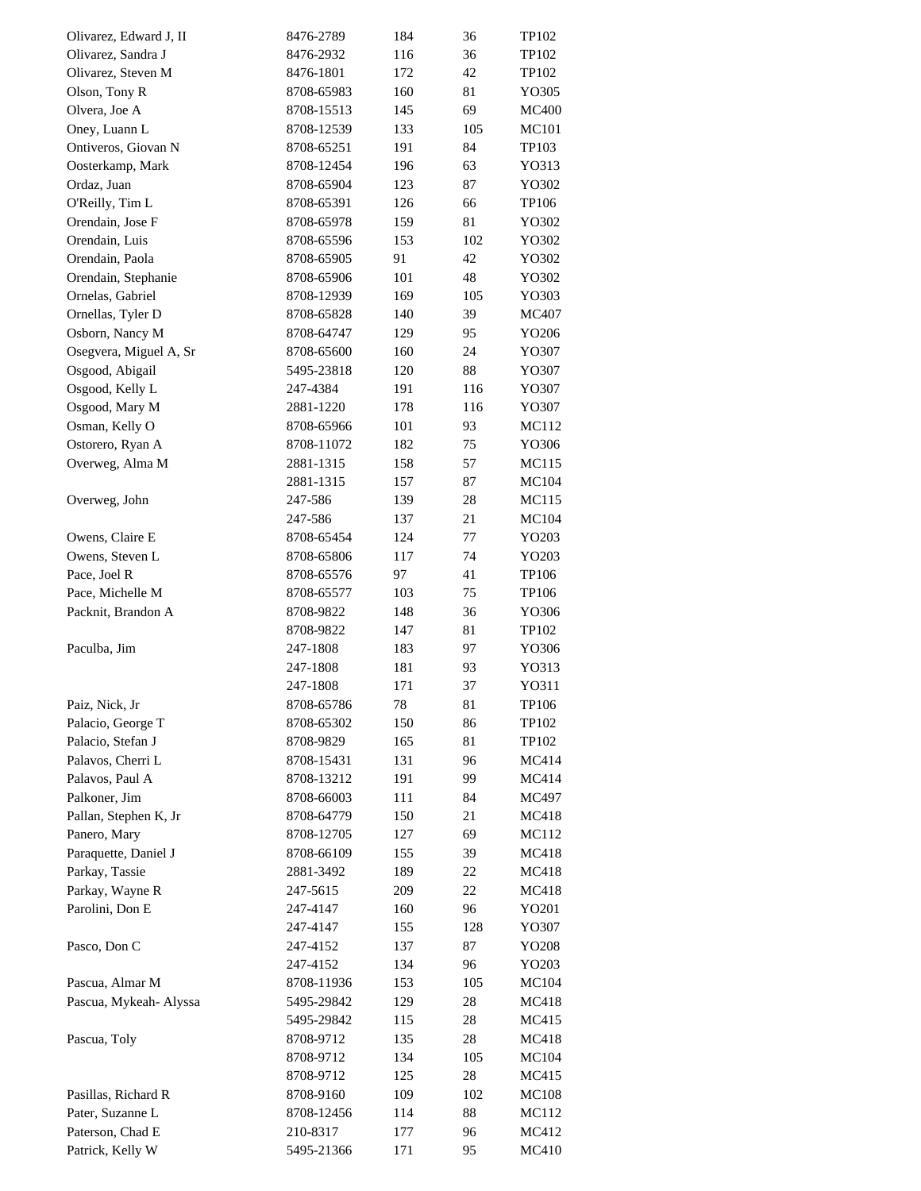| | | | | |
|---|---|---|---|---|
| Olivarez, Edward J, II | 8476-2789 | 184 | 36 | TP102 |
| Olivarez, Sandra J | 8476-2932 | 116 | 36 | TP102 |
| Olivarez, Steven M | 8476-1801 | 172 | 42 | TP102 |
| Olson, Tony R | 8708-65983 | 160 | 81 | YO305 |
| Olvera, Joe A | 8708-15513 | 145 | 69 | MC400 |
| Oney, Luann L | 8708-12539 | 133 | 105 | MC101 |
| Ontiveros, Giovan N | 8708-65251 | 191 | 84 | TP103 |
| Oosterkamp, Mark | 8708-12454 | 196 | 63 | YO313 |
| Ordaz, Juan | 8708-65904 | 123 | 87 | YO302 |
| O'Reilly, Tim L | 8708-65391 | 126 | 66 | TP106 |
| Orendain, Jose F | 8708-65978 | 159 | 81 | YO302 |
| Orendain, Luis | 8708-65596 | 153 | 102 | YO302 |
| Orendain, Paola | 8708-65905 | 91 | 42 | YO302 |
| Orendain, Stephanie | 8708-65906 | 101 | 48 | YO302 |
| Ornelas, Gabriel | 8708-12939 | 169 | 105 | YO303 |
| Ornellas, Tyler D | 8708-65828 | 140 | 39 | MC407 |
| Osborn, Nancy M | 8708-64747 | 129 | 95 | YO206 |
| Osegvera, Miguel A, Sr | 8708-65600 | 160 | 24 | YO307 |
| Osgood, Abigail | 5495-23818 | 120 | 88 | YO307 |
| Osgood, Kelly L | 247-4384 | 191 | 116 | YO307 |
| Osgood, Mary M | 2881-1220 | 178 | 116 | YO307 |
| Osman, Kelly O | 8708-65966 | 101 | 93 | MC112 |
| Ostorero, Ryan A | 8708-11072 | 182 | 75 | YO306 |
| Overweg, Alma M | 2881-1315 | 158 | 57 | MC115 |
| | 2881-1315 | 157 | 87 | MC104 |
| Overweg, John | 247-586 | 139 | 28 | MC115 |
| | 247-586 | 137 | 21 | MC104 |
| Owens, Claire E | 8708-65454 | 124 | 77 | YO203 |
| Owens, Steven L | 8708-65806 | 117 | 74 | YO203 |
| Pace, Joel R | 8708-65576 | 97 | 41 | TP106 |
| Pace, Michelle M | 8708-65577 | 103 | 75 | TP106 |
| Packnit, Brandon A | 8708-9822 | 148 | 36 | YO306 |
| | 8708-9822 | 147 | 81 | TP102 |
| Paculba, Jim | 247-1808 | 183 | 97 | YO306 |
| | 247-1808 | 181 | 93 | YO313 |
| | 247-1808 | 171 | 37 | YO311 |
| Paiz, Nick, Jr | 8708-65786 | 78 | 81 | TP106 |
| Palacio, George T | 8708-65302 | 150 | 86 | TP102 |
| Palacio, Stefan J | 8708-9829 | 165 | 81 | TP102 |
| Palavos, Cherri L | 8708-15431 | 131 | 96 | MC414 |
| Palavos, Paul A | 8708-13212 | 191 | 99 | MC414 |
| Palkoner, Jim | 8708-66003 | 111 | 84 | MC497 |
| Pallan, Stephen K, Jr | 8708-64779 | 150 | 21 | MC418 |
| Panero, Mary | 8708-12705 | 127 | 69 | MC112 |
| Paraquette, Daniel J | 8708-66109 | 155 | 39 | MC418 |
| Parkay, Tassie | 2881-3492 | 189 | 22 | MC418 |
| Parkay, Wayne R | 247-5615 | 209 | 22 | MC418 |
| Parolini, Don E | 247-4147 | 160 | 96 | YO201 |
| | 247-4147 | 155 | 128 | YO307 |
| Pasco, Don C | 247-4152 | 137 | 87 | YO208 |
| | 247-4152 | 134 | 96 | YO203 |
| Pascua, Almar M | 8708-11936 | 153 | 105 | MC104 |
| Pascua, Mykeah- Alyssa | 5495-29842 | 129 | 28 | MC418 |
| | 5495-29842 | 115 | 28 | MC415 |
| Pascua, Toly | 8708-9712 | 135 | 28 | MC418 |
| | 8708-9712 | 134 | 105 | MC104 |
| | 8708-9712 | 125 | 28 | MC415 |
| Pasillas, Richard R | 8708-9160 | 109 | 102 | MC108 |
| Pater, Suzanne L | 8708-12456 | 114 | 88 | MC112 |
| Paterson, Chad E | 210-8317 | 177 | 96 | MC412 |
| Patrick, Kelly W | 5495-21366 | 171 | 95 | MC410 |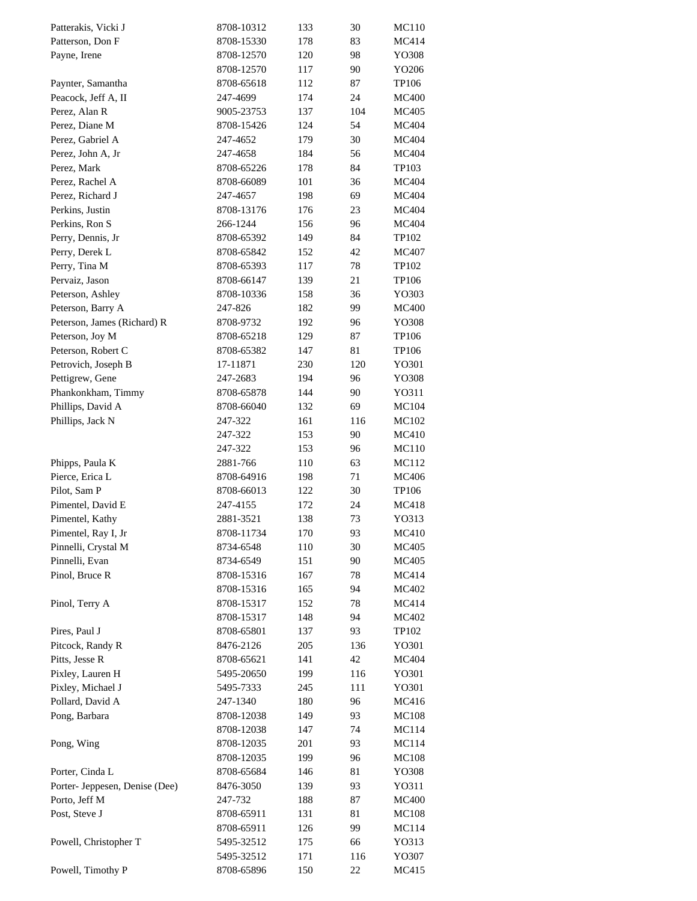| | | | | |
|---|---|---|---|---|
| Patterakis, Vicki J | 8708-10312 | 133 | 30 | MC110 |
| Patterson, Don F | 8708-15330 | 178 | 83 | MC414 |
| Payne, Irene | 8708-12570 | 120 | 98 | YO308 |
| | 8708-12570 | 117 | 90 | YO206 |
| Paynter, Samantha | 8708-65618 | 112 | 87 | TP106 |
| Peacock, Jeff A, II | 247-4699 | 174 | 24 | MC400 |
| Perez, Alan R | 9005-23753 | 137 | 104 | MC405 |
| Perez, Diane M | 8708-15426 | 124 | 54 | MC404 |
| Perez, Gabriel A | 247-4652 | 179 | 30 | MC404 |
| Perez, John A, Jr | 247-4658 | 184 | 56 | MC404 |
| Perez, Mark | 8708-65226 | 178 | 84 | TP103 |
| Perez, Rachel A | 8708-66089 | 101 | 36 | MC404 |
| Perez, Richard J | 247-4657 | 198 | 69 | MC404 |
| Perkins, Justin | 8708-13176 | 176 | 23 | MC404 |
| Perkins, Ron S | 266-1244 | 156 | 96 | MC404 |
| Perry, Dennis, Jr | 8708-65392 | 149 | 84 | TP102 |
| Perry, Derek L | 8708-65842 | 152 | 42 | MC407 |
| Perry, Tina M | 8708-65393 | 117 | 78 | TP102 |
| Pervaiz, Jason | 8708-66147 | 139 | 21 | TP106 |
| Peterson, Ashley | 8708-10336 | 158 | 36 | YO303 |
| Peterson, Barry A | 247-826 | 182 | 99 | MC400 |
| Peterson, James (Richard) R | 8708-9732 | 192 | 96 | YO308 |
| Peterson, Joy M | 8708-65218 | 129 | 87 | TP106 |
| Peterson, Robert C | 8708-65382 | 147 | 81 | TP106 |
| Petrovich, Joseph B | 17-11871 | 230 | 120 | YO301 |
| Pettigrew, Gene | 247-2683 | 194 | 96 | YO308 |
| Phankonkham, Timmy | 8708-65878 | 144 | 90 | YO311 |
| Phillips, David A | 8708-66040 | 132 | 69 | MC104 |
| Phillips, Jack N | 247-322 | 161 | 116 | MC102 |
| | 247-322 | 153 | 90 | MC410 |
| | 247-322 | 153 | 96 | MC110 |
| Phipps, Paula K | 2881-766 | 110 | 63 | MC112 |
| Pierce, Erica L | 8708-64916 | 198 | 71 | MC406 |
| Pilot, Sam P | 8708-66013 | 122 | 30 | TP106 |
| Pimentel, David E | 247-4155 | 172 | 24 | MC418 |
| Pimentel, Kathy | 2881-3521 | 138 | 73 | YO313 |
| Pimentel, Ray I, Jr | 8708-11734 | 170 | 93 | MC410 |
| Pinnelli, Crystal M | 8734-6548 | 110 | 30 | MC405 |
| Pinnelli, Evan | 8734-6549 | 151 | 90 | MC405 |
| Pinol, Bruce R | 8708-15316 | 167 | 78 | MC414 |
| | 8708-15316 | 165 | 94 | MC402 |
| Pinol, Terry A | 8708-15317 | 152 | 78 | MC414 |
| | 8708-15317 | 148 | 94 | MC402 |
| Pires, Paul J | 8708-65801 | 137 | 93 | TP102 |
| Pitcock, Randy R | 8476-2126 | 205 | 136 | YO301 |
| Pitts, Jesse R | 8708-65621 | 141 | 42 | MC404 |
| Pixley, Lauren H | 5495-20650 | 199 | 116 | YO301 |
| Pixley, Michael J | 5495-7333 | 245 | 111 | YO301 |
| Pollard, David A | 247-1340 | 180 | 96 | MC416 |
| Pong, Barbara | 8708-12038 | 149 | 93 | MC108 |
| | 8708-12038 | 147 | 74 | MC114 |
| Pong, Wing | 8708-12035 | 201 | 93 | MC114 |
| | 8708-12035 | 199 | 96 | MC108 |
| Porter, Cinda L | 8708-65684 | 146 | 81 | YO308 |
| Porter- Jeppesen, Denise (Dee) | 8476-3050 | 139 | 93 | YO311 |
| Porto, Jeff M | 247-732 | 188 | 87 | MC400 |
| Post, Steve J | 8708-65911 | 131 | 81 | MC108 |
| | 8708-65911 | 126 | 99 | MC114 |
| Powell, Christopher T | 5495-32512 | 175 | 66 | YO313 |
| | 5495-32512 | 171 | 116 | YO307 |
| Powell, Timothy P | 8708-65896 | 150 | 22 | MC415 |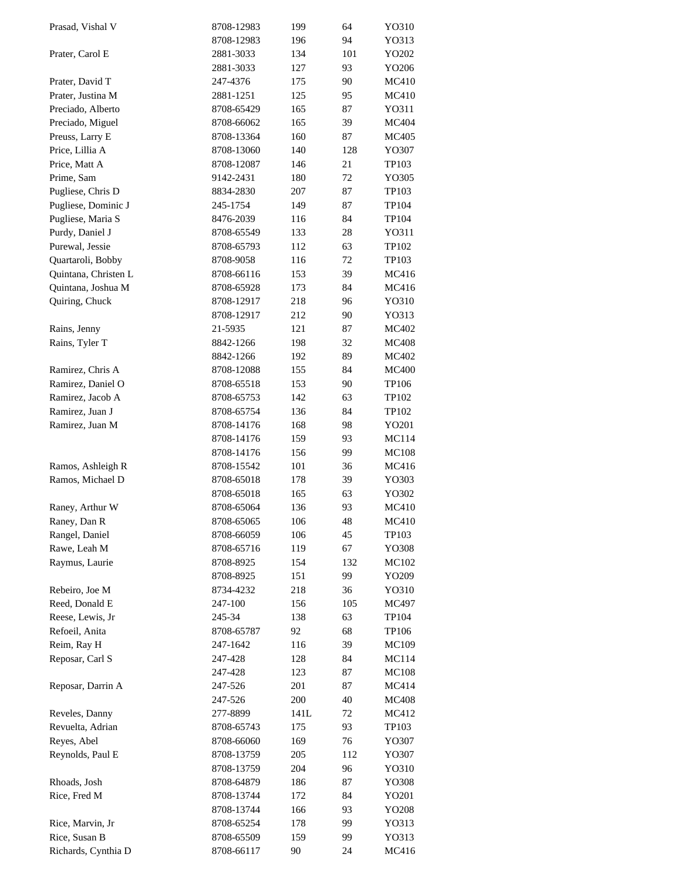| | | | | |
|---|---|---|---|---|
| Prasad, Vishal V | 8708-12983 | 199 | 64 | YO310 |
| | 8708-12983 | 196 | 94 | YO313 |
| Prater, Carol E | 2881-3033 | 134 | 101 | YO202 |
| | 2881-3033 | 127 | 93 | YO206 |
| Prater, David T | 247-4376 | 175 | 90 | MC410 |
| Prater, Justina M | 2881-1251 | 125 | 95 | MC410 |
| Preciado, Alberto | 8708-65429 | 165 | 87 | YO311 |
| Preciado, Miguel | 8708-66062 | 165 | 39 | MC404 |
| Preuss, Larry E | 8708-13364 | 160 | 87 | MC405 |
| Price, Lillia A | 8708-13060 | 140 | 128 | YO307 |
| Price, Matt A | 8708-12087 | 146 | 21 | TP103 |
| Prime, Sam | 9142-2431 | 180 | 72 | YO305 |
| Pugliese, Chris D | 8834-2830 | 207 | 87 | TP103 |
| Pugliese, Dominic J | 245-1754 | 149 | 87 | TP104 |
| Pugliese, Maria S | 8476-2039 | 116 | 84 | TP104 |
| Purdy, Daniel J | 8708-65549 | 133 | 28 | YO311 |
| Purewal, Jessie | 8708-65793 | 112 | 63 | TP102 |
| Quartaroli, Bobby | 8708-9058 | 116 | 72 | TP103 |
| Quintana, Christen L | 8708-66116 | 153 | 39 | MC416 |
| Quintana, Joshua M | 8708-65928 | 173 | 84 | MC416 |
| Quiring, Chuck | 8708-12917 | 218 | 96 | YO310 |
| | 8708-12917 | 212 | 90 | YO313 |
| Rains, Jenny | 21-5935 | 121 | 87 | MC402 |
| Rains, Tyler T | 8842-1266 | 198 | 32 | MC408 |
| | 8842-1266 | 192 | 89 | MC402 |
| Ramirez, Chris A | 8708-12088 | 155 | 84 | MC400 |
| Ramirez, Daniel O | 8708-65518 | 153 | 90 | TP106 |
| Ramirez, Jacob A | 8708-65753 | 142 | 63 | TP102 |
| Ramirez, Juan J | 8708-65754 | 136 | 84 | TP102 |
| Ramirez, Juan M | 8708-14176 | 168 | 98 | YO201 |
| | 8708-14176 | 159 | 93 | MC114 |
| | 8708-14176 | 156 | 99 | MC108 |
| Ramos, Ashleigh R | 8708-15542 | 101 | 36 | MC416 |
| Ramos, Michael D | 8708-65018 | 178 | 39 | YO303 |
| | 8708-65018 | 165 | 63 | YO302 |
| Raney, Arthur W | 8708-65064 | 136 | 93 | MC410 |
| Raney, Dan R | 8708-65065 | 106 | 48 | MC410 |
| Rangel, Daniel | 8708-66059 | 106 | 45 | TP103 |
| Rawe, Leah M | 8708-65716 | 119 | 67 | YO308 |
| Raymus, Laurie | 8708-8925 | 154 | 132 | MC102 |
| | 8708-8925 | 151 | 99 | YO209 |
| Rebeiro, Joe M | 8734-4232 | 218 | 36 | YO310 |
| Reed, Donald E | 247-100 | 156 | 105 | MC497 |
| Reese, Lewis, Jr | 245-34 | 138 | 63 | TP104 |
| Refoeil, Anita | 8708-65787 | 92 | 68 | TP106 |
| Reim, Ray H | 247-1642 | 116 | 39 | MC109 |
| Reposar, Carl S | 247-428 | 128 | 84 | MC114 |
| | 247-428 | 123 | 87 | MC108 |
| Reposar, Darrin A | 247-526 | 201 | 87 | MC414 |
| | 247-526 | 200 | 40 | MC408 |
| Reveles, Danny | 277-8899 | 141L | 72 | MC412 |
| Revuelta, Adrian | 8708-65743 | 175 | 93 | TP103 |
| Reyes, Abel | 8708-66060 | 169 | 76 | YO307 |
| Reynolds, Paul E | 8708-13759 | 205 | 112 | YO307 |
| | 8708-13759 | 204 | 96 | YO310 |
| Rhoads, Josh | 8708-64879 | 186 | 87 | YO308 |
| Rice, Fred M | 8708-13744 | 172 | 84 | YO201 |
| | 8708-13744 | 166 | 93 | YO208 |
| Rice, Marvin, Jr | 8708-65254 | 178 | 99 | YO313 |
| Rice, Susan B | 8708-65509 | 159 | 99 | YO313 |
| Richards, Cynthia D | 8708-66117 | 90 | 24 | MC416 |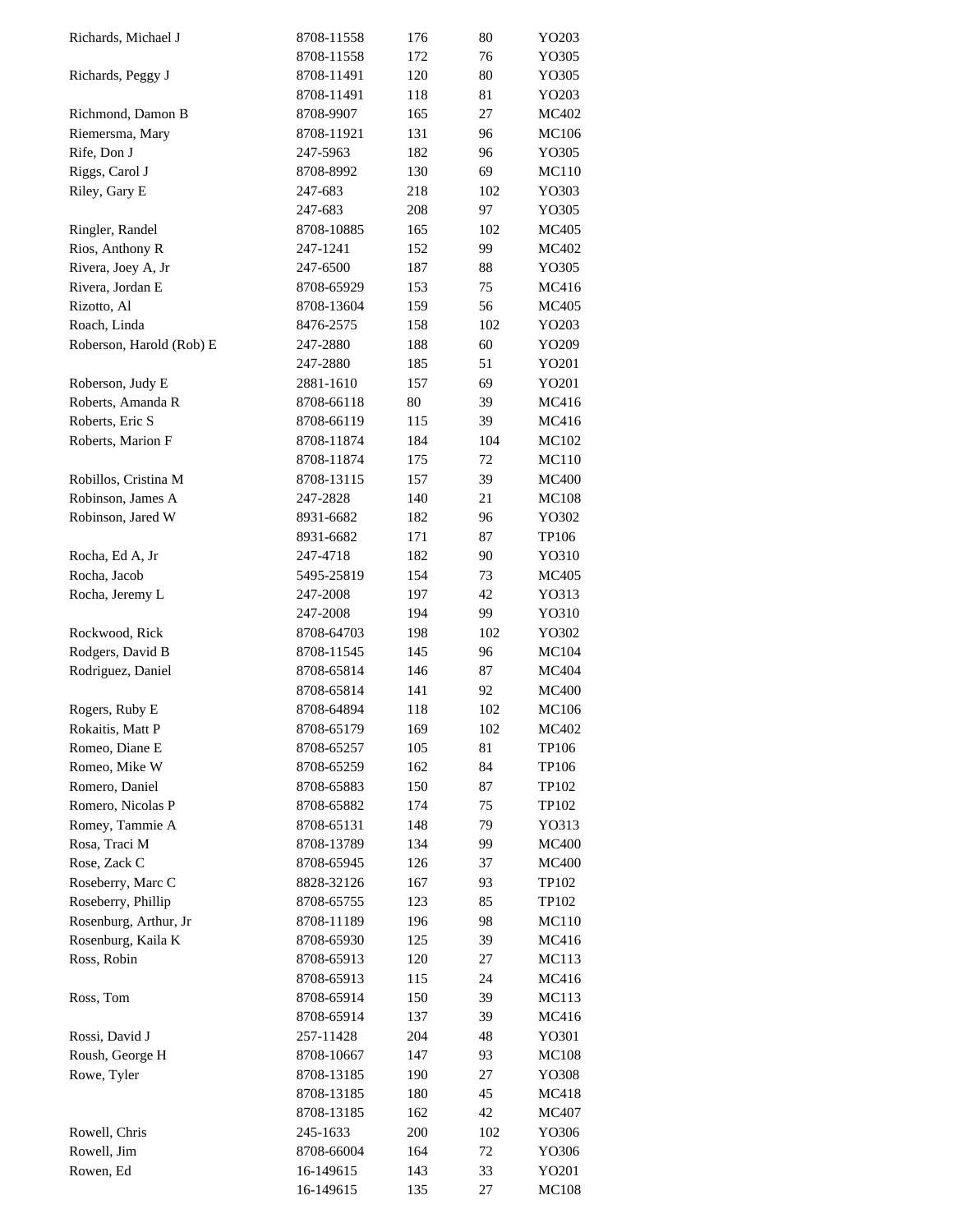| | | | | |
|---|---|---|---|---|
| Richards, Michael J | 8708-11558 | 176 | 80 | YO203 |
| | 8708-11558 | 172 | 76 | YO305 |
| Richards, Peggy J | 8708-11491 | 120 | 80 | YO305 |
| | 8708-11491 | 118 | 81 | YO203 |
| Richmond, Damon B | 8708-9907 | 165 | 27 | MC402 |
| Riemersma, Mary | 8708-11921 | 131 | 96 | MC106 |
| Rife, Don J | 247-5963 | 182 | 96 | YO305 |
| Riggs, Carol J | 8708-8992 | 130 | 69 | MC110 |
| Riley, Gary E | 247-683 | 218 | 102 | YO303 |
| | 247-683 | 208 | 97 | YO305 |
| Ringler, Randel | 8708-10885 | 165 | 102 | MC405 |
| Rios, Anthony R | 247-1241 | 152 | 99 | MC402 |
| Rivera, Joey A, Jr | 247-6500 | 187 | 88 | YO305 |
| Rivera, Jordan E | 8708-65929 | 153 | 75 | MC416 |
| Rizotto, Al | 8708-13604 | 159 | 56 | MC405 |
| Roach, Linda | 8476-2575 | 158 | 102 | YO203 |
| Roberson, Harold (Rob) E | 247-2880 | 188 | 60 | YO209 |
| | 247-2880 | 185 | 51 | YO201 |
| Roberson, Judy E | 2881-1610 | 157 | 69 | YO201 |
| Roberts, Amanda R | 8708-66118 | 80 | 39 | MC416 |
| Roberts, Eric S | 8708-66119 | 115 | 39 | MC416 |
| Roberts, Marion F | 8708-11874 | 184 | 104 | MC102 |
| | 8708-11874 | 175 | 72 | MC110 |
| Robillos, Cristina M | 8708-13115 | 157 | 39 | MC400 |
| Robinson, James A | 247-2828 | 140 | 21 | MC108 |
| Robinson, Jared W | 8931-6682 | 182 | 96 | YO302 |
| | 8931-6682 | 171 | 87 | TP106 |
| Rocha, Ed A, Jr | 247-4718 | 182 | 90 | YO310 |
| Rocha, Jacob | 5495-25819 | 154 | 73 | MC405 |
| Rocha, Jeremy L | 247-2008 | 197 | 42 | YO313 |
| | 247-2008 | 194 | 99 | YO310 |
| Rockwood, Rick | 8708-64703 | 198 | 102 | YO302 |
| Rodgers, David B | 8708-11545 | 145 | 96 | MC104 |
| Rodriguez, Daniel | 8708-65814 | 146 | 87 | MC404 |
| | 8708-65814 | 141 | 92 | MC400 |
| Rogers, Ruby E | 8708-64894 | 118 | 102 | MC106 |
| Rokaitis, Matt P | 8708-65179 | 169 | 102 | MC402 |
| Romeo, Diane E | 8708-65257 | 105 | 81 | TP106 |
| Romeo, Mike W | 8708-65259 | 162 | 84 | TP106 |
| Romero, Daniel | 8708-65883 | 150 | 87 | TP102 |
| Romero, Nicolas P | 8708-65882 | 174 | 75 | TP102 |
| Romey, Tammie A | 8708-65131 | 148 | 79 | YO313 |
| Rosa, Traci M | 8708-13789 | 134 | 99 | MC400 |
| Rose, Zack C | 8708-65945 | 126 | 37 | MC400 |
| Roseberry, Marc C | 8828-32126 | 167 | 93 | TP102 |
| Roseberry, Phillip | 8708-65755 | 123 | 85 | TP102 |
| Rosenburg, Arthur, Jr | 8708-11189 | 196 | 98 | MC110 |
| Rosenburg, Kaila K | 8708-65930 | 125 | 39 | MC416 |
| Ross, Robin | 8708-65913 | 120 | 27 | MC113 |
| | 8708-65913 | 115 | 24 | MC416 |
| Ross, Tom | 8708-65914 | 150 | 39 | MC113 |
| | 8708-65914 | 137 | 39 | MC416 |
| Rossi, David J | 257-11428 | 204 | 48 | YO301 |
| Roush, George H | 8708-10667 | 147 | 93 | MC108 |
| Rowe, Tyler | 8708-13185 | 190 | 27 | YO308 |
| | 8708-13185 | 180 | 45 | MC418 |
| | 8708-13185 | 162 | 42 | MC407 |
| Rowell, Chris | 245-1633 | 200 | 102 | YO306 |
| Rowell, Jim | 8708-66004 | 164 | 72 | YO306 |
| Rowen, Ed | 16-149615 | 143 | 33 | YO201 |
| | 16-149615 | 135 | 27 | MC108 |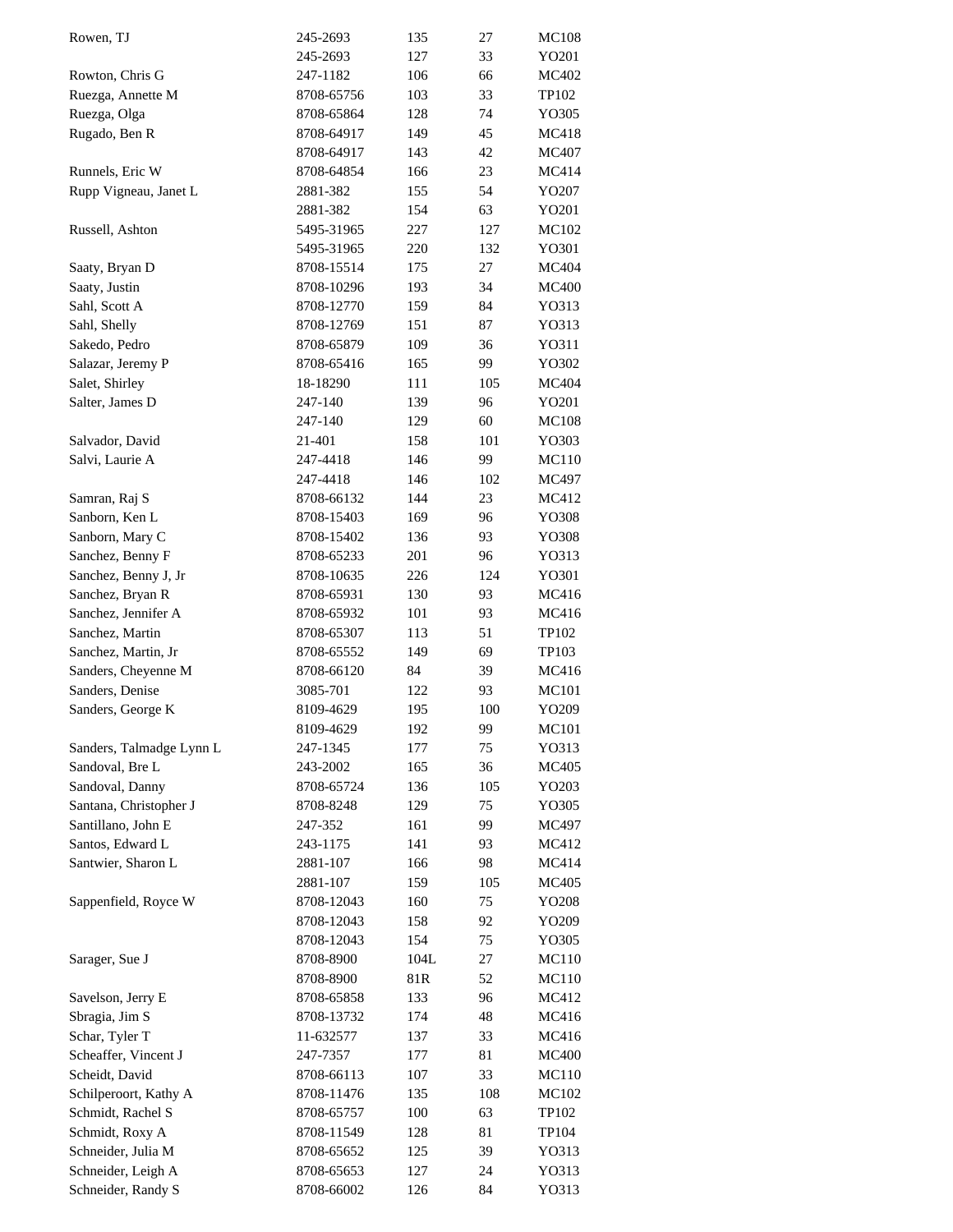| | | | | |
|---|---|---|---|---|
| Rowen, TJ | 245-2693 | 135 | 27 | MC108 |
| | 245-2693 | 127 | 33 | YO201 |
| Rowton, Chris G | 247-1182 | 106 | 66 | MC402 |
| Ruezga, Annette M | 8708-65756 | 103 | 33 | TP102 |
| Ruezga, Olga | 8708-65864 | 128 | 74 | YO305 |
| Rugado, Ben R | 8708-64917 | 149 | 45 | MC418 |
| | 8708-64917 | 143 | 42 | MC407 |
| Runnels, Eric W | 8708-64854 | 166 | 23 | MC414 |
| Rupp Vigneau, Janet L | 2881-382 | 155 | 54 | YO207 |
| | 2881-382 | 154 | 63 | YO201 |
| Russell, Ashton | 5495-31965 | 227 | 127 | MC102 |
| | 5495-31965 | 220 | 132 | YO301 |
| Saaty, Bryan D | 8708-15514 | 175 | 27 | MC404 |
| Saaty, Justin | 8708-10296 | 193 | 34 | MC400 |
| Sahl, Scott A | 8708-12770 | 159 | 84 | YO313 |
| Sahl, Shelly | 8708-12769 | 151 | 87 | YO313 |
| Sakedo, Pedro | 8708-65879 | 109 | 36 | YO311 |
| Salazar, Jeremy P | 8708-65416 | 165 | 99 | YO302 |
| Salet, Shirley | 18-18290 | 111 | 105 | MC404 |
| Salter, James D | 247-140 | 139 | 96 | YO201 |
| | 247-140 | 129 | 60 | MC108 |
| Salvador, David | 21-401 | 158 | 101 | YO303 |
| Salvi, Laurie A | 247-4418 | 146 | 99 | MC110 |
| | 247-4418 | 146 | 102 | MC497 |
| Samran, Raj S | 8708-66132 | 144 | 23 | MC412 |
| Sanborn, Ken L | 8708-15403 | 169 | 96 | YO308 |
| Sanborn, Mary C | 8708-15402 | 136 | 93 | YO308 |
| Sanchez, Benny F | 8708-65233 | 201 | 96 | YO313 |
| Sanchez, Benny J, Jr | 8708-10635 | 226 | 124 | YO301 |
| Sanchez, Bryan R | 8708-65931 | 130 | 93 | MC416 |
| Sanchez, Jennifer A | 8708-65932 | 101 | 93 | MC416 |
| Sanchez, Martin | 8708-65307 | 113 | 51 | TP102 |
| Sanchez, Martin, Jr | 8708-65552 | 149 | 69 | TP103 |
| Sanders, Cheyenne M | 8708-66120 | 84 | 39 | MC416 |
| Sanders, Denise | 3085-701 | 122 | 93 | MC101 |
| Sanders, George K | 8109-4629 | 195 | 100 | YO209 |
| | 8109-4629 | 192 | 99 | MC101 |
| Sanders, Talmadge Lynn L | 247-1345 | 177 | 75 | YO313 |
| Sandoval, Bre L | 243-2002 | 165 | 36 | MC405 |
| Sandoval, Danny | 8708-65724 | 136 | 105 | YO203 |
| Santana, Christopher J | 8708-8248 | 129 | 75 | YO305 |
| Santillano, John E | 247-352 | 161 | 99 | MC497 |
| Santos, Edward L | 243-1175 | 141 | 93 | MC412 |
| Santwier, Sharon L | 2881-107 | 166 | 98 | MC414 |
| | 2881-107 | 159 | 105 | MC405 |
| Sappenfield, Royce W | 8708-12043 | 160 | 75 | YO208 |
| | 8708-12043 | 158 | 92 | YO209 |
| | 8708-12043 | 154 | 75 | YO305 |
| Sarager, Sue J | 8708-8900 | 104L | 27 | MC110 |
| | 8708-8900 | 81R | 52 | MC110 |
| Savelson, Jerry E | 8708-65858 | 133 | 96 | MC412 |
| Sbragia, Jim S | 8708-13732 | 174 | 48 | MC416 |
| Schar, Tyler T | 11-632577 | 137 | 33 | MC416 |
| Scheaffer, Vincent J | 247-7357 | 177 | 81 | MC400 |
| Scheidt, David | 8708-66113 | 107 | 33 | MC110 |
| Schilperoort, Kathy A | 8708-11476 | 135 | 108 | MC102 |
| Schmidt, Rachel S | 8708-65757 | 100 | 63 | TP102 |
| Schmidt, Roxy A | 8708-11549 | 128 | 81 | TP104 |
| Schneider, Julia M | 8708-65652 | 125 | 39 | YO313 |
| Schneider, Leigh A | 8708-65653 | 127 | 24 | YO313 |
| Schneider, Randy S | 8708-66002 | 126 | 84 | YO313 |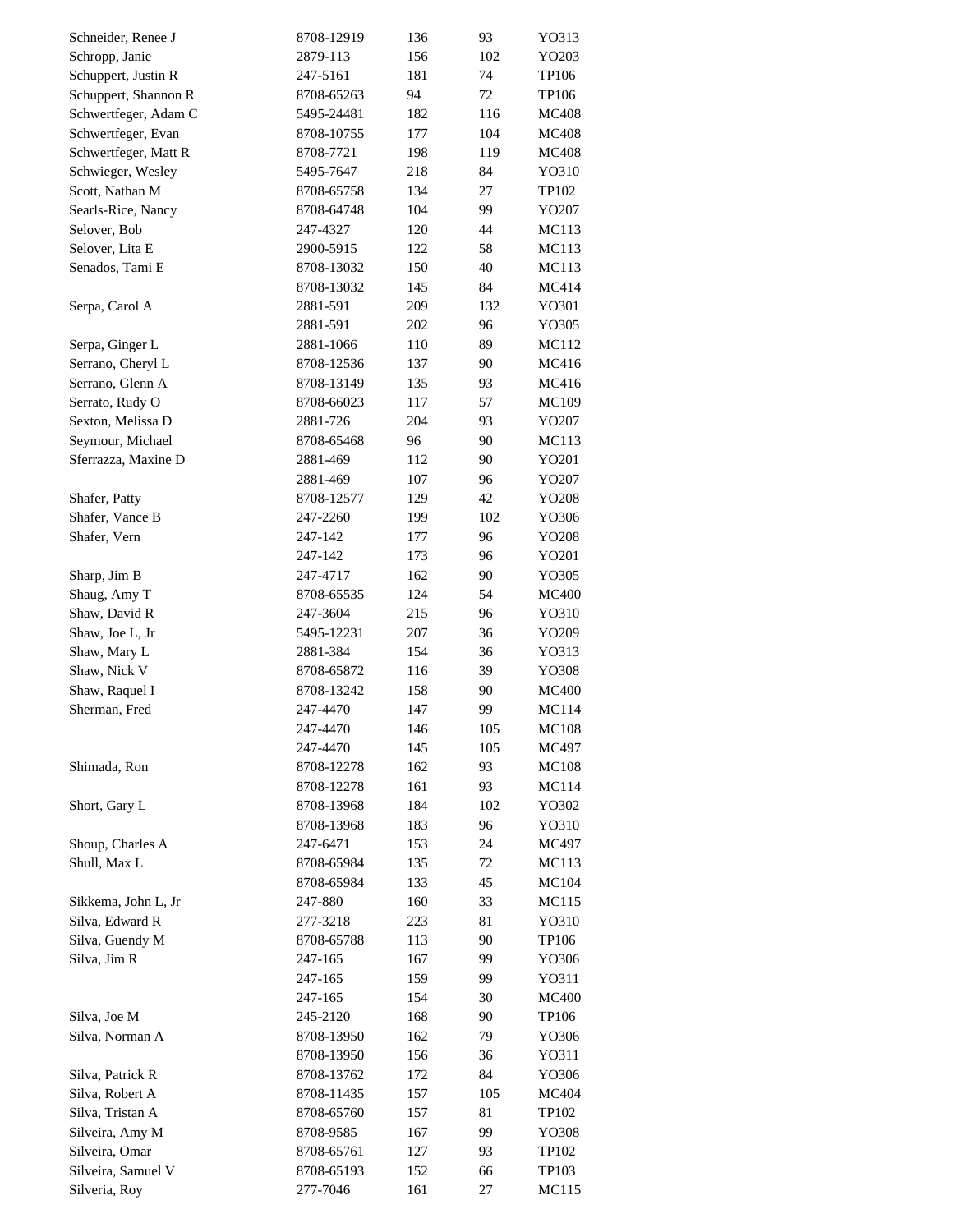| | | | | |
|---|---|---|---|---|
| Schneider, Renee J | 8708-12919 | 136 | 93 | YO313 |
| Schropp, Janie | 2879-113 | 156 | 102 | YO203 |
| Schuppert, Justin R | 247-5161 | 181 | 74 | TP106 |
| Schuppert, Shannon R | 8708-65263 | 94 | 72 | TP106 |
| Schwertfeger, Adam C | 5495-24481 | 182 | 116 | MC408 |
| Schwertfeger, Evan | 8708-10755 | 177 | 104 | MC408 |
| Schwertfeger, Matt R | 8708-7721 | 198 | 119 | MC408 |
| Schwieger, Wesley | 5495-7647 | 218 | 84 | YO310 |
| Scott, Nathan M | 8708-65758 | 134 | 27 | TP102 |
| Searls-Rice, Nancy | 8708-64748 | 104 | 99 | YO207 |
| Selover, Bob | 247-4327 | 120 | 44 | MC113 |
| Selover, Lita E | 2900-5915 | 122 | 58 | MC113 |
| Senados, Tami E | 8708-13032 | 150 | 40 | MC113 |
| | 8708-13032 | 145 | 84 | MC414 |
| Serpa, Carol A | 2881-591 | 209 | 132 | YO301 |
| | 2881-591 | 202 | 96 | YO305 |
| Serpa, Ginger L | 2881-1066 | 110 | 89 | MC112 |
| Serrano, Cheryl L | 8708-12536 | 137 | 90 | MC416 |
| Serrano, Glenn A | 8708-13149 | 135 | 93 | MC416 |
| Serrato, Rudy O | 8708-66023 | 117 | 57 | MC109 |
| Sexton, Melissa D | 2881-726 | 204 | 93 | YO207 |
| Seymour, Michael | 8708-65468 | 96 | 90 | MC113 |
| Sferrazza, Maxine D | 2881-469 | 112 | 90 | YO201 |
| | 2881-469 | 107 | 96 | YO207 |
| Shafer, Patty | 8708-12577 | 129 | 42 | YO208 |
| Shafer, Vance B | 247-2260 | 199 | 102 | YO306 |
| Shafer, Vern | 247-142 | 177 | 96 | YO208 |
| | 247-142 | 173 | 96 | YO201 |
| Sharp, Jim B | 247-4717 | 162 | 90 | YO305 |
| Shaug, Amy T | 8708-65535 | 124 | 54 | MC400 |
| Shaw, David R | 247-3604 | 215 | 96 | YO310 |
| Shaw, Joe L, Jr | 5495-12231 | 207 | 36 | YO209 |
| Shaw, Mary L | 2881-384 | 154 | 36 | YO313 |
| Shaw, Nick V | 8708-65872 | 116 | 39 | YO308 |
| Shaw, Raquel I | 8708-13242 | 158 | 90 | MC400 |
| Sherman, Fred | 247-4470 | 147 | 99 | MC114 |
| | 247-4470 | 146 | 105 | MC108 |
| | 247-4470 | 145 | 105 | MC497 |
| Shimada, Ron | 8708-12278 | 162 | 93 | MC108 |
| | 8708-12278 | 161 | 93 | MC114 |
| Short, Gary L | 8708-13968 | 184 | 102 | YO302 |
| | 8708-13968 | 183 | 96 | YO310 |
| Shoup, Charles A | 247-6471 | 153 | 24 | MC497 |
| Shull, Max L | 8708-65984 | 135 | 72 | MC113 |
| | 8708-65984 | 133 | 45 | MC104 |
| Sikkema, John L, Jr | 247-880 | 160 | 33 | MC115 |
| Silva, Edward R | 277-3218 | 223 | 81 | YO310 |
| Silva, Guendy M | 8708-65788 | 113 | 90 | TP106 |
| Silva, Jim R | 247-165 | 167 | 99 | YO306 |
| | 247-165 | 159 | 99 | YO311 |
| | 247-165 | 154 | 30 | MC400 |
| Silva, Joe M | 245-2120 | 168 | 90 | TP106 |
| Silva, Norman A | 8708-13950 | 162 | 79 | YO306 |
| | 8708-13950 | 156 | 36 | YO311 |
| Silva, Patrick R | 8708-13762 | 172 | 84 | YO306 |
| Silva, Robert A | 8708-11435 | 157 | 105 | MC404 |
| Silva, Tristan A | 8708-65760 | 157 | 81 | TP102 |
| Silveira, Amy M | 8708-9585 | 167 | 99 | YO308 |
| Silveira, Omar | 8708-65761 | 127 | 93 | TP102 |
| Silveira, Samuel V | 8708-65193 | 152 | 66 | TP103 |
| Silveria, Roy | 277-7046 | 161 | 27 | MC115 |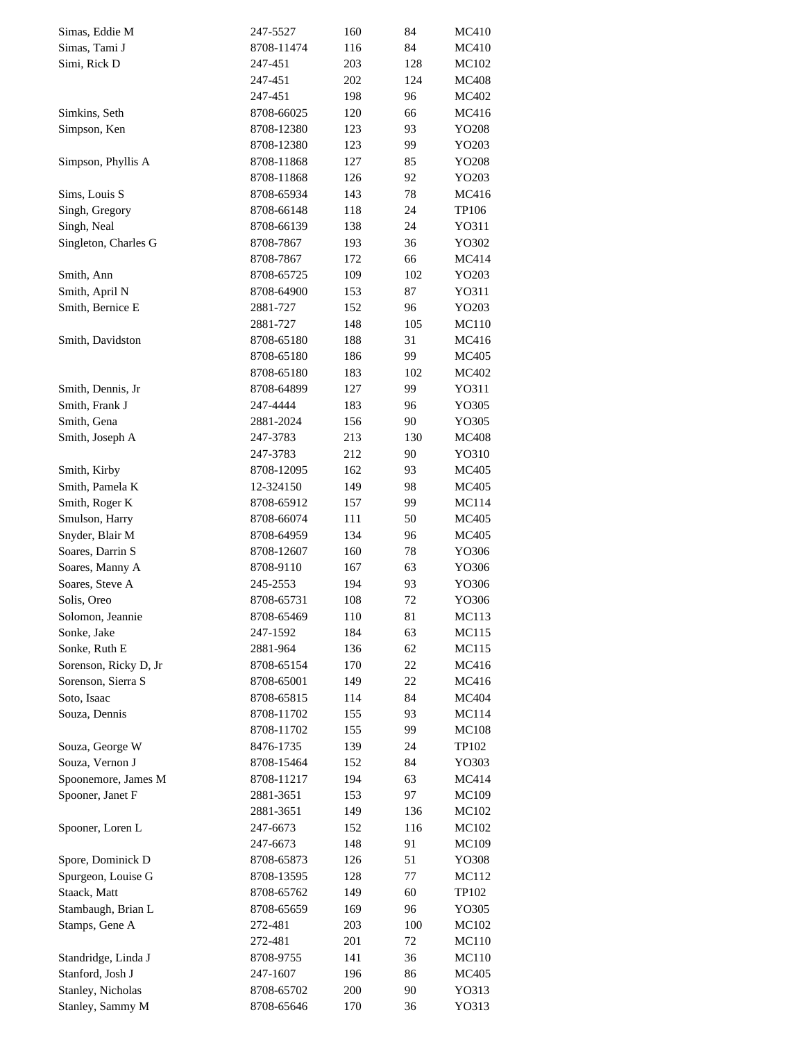| | | | | |
|---|---|---|---|---|
| Simas, Eddie M | 247-5527 | 160 | 84 | MC410 |
| Simas, Tami J | 8708-11474 | 116 | 84 | MC410 |
| Simi, Rick D | 247-451 | 203 | 128 | MC102 |
| | 247-451 | 202 | 124 | MC408 |
| | 247-451 | 198 | 96 | MC402 |
| Simkins, Seth | 8708-66025 | 120 | 66 | MC416 |
| Simpson, Ken | 8708-12380 | 123 | 93 | YO208 |
| | 8708-12380 | 123 | 99 | YO203 |
| Simpson, Phyllis A | 8708-11868 | 127 | 85 | YO208 |
| | 8708-11868 | 126 | 92 | YO203 |
| Sims, Louis S | 8708-65934 | 143 | 78 | MC416 |
| Singh, Gregory | 8708-66148 | 118 | 24 | TP106 |
| Singh, Neal | 8708-66139 | 138 | 24 | YO311 |
| Singleton, Charles G | 8708-7867 | 193 | 36 | YO302 |
| | 8708-7867 | 172 | 66 | MC414 |
| Smith, Ann | 8708-65725 | 109 | 102 | YO203 |
| Smith, April N | 8708-64900 | 153 | 87 | YO311 |
| Smith, Bernice E | 2881-727 | 152 | 96 | YO203 |
| | 2881-727 | 148 | 105 | MC110 |
| Smith, Davidston | 8708-65180 | 188 | 31 | MC416 |
| | 8708-65180 | 186 | 99 | MC405 |
| | 8708-65180 | 183 | 102 | MC402 |
| Smith, Dennis, Jr | 8708-64899 | 127 | 99 | YO311 |
| Smith, Frank J | 247-4444 | 183 | 96 | YO305 |
| Smith, Gena | 2881-2024 | 156 | 90 | YO305 |
| Smith, Joseph A | 247-3783 | 213 | 130 | MC408 |
| | 247-3783 | 212 | 90 | YO310 |
| Smith, Kirby | 8708-12095 | 162 | 93 | MC405 |
| Smith, Pamela K | 12-324150 | 149 | 98 | MC405 |
| Smith, Roger K | 8708-65912 | 157 | 99 | MC114 |
| Smulson, Harry | 8708-66074 | 111 | 50 | MC405 |
| Snyder, Blair M | 8708-64959 | 134 | 96 | MC405 |
| Soares, Darrin S | 8708-12607 | 160 | 78 | YO306 |
| Soares, Manny A | 8708-9110 | 167 | 63 | YO306 |
| Soares, Steve A | 245-2553 | 194 | 93 | YO306 |
| Solis, Oreo | 8708-65731 | 108 | 72 | YO306 |
| Solomon, Jeannie | 8708-65469 | 110 | 81 | MC113 |
| Sonke, Jake | 247-1592 | 184 | 63 | MC115 |
| Sonke, Ruth E | 2881-964 | 136 | 62 | MC115 |
| Sorenson, Ricky D, Jr | 8708-65154 | 170 | 22 | MC416 |
| Sorenson, Sierra S | 8708-65001 | 149 | 22 | MC416 |
| Soto, Isaac | 8708-65815 | 114 | 84 | MC404 |
| Souza, Dennis | 8708-11702 | 155 | 93 | MC114 |
| | 8708-11702 | 155 | 99 | MC108 |
| Souza, George W | 8476-1735 | 139 | 24 | TP102 |
| Souza, Vernon J | 8708-15464 | 152 | 84 | YO303 |
| Spoonemore, James M | 8708-11217 | 194 | 63 | MC414 |
| Spooner, Janet F | 2881-3651 | 153 | 97 | MC109 |
| | 2881-3651 | 149 | 136 | MC102 |
| Spooner, Loren L | 247-6673 | 152 | 116 | MC102 |
| | 247-6673 | 148 | 91 | MC109 |
| Spore, Dominick D | 8708-65873 | 126 | 51 | YO308 |
| Spurgeon, Louise G | 8708-13595 | 128 | 77 | MC112 |
| Staack, Matt | 8708-65762 | 149 | 60 | TP102 |
| Stambaugh, Brian L | 8708-65659 | 169 | 96 | YO305 |
| Stamps, Gene A | 272-481 | 203 | 100 | MC102 |
| | 272-481 | 201 | 72 | MC110 |
| Standridge, Linda J | 8708-9755 | 141 | 36 | MC110 |
| Stanford, Josh J | 247-1607 | 196 | 86 | MC405 |
| Stanley, Nicholas | 8708-65702 | 200 | 90 | YO313 |
| Stanley, Sammy M | 8708-65646 | 170 | 36 | YO313 |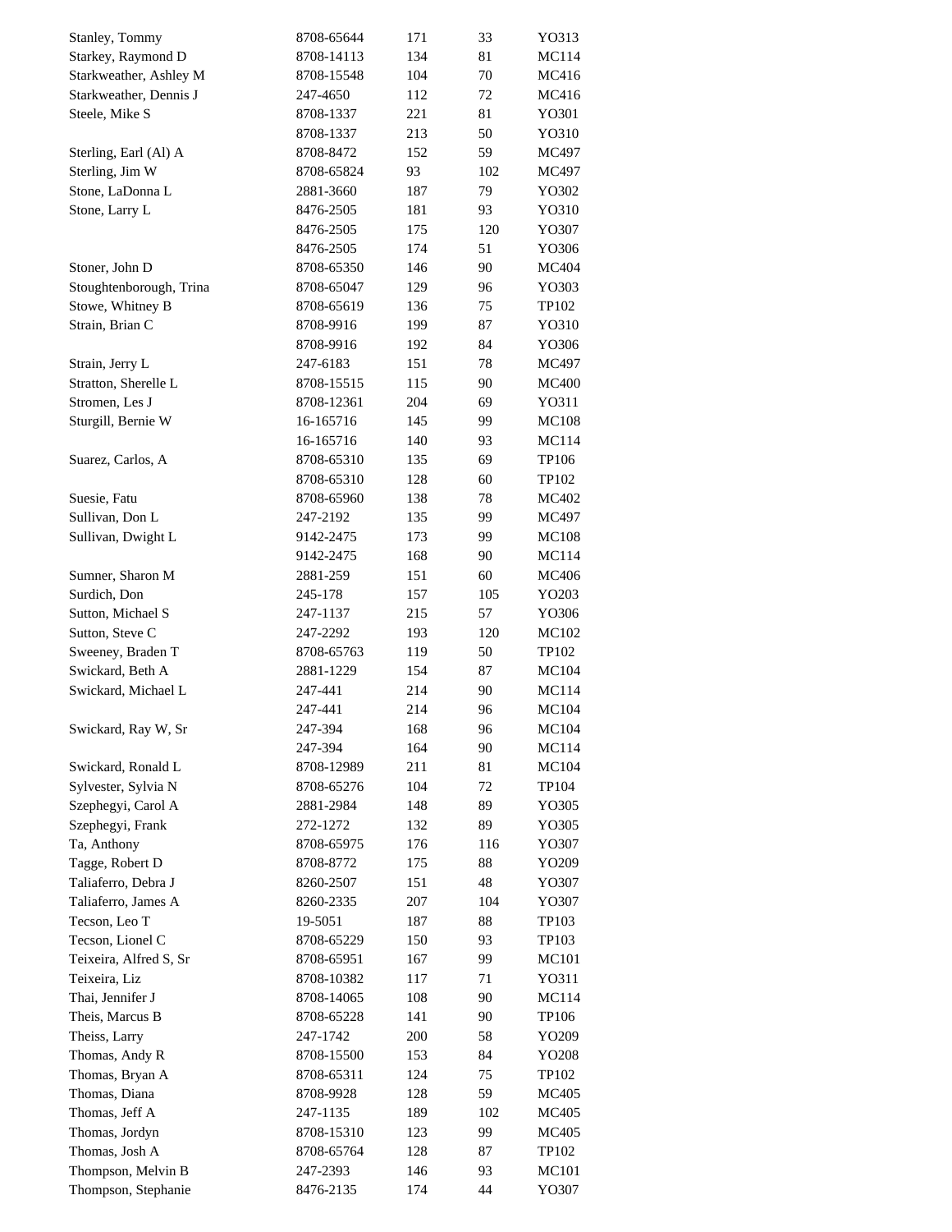| | | | | |
|---|---|---|---|---|
| Stanley, Tommy | 8708-65644 | 171 | 33 | YO313 |
| Starkey, Raymond D | 8708-14113 | 134 | 81 | MC114 |
| Starkweather, Ashley M | 8708-15548 | 104 | 70 | MC416 |
| Starkweather, Dennis J | 247-4650 | 112 | 72 | MC416 |
| Steele, Mike S | 8708-1337 | 221 | 81 | YO301 |
| | 8708-1337 | 213 | 50 | YO310 |
| Sterling, Earl (Al) A | 8708-8472 | 152 | 59 | MC497 |
| Sterling, Jim W | 8708-65824 | 93 | 102 | MC497 |
| Stone, LaDonna L | 2881-3660 | 187 | 79 | YO302 |
| Stone, Larry L | 8476-2505 | 181 | 93 | YO310 |
| | 8476-2505 | 175 | 120 | YO307 |
| | 8476-2505 | 174 | 51 | YO306 |
| Stoner, John D | 8708-65350 | 146 | 90 | MC404 |
| Stoughtenborough, Trina | 8708-65047 | 129 | 96 | YO303 |
| Stowe, Whitney B | 8708-65619 | 136 | 75 | TP102 |
| Strain, Brian C | 8708-9916 | 199 | 87 | YO310 |
| | 8708-9916 | 192 | 84 | YO306 |
| Strain, Jerry L | 247-6183 | 151 | 78 | MC497 |
| Stratton, Sherelle L | 8708-15515 | 115 | 90 | MC400 |
| Stromen, Les J | 8708-12361 | 204 | 69 | YO311 |
| Sturgill, Bernie W | 16-165716 | 145 | 99 | MC108 |
| | 16-165716 | 140 | 93 | MC114 |
| Suarez, Carlos, A | 8708-65310 | 135 | 69 | TP106 |
| | 8708-65310 | 128 | 60 | TP102 |
| Suesie, Fatu | 8708-65960 | 138 | 78 | MC402 |
| Sullivan, Don L | 247-2192 | 135 | 99 | MC497 |
| Sullivan, Dwight L | 9142-2475 | 173 | 99 | MC108 |
| | 9142-2475 | 168 | 90 | MC114 |
| Sumner, Sharon M | 2881-259 | 151 | 60 | MC406 |
| Surdich, Don | 245-178 | 157 | 105 | YO203 |
| Sutton, Michael S | 247-1137 | 215 | 57 | YO306 |
| Sutton, Steve C | 247-2292 | 193 | 120 | MC102 |
| Sweeney, Braden T | 8708-65763 | 119 | 50 | TP102 |
| Swickard, Beth A | 2881-1229 | 154 | 87 | MC104 |
| Swickard, Michael L | 247-441 | 214 | 90 | MC114 |
| | 247-441 | 214 | 96 | MC104 |
| Swickard, Ray W, Sr | 247-394 | 168 | 96 | MC104 |
| | 247-394 | 164 | 90 | MC114 |
| Swickard, Ronald L | 8708-12989 | 211 | 81 | MC104 |
| Sylvester, Sylvia N | 8708-65276 | 104 | 72 | TP104 |
| Szephegyi, Carol A | 2881-2984 | 148 | 89 | YO305 |
| Szephegyi, Frank | 272-1272 | 132 | 89 | YO305 |
| Ta, Anthony | 8708-65975 | 176 | 116 | YO307 |
| Tagge, Robert D | 8708-8772 | 175 | 88 | YO209 |
| Taliaferro, Debra J | 8260-2507 | 151 | 48 | YO307 |
| Taliaferro, James A | 8260-2335 | 207 | 104 | YO307 |
| Tecson, Leo T | 19-5051 | 187 | 88 | TP103 |
| Tecson, Lionel C | 8708-65229 | 150 | 93 | TP103 |
| Teixeira, Alfred S, Sr | 8708-65951 | 167 | 99 | MC101 |
| Teixeira, Liz | 8708-10382 | 117 | 71 | YO311 |
| Thai, Jennifer J | 8708-14065 | 108 | 90 | MC114 |
| Theis, Marcus B | 8708-65228 | 141 | 90 | TP106 |
| Theiss, Larry | 247-1742 | 200 | 58 | YO209 |
| Thomas, Andy R | 8708-15500 | 153 | 84 | YO208 |
| Thomas, Bryan A | 8708-65311 | 124 | 75 | TP102 |
| Thomas, Diana | 8708-9928 | 128 | 59 | MC405 |
| Thomas, Jeff A | 247-1135 | 189 | 102 | MC405 |
| Thomas, Jordyn | 8708-15310 | 123 | 99 | MC405 |
| Thomas, Josh A | 8708-65764 | 128 | 87 | TP102 |
| Thompson, Melvin B | 247-2393 | 146 | 93 | MC101 |
| Thompson, Stephanie | 8476-2135 | 174 | 44 | YO307 |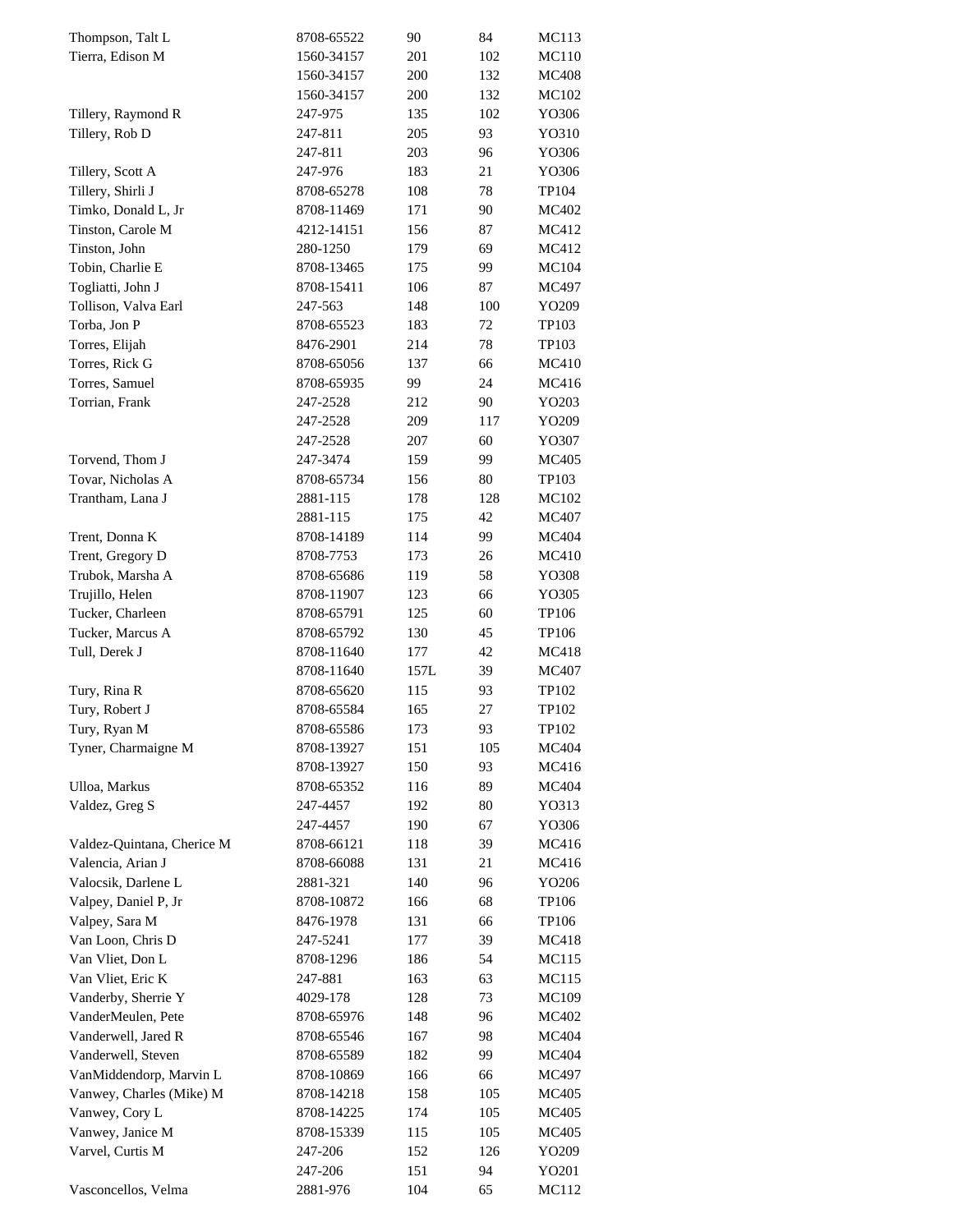| | | | | |
|---|---|---|---|---|
| Thompson, Talt L | 8708-65522 | 90 | 84 | MC113 |
| Tierra, Edison M | 1560-34157 | 201 | 102 | MC110 |
| | 1560-34157 | 200 | 132 | MC408 |
| | 1560-34157 | 200 | 132 | MC102 |
| Tillery, Raymond R | 247-975 | 135 | 102 | YO306 |
| Tillery, Rob D | 247-811 | 205 | 93 | YO310 |
| | 247-811 | 203 | 96 | YO306 |
| Tillery, Scott A | 247-976 | 183 | 21 | YO306 |
| Tillery, Shirli J | 8708-65278 | 108 | 78 | TP104 |
| Timko, Donald L, Jr | 8708-11469 | 171 | 90 | MC402 |
| Tinston, Carole M | 4212-14151 | 156 | 87 | MC412 |
| Tinston, John | 280-1250 | 179 | 69 | MC412 |
| Tobin, Charlie E | 8708-13465 | 175 | 99 | MC104 |
| Togliatti, John J | 8708-15411 | 106 | 87 | MC497 |
| Tollison, Valva Earl | 247-563 | 148 | 100 | YO209 |
| Torba, Jon P | 8708-65523 | 183 | 72 | TP103 |
| Torres, Elijah | 8476-2901 | 214 | 78 | TP103 |
| Torres, Rick G | 8708-65056 | 137 | 66 | MC410 |
| Torres, Samuel | 8708-65935 | 99 | 24 | MC416 |
| Torrian, Frank | 247-2528 | 212 | 90 | YO203 |
| | 247-2528 | 209 | 117 | YO209 |
| | 247-2528 | 207 | 60 | YO307 |
| Torvend, Thom J | 247-3474 | 159 | 99 | MC405 |
| Tovar, Nicholas A | 8708-65734 | 156 | 80 | TP103 |
| Trantham, Lana J | 2881-115 | 178 | 128 | MC102 |
| | 2881-115 | 175 | 42 | MC407 |
| Trent, Donna K | 8708-14189 | 114 | 99 | MC404 |
| Trent, Gregory D | 8708-7753 | 173 | 26 | MC410 |
| Trubok, Marsha A | 8708-65686 | 119 | 58 | YO308 |
| Trujillo, Helen | 8708-11907 | 123 | 66 | YO305 |
| Tucker, Charleen | 8708-65791 | 125 | 60 | TP106 |
| Tucker, Marcus A | 8708-65792 | 130 | 45 | TP106 |
| Tull, Derek J | 8708-11640 | 177 | 42 | MC418 |
| | 8708-11640 | 157L | 39 | MC407 |
| Tury, Rina R | 8708-65620 | 115 | 93 | TP102 |
| Tury, Robert J | 8708-65584 | 165 | 27 | TP102 |
| Tury, Ryan M | 8708-65586 | 173 | 93 | TP102 |
| Tyner, Charmaigne M | 8708-13927 | 151 | 105 | MC404 |
| | 8708-13927 | 150 | 93 | MC416 |
| Ulloa, Markus | 8708-65352 | 116 | 89 | MC404 |
| Valdez, Greg S | 247-4457 | 192 | 80 | YO313 |
| | 247-4457 | 190 | 67 | YO306 |
| Valdez-Quintana, Cherice M | 8708-66121 | 118 | 39 | MC416 |
| Valencia, Arian J | 8708-66088 | 131 | 21 | MC416 |
| Valocsik, Darlene L | 2881-321 | 140 | 96 | YO206 |
| Valpey, Daniel P, Jr | 8708-10872 | 166 | 68 | TP106 |
| Valpey, Sara M | 8476-1978 | 131 | 66 | TP106 |
| Van Loon, Chris D | 247-5241 | 177 | 39 | MC418 |
| Van Vliet, Don L | 8708-1296 | 186 | 54 | MC115 |
| Van Vliet, Eric K | 247-881 | 163 | 63 | MC115 |
| Vanderby, Sherrie Y | 4029-178 | 128 | 73 | MC109 |
| VanderMeulen, Pete | 8708-65976 | 148 | 96 | MC402 |
| Vanderwell, Jared R | 8708-65546 | 167 | 98 | MC404 |
| Vanderwell, Steven | 8708-65589 | 182 | 99 | MC404 |
| VanMiddendorp, Marvin L | 8708-10869 | 166 | 66 | MC497 |
| Vanwey, Charles (Mike) M | 8708-14218 | 158 | 105 | MC405 |
| Vanwey, Cory L | 8708-14225 | 174 | 105 | MC405 |
| Vanwey, Janice M | 8708-15339 | 115 | 105 | MC405 |
| Varvel, Curtis M | 247-206 | 152 | 126 | YO209 |
| | 247-206 | 151 | 94 | YO201 |
| Vasconcellos, Velma | 2881-976 | 104 | 65 | MC112 |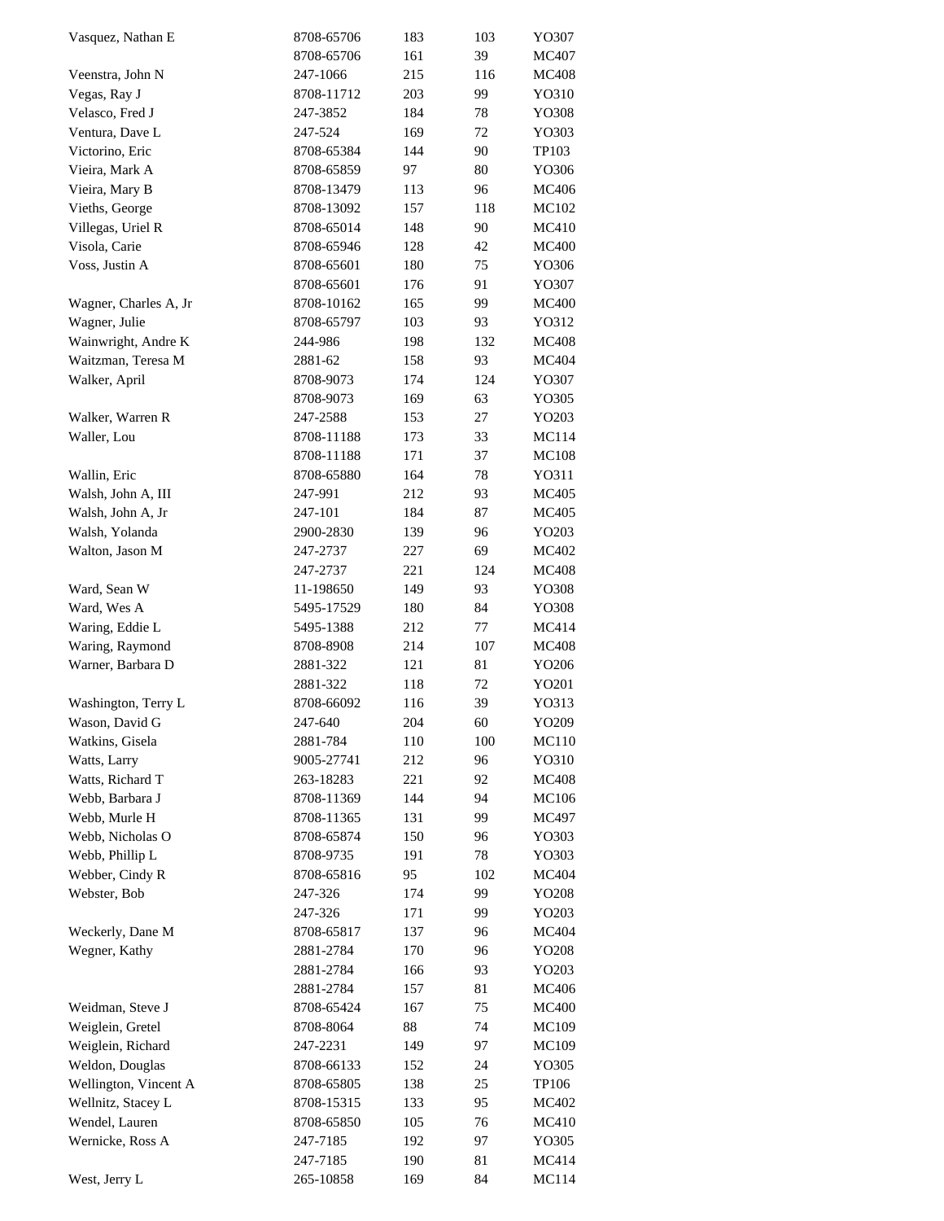| | | | | |
|---|---|---|---|---|
| Vasquez, Nathan E | 8708-65706 | 183 | 103 | YO307 |
| | 8708-65706 | 161 | 39 | MC407 |
| Veenstra, John N | 247-1066 | 215 | 116 | MC408 |
| Vegas, Ray J | 8708-11712 | 203 | 99 | YO310 |
| Velasco, Fred J | 247-3852 | 184 | 78 | YO308 |
| Ventura, Dave L | 247-524 | 169 | 72 | YO303 |
| Victorino, Eric | 8708-65384 | 144 | 90 | TP103 |
| Vieira, Mark A | 8708-65859 | 97 | 80 | YO306 |
| Vieira, Mary B | 8708-13479 | 113 | 96 | MC406 |
| Vieths, George | 8708-13092 | 157 | 118 | MC102 |
| Villegas, Uriel R | 8708-65014 | 148 | 90 | MC410 |
| Visola, Carie | 8708-65946 | 128 | 42 | MC400 |
| Voss, Justin A | 8708-65601 | 180 | 75 | YO306 |
| | 8708-65601 | 176 | 91 | YO307 |
| Wagner, Charles A, Jr | 8708-10162 | 165 | 99 | MC400 |
| Wagner, Julie | 8708-65797 | 103 | 93 | YO312 |
| Wainwright, Andre K | 244-986 | 198 | 132 | MC408 |
| Waitzman, Teresa M | 2881-62 | 158 | 93 | MC404 |
| Walker, April | 8708-9073 | 174 | 124 | YO307 |
| | 8708-9073 | 169 | 63 | YO305 |
| Walker, Warren R | 247-2588 | 153 | 27 | YO203 |
| Waller, Lou | 8708-11188 | 173 | 33 | MC114 |
| | 8708-11188 | 171 | 37 | MC108 |
| Wallin, Eric | 8708-65880 | 164 | 78 | YO311 |
| Walsh, John A, III | 247-991 | 212 | 93 | MC405 |
| Walsh, John A, Jr | 247-101 | 184 | 87 | MC405 |
| Walsh, Yolanda | 2900-2830 | 139 | 96 | YO203 |
| Walton, Jason M | 247-2737 | 227 | 69 | MC402 |
| | 247-2737 | 221 | 124 | MC408 |
| Ward, Sean W | 11-198650 | 149 | 93 | YO308 |
| Ward, Wes A | 5495-17529 | 180 | 84 | YO308 |
| Waring, Eddie L | 5495-1388 | 212 | 77 | MC414 |
| Waring, Raymond | 8708-8908 | 214 | 107 | MC408 |
| Warner, Barbara D | 2881-322 | 121 | 81 | YO206 |
| | 2881-322 | 118 | 72 | YO201 |
| Washington, Terry L | 8708-66092 | 116 | 39 | YO313 |
| Wason, David G | 247-640 | 204 | 60 | YO209 |
| Watkins, Gisela | 2881-784 | 110 | 100 | MC110 |
| Watts, Larry | 9005-27741 | 212 | 96 | YO310 |
| Watts, Richard T | 263-18283 | 221 | 92 | MC408 |
| Webb, Barbara J | 8708-11369 | 144 | 94 | MC106 |
| Webb, Murle H | 8708-11365 | 131 | 99 | MC497 |
| Webb, Nicholas O | 8708-65874 | 150 | 96 | YO303 |
| Webb, Phillip L | 8708-9735 | 191 | 78 | YO303 |
| Webber, Cindy R | 8708-65816 | 95 | 102 | MC404 |
| Webster, Bob | 247-326 | 174 | 99 | YO208 |
| | 247-326 | 171 | 99 | YO203 |
| Weckerly, Dane M | 8708-65817 | 137 | 96 | MC404 |
| Wegner, Kathy | 2881-2784 | 170 | 96 | YO208 |
| | 2881-2784 | 166 | 93 | YO203 |
| | 2881-2784 | 157 | 81 | MC406 |
| Weidman, Steve J | 8708-65424 | 167 | 75 | MC400 |
| Weiglein, Gretel | 8708-8064 | 88 | 74 | MC109 |
| Weiglein, Richard | 247-2231 | 149 | 97 | MC109 |
| Weldon, Douglas | 8708-66133 | 152 | 24 | YO305 |
| Wellington, Vincent A | 8708-65805 | 138 | 25 | TP106 |
| Wellnitz, Stacey L | 8708-15315 | 133 | 95 | MC402 |
| Wendel, Lauren | 8708-65850 | 105 | 76 | MC410 |
| Wernicke, Ross A | 247-7185 | 192 | 97 | YO305 |
| | 247-7185 | 190 | 81 | MC414 |
| West, Jerry L | 265-10858 | 169 | 84 | MC114 |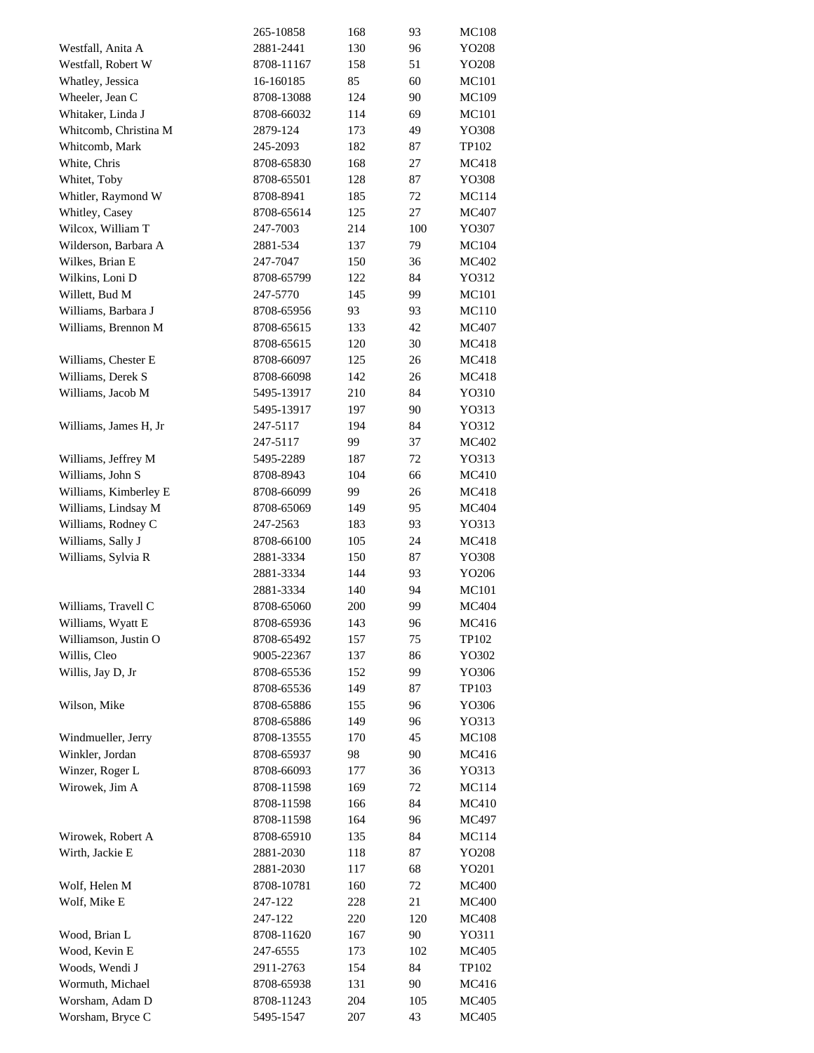|  | 265-10858 | 168 | 93 | MC108 |
|---|---|---|---|---|
| Westfall, Anita A | 2881-2441 | 130 | 96 | YO208 |
| Westfall, Robert W | 8708-11167 | 158 | 51 | YO208 |
| Whatley, Jessica | 16-160185 | 85 | 60 | MC101 |
| Wheeler, Jean C | 8708-13088 | 124 | 90 | MC109 |
| Whitaker, Linda J | 8708-66032 | 114 | 69 | MC101 |
| Whitcomb, Christina M | 2879-124 | 173 | 49 | YO308 |
| Whitcomb, Mark | 245-2093 | 182 | 87 | TP102 |
| White, Chris | 8708-65830 | 168 | 27 | MC418 |
| Whitet, Toby | 8708-65501 | 128 | 87 | YO308 |
| Whitler, Raymond W | 8708-8941 | 185 | 72 | MC114 |
| Whitley, Casey | 8708-65614 | 125 | 27 | MC407 |
| Wilcox, William T | 247-7003 | 214 | 100 | YO307 |
| Wilderson, Barbara A | 2881-534 | 137 | 79 | MC104 |
| Wilkes, Brian E | 247-7047 | 150 | 36 | MC402 |
| Wilkins, Loni D | 8708-65799 | 122 | 84 | YO312 |
| Willett, Bud M | 247-5770 | 145 | 99 | MC101 |
| Williams, Barbara J | 8708-65956 | 93 | 93 | MC110 |
| Williams, Brennon M | 8708-65615 | 133 | 42 | MC407 |
|  | 8708-65615 | 120 | 30 | MC418 |
| Williams, Chester E | 8708-66097 | 125 | 26 | MC418 |
| Williams, Derek S | 8708-66098 | 142 | 26 | MC418 |
| Williams, Jacob M | 5495-13917 | 210 | 84 | YO310 |
|  | 5495-13917 | 197 | 90 | YO313 |
| Williams, James H, Jr | 247-5117 | 194 | 84 | YO312 |
|  | 247-5117 | 99 | 37 | MC402 |
| Williams, Jeffrey M | 5495-2289 | 187 | 72 | YO313 |
| Williams, John S | 8708-8943 | 104 | 66 | MC410 |
| Williams, Kimberley E | 8708-66099 | 99 | 26 | MC418 |
| Williams, Lindsay M | 8708-65069 | 149 | 95 | MC404 |
| Williams, Rodney C | 247-2563 | 183 | 93 | YO313 |
| Williams, Sally J | 8708-66100 | 105 | 24 | MC418 |
| Williams, Sylvia R | 2881-3334 | 150 | 87 | YO308 |
|  | 2881-3334 | 144 | 93 | YO206 |
|  | 2881-3334 | 140 | 94 | MC101 |
| Williams, Travell C | 8708-65060 | 200 | 99 | MC404 |
| Williams, Wyatt E | 8708-65936 | 143 | 96 | MC416 |
| Williamson, Justin O | 8708-65492 | 157 | 75 | TP102 |
| Willis, Cleo | 9005-22367 | 137 | 86 | YO302 |
| Willis, Jay D, Jr | 8708-65536 | 152 | 99 | YO306 |
|  | 8708-65536 | 149 | 87 | TP103 |
| Wilson, Mike | 8708-65886 | 155 | 96 | YO306 |
|  | 8708-65886 | 149 | 96 | YO313 |
| Windmueller, Jerry | 8708-13555 | 170 | 45 | MC108 |
| Winkler, Jordan | 8708-65937 | 98 | 90 | MC416 |
| Winzer, Roger L | 8708-66093 | 177 | 36 | YO313 |
| Wirowek, Jim A | 8708-11598 | 169 | 72 | MC114 |
|  | 8708-11598 | 166 | 84 | MC410 |
|  | 8708-11598 | 164 | 96 | MC497 |
| Wirowek, Robert A | 8708-65910 | 135 | 84 | MC114 |
| Wirth, Jackie E | 2881-2030 | 118 | 87 | YO208 |
|  | 2881-2030 | 117 | 68 | YO201 |
| Wolf, Helen M | 8708-10781 | 160 | 72 | MC400 |
| Wolf, Mike E | 247-122 | 228 | 21 | MC400 |
|  | 247-122 | 220 | 120 | MC408 |
| Wood, Brian L | 8708-11620 | 167 | 90 | YO311 |
| Wood, Kevin E | 247-6555 | 173 | 102 | MC405 |
| Woods, Wendi J | 2911-2763 | 154 | 84 | TP102 |
| Wormuth, Michael | 8708-65938 | 131 | 90 | MC416 |
| Worsham, Adam D | 8708-11243 | 204 | 105 | MC405 |
| Worsham, Bryce C | 5495-1547 | 207 | 43 | MC405 |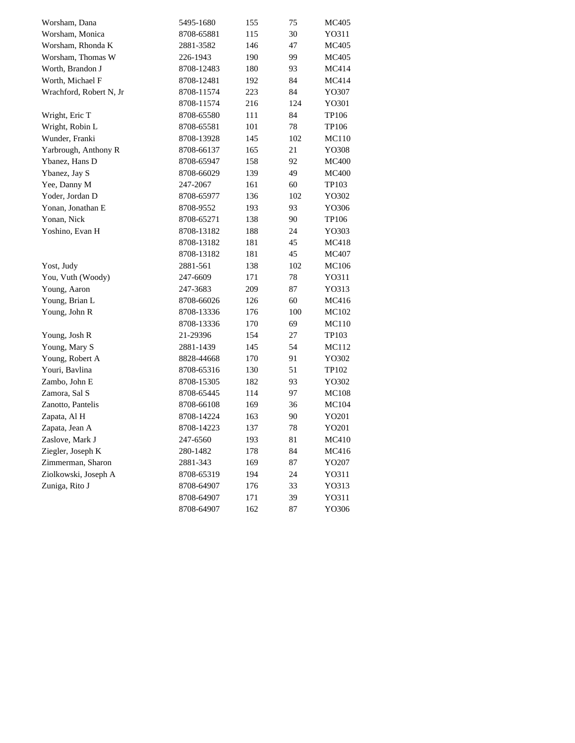| | | | | |
|---|---|---|---|---|
| Worsham, Dana | 5495-1680 | 155 | 75 | MC405 |
| Worsham, Monica | 8708-65881 | 115 | 30 | YO311 |
| Worsham, Rhonda K | 2881-3582 | 146 | 47 | MC405 |
| Worsham, Thomas W | 226-1943 | 190 | 99 | MC405 |
| Worth, Brandon J | 8708-12483 | 180 | 93 | MC414 |
| Worth, Michael F | 8708-12481 | 192 | 84 | MC414 |
| Wrachford, Robert N, Jr | 8708-11574 | 223 | 84 | YO307 |
| | 8708-11574 | 216 | 124 | YO301 |
| Wright, Eric T | 8708-65580 | 111 | 84 | TP106 |
| Wright, Robin L | 8708-65581 | 101 | 78 | TP106 |
| Wunder, Franki | 8708-13928 | 145 | 102 | MC110 |
| Yarbrough, Anthony R | 8708-66137 | 165 | 21 | YO308 |
| Ybanez, Hans D | 8708-65947 | 158 | 92 | MC400 |
| Ybanez, Jay S | 8708-66029 | 139 | 49 | MC400 |
| Yee, Danny M | 247-2067 | 161 | 60 | TP103 |
| Yoder, Jordan D | 8708-65977 | 136 | 102 | YO302 |
| Yonan, Jonathan E | 8708-9552 | 193 | 93 | YO306 |
| Yonan, Nick | 8708-65271 | 138 | 90 | TP106 |
| Yoshino, Evan H | 8708-13182 | 188 | 24 | YO303 |
| | 8708-13182 | 181 | 45 | MC418 |
| | 8708-13182 | 181 | 45 | MC407 |
| Yost, Judy | 2881-561 | 138 | 102 | MC106 |
| You, Vuth (Woody) | 247-6609 | 171 | 78 | YO311 |
| Young, Aaron | 247-3683 | 209 | 87 | YO313 |
| Young, Brian L | 8708-66026 | 126 | 60 | MC416 |
| Young, John R | 8708-13336 | 176 | 100 | MC102 |
| | 8708-13336 | 170 | 69 | MC110 |
| Young, Josh R | 21-29396 | 154 | 27 | TP103 |
| Young, Mary S | 2881-1439 | 145 | 54 | MC112 |
| Young, Robert A | 8828-44668 | 170 | 91 | YO302 |
| Youri, Bavlina | 8708-65316 | 130 | 51 | TP102 |
| Zambo, John E | 8708-15305 | 182 | 93 | YO302 |
| Zamora, Sal S | 8708-65445 | 114 | 97 | MC108 |
| Zanotto, Pantelis | 8708-66108 | 169 | 36 | MC104 |
| Zapata, Al H | 8708-14224 | 163 | 90 | YO201 |
| Zapata, Jean A | 8708-14223 | 137 | 78 | YO201 |
| Zaslove, Mark J | 247-6560 | 193 | 81 | MC410 |
| Ziegler, Joseph K | 280-1482 | 178 | 84 | MC416 |
| Zimmerman, Sharon | 2881-343 | 169 | 87 | YO207 |
| Ziolkowski, Joseph A | 8708-65319 | 194 | 24 | YO311 |
| Zuniga, Rito J | 8708-64907 | 176 | 33 | YO313 |
| | 8708-64907 | 171 | 39 | YO311 |
| | 8708-64907 | 162 | 87 | YO306 |